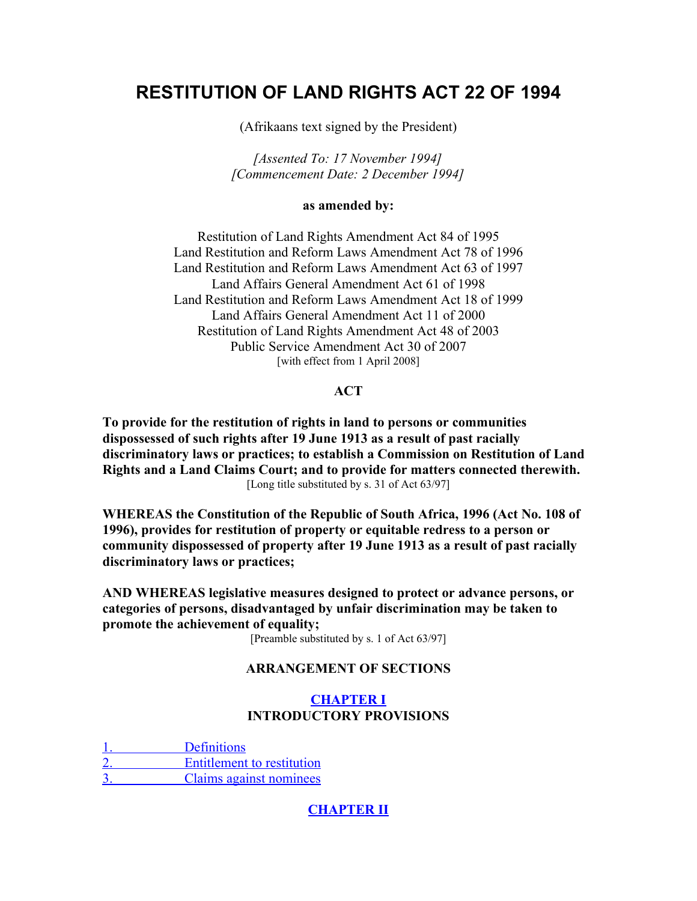# RESTITUTION OF LAND RIGHTS ACT 22 OF 1994

(Afrikaans text signed by the President)

*[Assented To: 17 November 1994]*
*[Commencement Date: 2 December 1994]*

**as amended by:**

Restitution of Land Rights Amendment Act 84 of 1995
Land Restitution and Reform Laws Amendment Act 78 of 1996
Land Restitution and Reform Laws Amendment Act 63 of 1997
Land Affairs General Amendment Act 61 of 1998
Land Restitution and Reform Laws Amendment Act 18 of 1999
Land Affairs General Amendment Act 11 of 2000
Restitution of Land Rights Amendment Act 48 of 2003
Public Service Amendment Act 30 of 2007
[with effect from 1 April 2008]

## ACT

**To provide for the restitution of rights in land to persons or communities dispossessed of such rights after 19 June 1913 as a result of past racially discriminatory laws or practices; to establish a Commission on Restitution of Land Rights and a Land Claims Court; and to provide for matters connected therewith.**
[Long title substituted by s. 31 of Act 63/97]

**WHEREAS the Constitution of the Republic of South Africa, 1996 (Act No. 108 of 1996), provides for restitution of property or equitable redress to a person or community dispossessed of property after 19 June 1913 as a result of past racially discriminatory laws or practices;**

**AND WHEREAS legislative measures designed to protect or advance persons, or categories of persons, disadvantaged by unfair discrimination may be taken to promote the achievement of equality;**
[Preamble substituted by s. 1 of Act 63/97]

## ARRANGEMENT OF SECTIONS

### CHAPTER I
### INTRODUCTORY PROVISIONS

1. Definitions
2. Entitlement to restitution
3. Claims against nominees

### CHAPTER II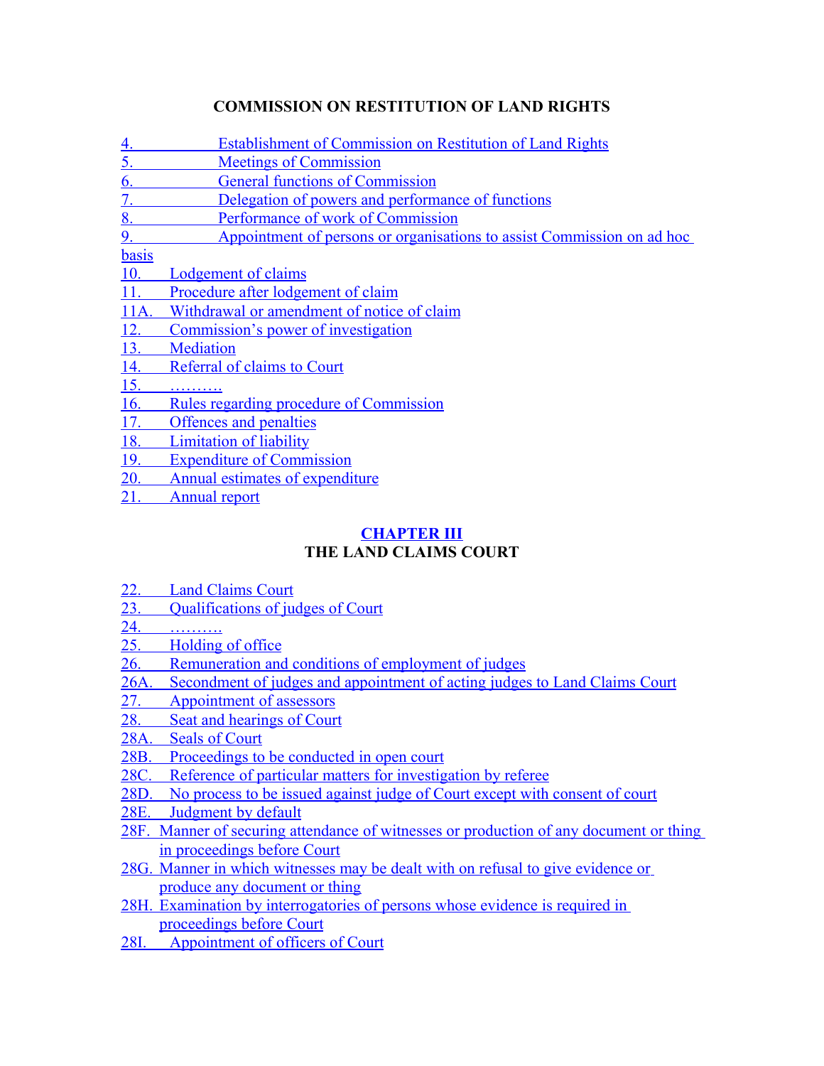**COMMISSION ON RESTITUTION OF LAND RIGHTS**

4. Establishment of Commission on Restitution of Land Rights
5. Meetings of Commission
6. General functions of Commission
7. Delegation of powers and performance of functions
8. Performance of work of Commission
9. Appointment of persons or organisations to assist Commission on ad hoc basis
10. Lodgement of claims
11. Procedure after lodgement of claim
11A. Withdrawal or amendment of notice of claim
12. Commission's power of investigation
13. Mediation
14. Referral of claims to Court
15. ……….
16. Rules regarding procedure of Commission
17. Offences and penalties
18. Limitation of liability
19. Expenditure of Commission
20. Annual estimates of expenditure
21. Annual report

## CHAPTER III
## THE LAND CLAIMS COURT

22. Land Claims Court
23. Qualifications of judges of Court
24. ……….
25. Holding of office
26. Remuneration and conditions of employment of judges
26A. Secondment of judges and appointment of acting judges to Land Claims Court
27. Appointment of assessors
28. Seat and hearings of Court
28A. Seals of Court
28B. Proceedings to be conducted in open court
28C. Reference of particular matters for investigation by referee
28D. No process to be issued against judge of Court except with consent of court
28E. Judgment by default
28F. Manner of securing attendance of witnesses or production of any document or thing in proceedings before Court
28G. Manner in which witnesses may be dealt with on refusal to give evidence or produce any document or thing
28H. Examination by interrogatories of persons whose evidence is required in proceedings before Court
28I. Appointment of officers of Court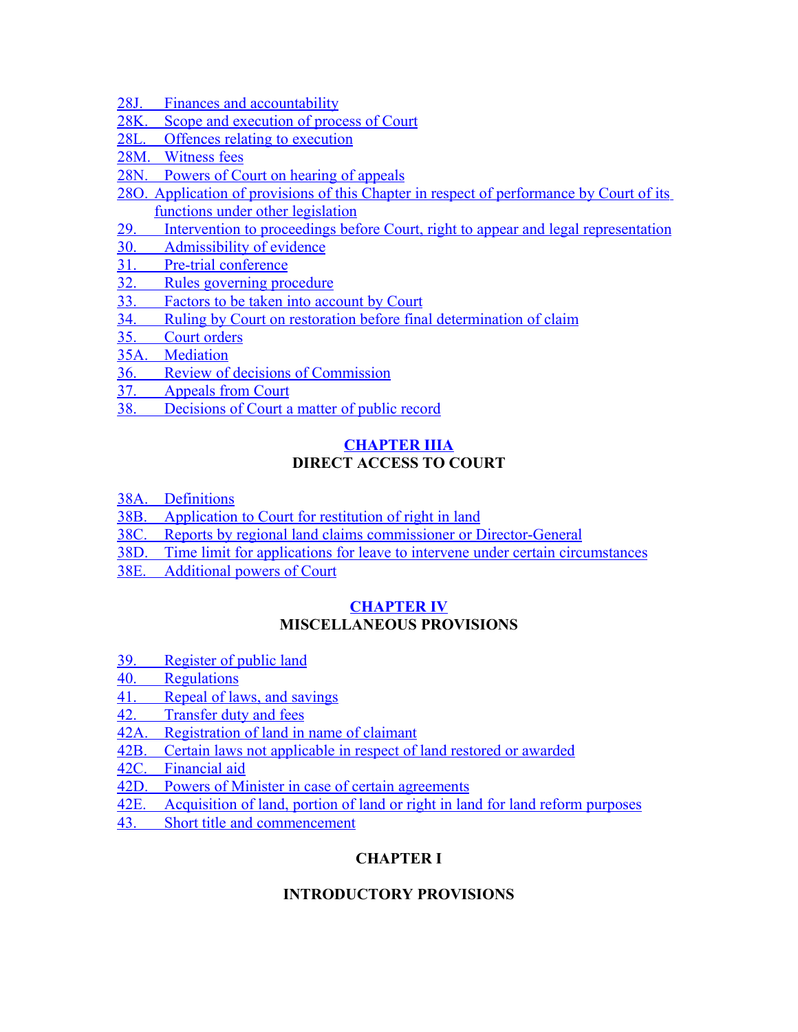28J. Finances and accountability
28K. Scope and execution of process of Court
28L. Offences relating to execution
28M. Witness fees
28N. Powers of Court on hearing of appeals
28O. Application of provisions of this Chapter in respect of performance by Court of its functions under other legislation
29. Intervention to proceedings before Court, right to appear and legal representation
30. Admissibility of evidence
31. Pre-trial conference
32. Rules governing procedure
33. Factors to be taken into account by Court
34. Ruling by Court on restoration before final determination of claim
35. Court orders
35A. Mediation
36. Review of decisions of Commission
37. Appeals from Court
38. Decisions of Court a matter of public record

## CHAPTER IIIA
## DIRECT ACCESS TO COURT

38A. Definitions
38B. Application to Court for restitution of right in land
38C. Reports by regional land claims commissioner or Director-General
38D. Time limit for applications for leave to intervene under certain circumstances
38E. Additional powers of Court

## CHAPTER IV
## MISCELLANEOUS PROVISIONS

39. Register of public land
40. Regulations
41. Repeal of laws, and savings
42. Transfer duty and fees
42A. Registration of land in name of claimant
42B. Certain laws not applicable in respect of land restored or awarded
42C. Financial aid
42D. Powers of Minister in case of certain agreements
42E. Acquisition of land, portion of land or right in land for land reform purposes
43. Short title and commencement

## CHAPTER I

## INTRODUCTORY PROVISIONS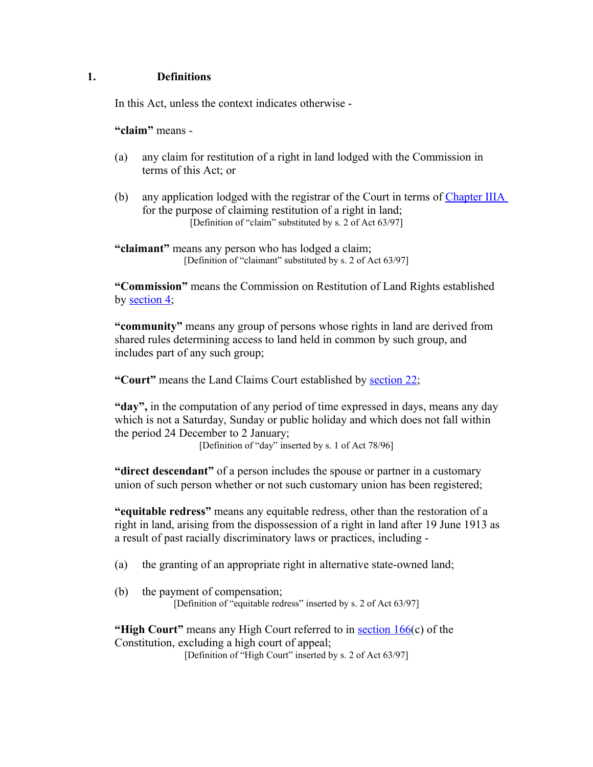## 1. Definitions

In this Act, unless the context indicates otherwise -

**"claim"** means -

(a) any claim for restitution of a right in land lodged with the Commission in terms of this Act; or

(b) any application lodged with the registrar of the Court in terms of Chapter IIIA for the purpose of claiming restitution of a right in land;

[Definition of "claim" substituted by s. 2 of Act 63/97]

**"claimant"** means any person who has lodged a claim;

[Definition of "claimant" substituted by s. 2 of Act 63/97]

**"Commission"** means the Commission on Restitution of Land Rights established by section 4;

**"community"** means any group of persons whose rights in land are derived from shared rules determining access to land held in common by such group, and includes part of any such group;

**"Court"** means the Land Claims Court established by section 22;

**"day",** in the computation of any period of time expressed in days, means any day which is not a Saturday, Sunday or public holiday and which does not fall within the period 24 December to 2 January;

[Definition of "day" inserted by s. 1 of Act 78/96]

**"direct descendant"** of a person includes the spouse or partner in a customary union of such person whether or not such customary union has been registered;

**"equitable redress"** means any equitable redress, other than the restoration of a right in land, arising from the dispossession of a right in land after 19 June 1913 as a result of past racially discriminatory laws or practices, including -

(a) the granting of an appropriate right in alternative state-owned land;

(b) the payment of compensation;

[Definition of "equitable redress" inserted by s. 2 of Act 63/97]

**"High Court"** means any High Court referred to in section 166(c) of the Constitution, excluding a high court of appeal;

[Definition of "High Court" inserted by s. 2 of Act 63/97]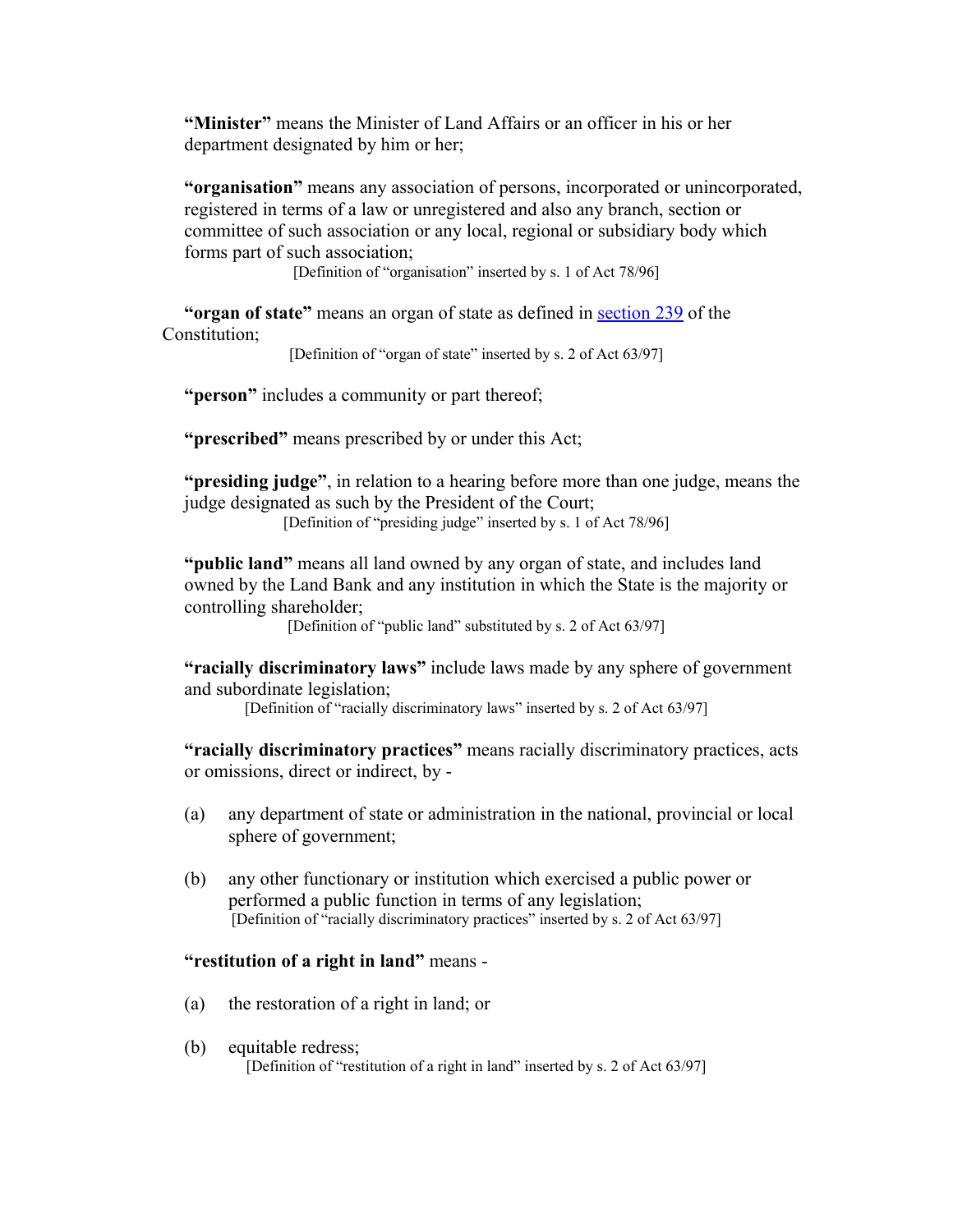**"Minister"** means the Minister of Land Affairs or an officer in his or her department designated by him or her;

**"organisation"** means any association of persons, incorporated or unincorporated, registered in terms of a law or unregistered and also any branch, section or committee of such association or any local, regional or subsidiary body which forms part of such association;

[Definition of "organisation" inserted by s. 1 of Act 78/96]

**"organ of state"** means an organ of state as defined in section 239 of the Constitution;

[Definition of "organ of state" inserted by s. 2 of Act 63/97]

**"person"** includes a community or part thereof;

**"prescribed"** means prescribed by or under this Act;

**"presiding judge"**, in relation to a hearing before more than one judge, means the judge designated as such by the President of the Court;

[Definition of "presiding judge" inserted by s. 1 of Act 78/96]

**"public land"** means all land owned by any organ of state, and includes land owned by the Land Bank and any institution in which the State is the majority or controlling shareholder;

[Definition of "public land" substituted by s. 2 of Act 63/97]

**"racially discriminatory laws"** include laws made by any sphere of government and subordinate legislation;

[Definition of "racially discriminatory laws" inserted by s. 2 of Act 63/97]

**"racially discriminatory practices"** means racially discriminatory practices, acts or omissions, direct or indirect, by -

(a) any department of state or administration in the national, provincial or local sphere of government;

(b) any other functionary or institution which exercised a public power or performed a public function in terms of any legislation;

[Definition of "racially discriminatory practices" inserted by s. 2 of Act 63/97]

**"restitution of a right in land"** means -

(a) the restoration of a right in land; or

(b) equitable redress;

[Definition of "restitution of a right in land" inserted by s. 2 of Act 63/97]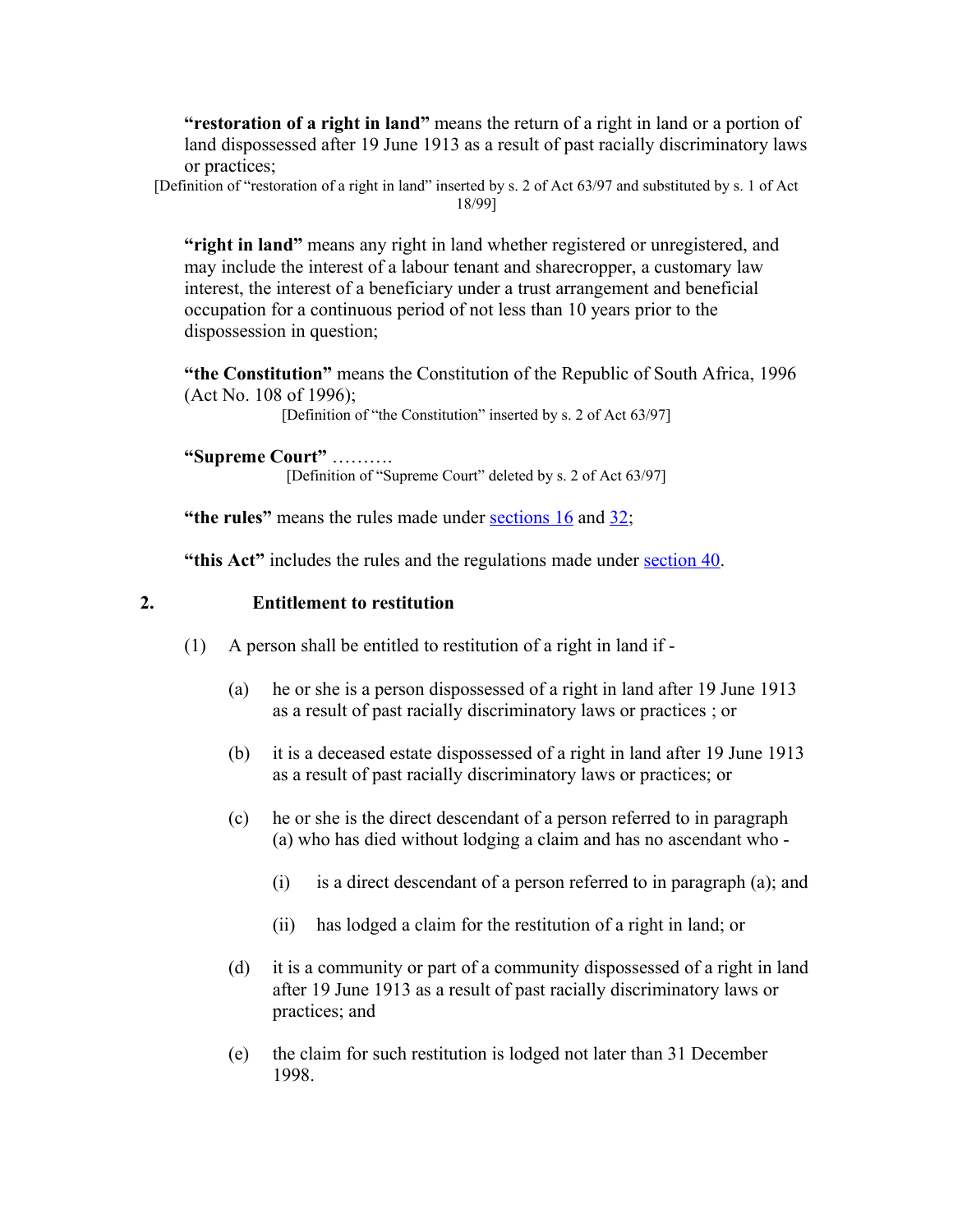**"restoration of a right in land"** means the return of a right in land or a portion of land dispossessed after 19 June 1913 as a result of past racially discriminatory laws or practices;

[Definition of "restoration of a right in land" inserted by s. 2 of Act 63/97 and substituted by s. 1 of Act 18/99]

**"right in land"** means any right in land whether registered or unregistered, and may include the interest of a labour tenant and sharecropper, a customary law interest, the interest of a beneficiary under a trust arrangement and beneficial occupation for a continuous period of not less than 10 years prior to the dispossession in question;

**"the Constitution"** means the Constitution of the Republic of South Africa, 1996 (Act No. 108 of 1996);

[Definition of "the Constitution" inserted by s. 2 of Act 63/97]

**"Supreme Court"** ……….

[Definition of "Supreme Court" deleted by s. 2 of Act 63/97]

**"the rules"** means the rules made under sections 16 and 32;

**"this Act"** includes the rules and the regulations made under section 40.

## 2. Entitlement to restitution

(1) A person shall be entitled to restitution of a right in land if -

(a) he or she is a person dispossessed of a right in land after 19 June 1913 as a result of past racially discriminatory laws or practices ; or

(b) it is a deceased estate dispossessed of a right in land after 19 June 1913 as a result of past racially discriminatory laws or practices; or

(c) he or she is the direct descendant of a person referred to in paragraph (a) who has died without lodging a claim and has no ascendant who -

(i) is a direct descendant of a person referred to in paragraph (a); and

(ii) has lodged a claim for the restitution of a right in land; or

(d) it is a community or part of a community dispossessed of a right in land after 19 June 1913 as a result of past racially discriminatory laws or practices; and

(e) the claim for such restitution is lodged not later than 31 December 1998.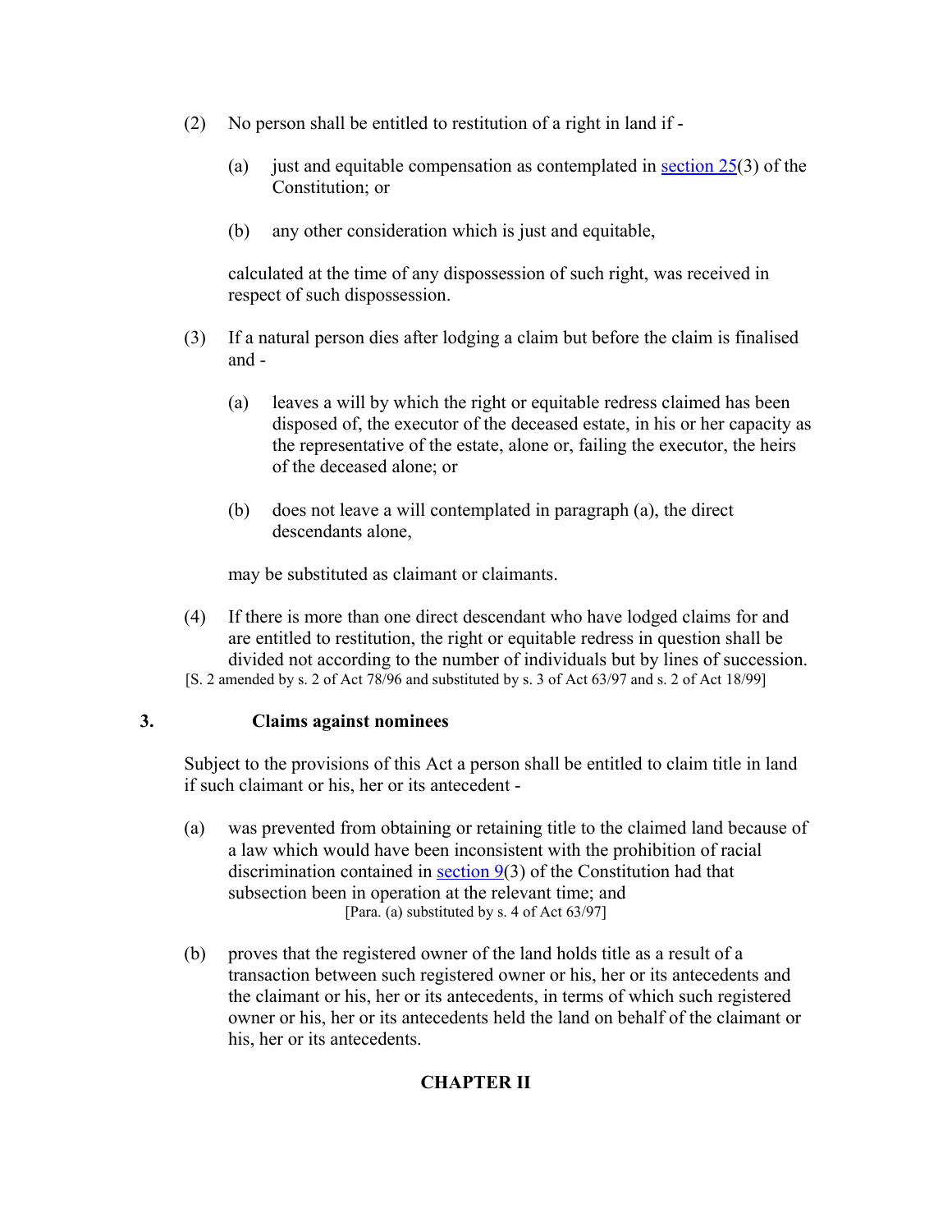(2) No person shall be entitled to restitution of a right in land if -

(a) just and equitable compensation as contemplated in section 25(3) of the Constitution; or

(b) any other consideration which is just and equitable,

calculated at the time of any dispossession of such right, was received in respect of such dispossession.

(3) If a natural person dies after lodging a claim but before the claim is finalised and -

(a) leaves a will by which the right or equitable redress claimed has been disposed of, the executor of the deceased estate, in his or her capacity as the representative of the estate, alone or, failing the executor, the heirs of the deceased alone; or

(b) does not leave a will contemplated in paragraph (a), the direct descendants alone,

may be substituted as claimant or claimants.

(4) If there is more than one direct descendant who have lodged claims for and are entitled to restitution, the right or equitable redress in question shall be divided not according to the number of individuals but by lines of succession.

[S. 2 amended by s. 2 of Act 78/96 and substituted by s. 3 of Act 63/97 and s. 2 of Act 18/99]

### 3. Claims against nominees

Subject to the provisions of this Act a person shall be entitled to claim title in land if such claimant or his, her or its antecedent -

(a) was prevented from obtaining or retaining title to the claimed land because of a law which would have been inconsistent with the prohibition of racial discrimination contained in section 9(3) of the Constitution had that subsection been in operation at the relevant time; and

[Para. (a) substituted by s. 4 of Act 63/97]

(b) proves that the registered owner of the land holds title as a result of a transaction between such registered owner or his, her or its antecedents and the claimant or his, her or its antecedents, in terms of which such registered owner or his, her or its antecedents held the land on behalf of the claimant or his, her or its antecedents.

## CHAPTER II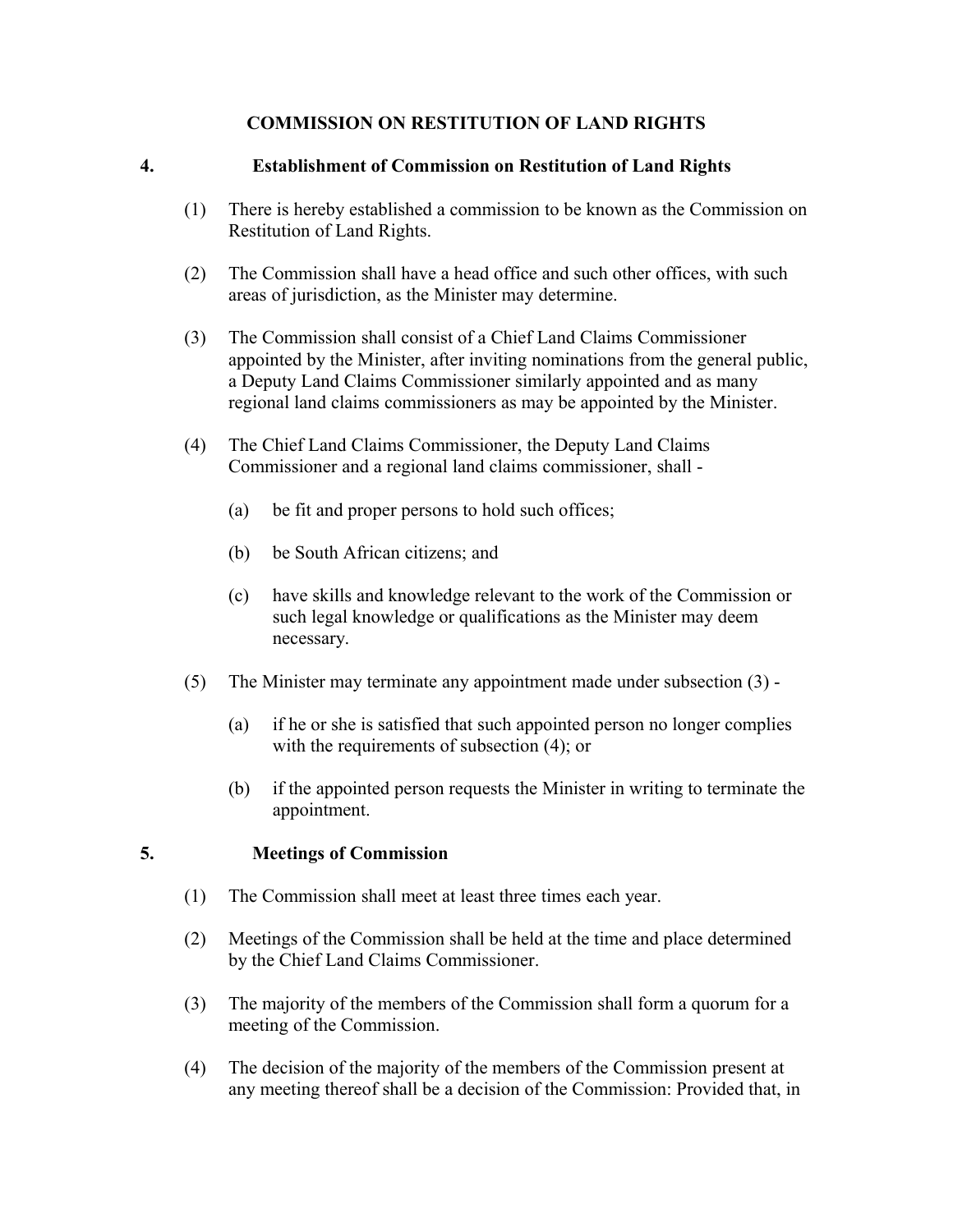## COMMISSION ON RESTITUTION OF LAND RIGHTS

### 4. Establishment of Commission on Restitution of Land Rights

(1) There is hereby established a commission to be known as the Commission on Restitution of Land Rights.

(2) The Commission shall have a head office and such other offices, with such areas of jurisdiction, as the Minister may determine.

(3) The Commission shall consist of a Chief Land Claims Commissioner appointed by the Minister, after inviting nominations from the general public, a Deputy Land Claims Commissioner similarly appointed and as many regional land claims commissioners as may be appointed by the Minister.

(4) The Chief Land Claims Commissioner, the Deputy Land Claims Commissioner and a regional land claims commissioner, shall -

(a) be fit and proper persons to hold such offices;

(b) be South African citizens; and

(c) have skills and knowledge relevant to the work of the Commission or such legal knowledge or qualifications as the Minister may deem necessary.

(5) The Minister may terminate any appointment made under subsection (3) -

(a) if he or she is satisfied that such appointed person no longer complies with the requirements of subsection (4); or

(b) if the appointed person requests the Minister in writing to terminate the appointment.

### 5. Meetings of Commission

(1) The Commission shall meet at least three times each year.

(2) Meetings of the Commission shall be held at the time and place determined by the Chief Land Claims Commissioner.

(3) The majority of the members of the Commission shall form a quorum for a meeting of the Commission.

(4) The decision of the majority of the members of the Commission present at any meeting thereof shall be a decision of the Commission: Provided that, in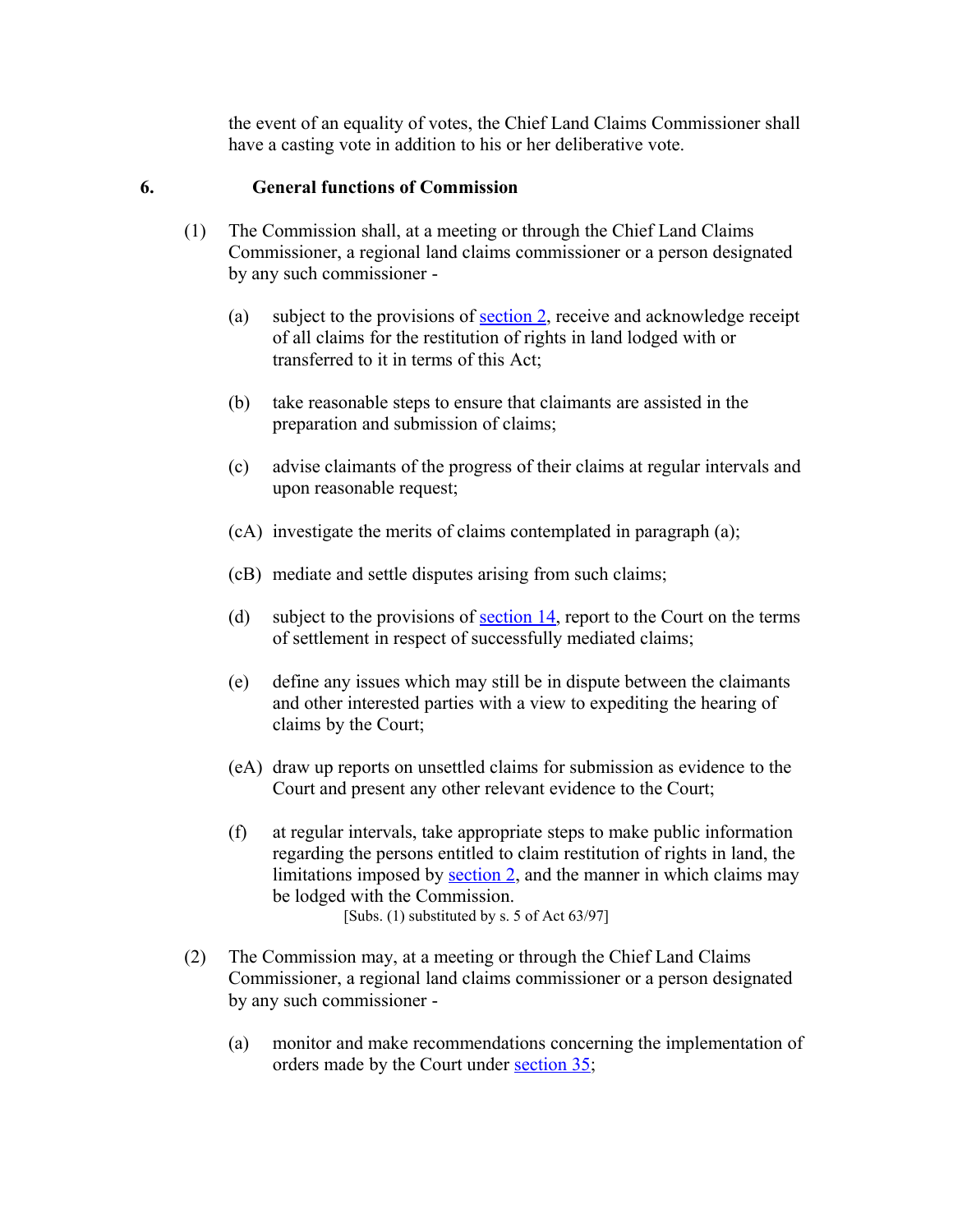the event of an equality of votes, the Chief Land Claims Commissioner shall have a casting vote in addition to his or her deliberative vote.

## 6. General functions of Commission

(1) The Commission shall, at a meeting or through the Chief Land Claims Commissioner, a regional land claims commissioner or a person designated by any such commissioner -

(a) subject to the provisions of section 2, receive and acknowledge receipt of all claims for the restitution of rights in land lodged with or transferred to it in terms of this Act;

(b) take reasonable steps to ensure that claimants are assisted in the preparation and submission of claims;

(c) advise claimants of the progress of their claims at regular intervals and upon reasonable request;

(cA) investigate the merits of claims contemplated in paragraph (a);

(cB) mediate and settle disputes arising from such claims;

(d) subject to the provisions of section 14, report to the Court on the terms of settlement in respect of successfully mediated claims;

(e) define any issues which may still be in dispute between the claimants and other interested parties with a view to expediting the hearing of claims by the Court;

(eA) draw up reports on unsettled claims for submission as evidence to the Court and present any other relevant evidence to the Court;

(f) at regular intervals, take appropriate steps to make public information regarding the persons entitled to claim restitution of rights in land, the limitations imposed by section 2, and the manner in which claims may be lodged with the Commission.

[Subs. (1) substituted by s. 5 of Act 63/97]

(2) The Commission may, at a meeting or through the Chief Land Claims Commissioner, a regional land claims commissioner or a person designated by any such commissioner -

(a) monitor and make recommendations concerning the implementation of orders made by the Court under section 35;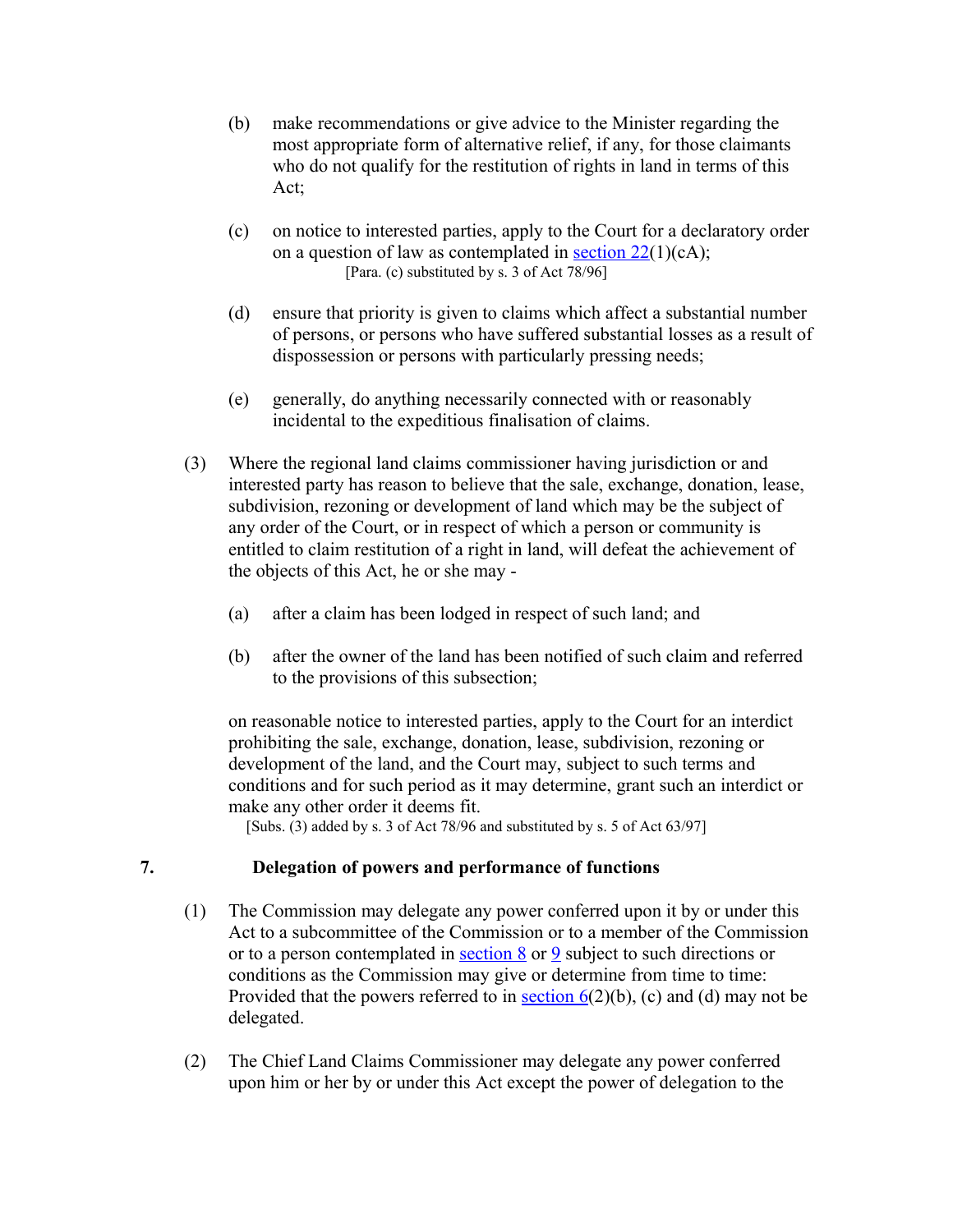(b) make recommendations or give advice to the Minister regarding the most appropriate form of alternative relief, if any, for those claimants who do not qualify for the restitution of rights in land in terms of this Act;

(c) on notice to interested parties, apply to the Court for a declaratory order on a question of law as contemplated in section 22(1)(cA);
[Para. (c) substituted by s. 3 of Act 78/96]

(d) ensure that priority is given to claims which affect a substantial number of persons, or persons who have suffered substantial losses as a result of dispossession or persons with particularly pressing needs;

(e) generally, do anything necessarily connected with or reasonably incidental to the expeditious finalisation of claims.

(3) Where the regional land claims commissioner having jurisdiction or and interested party has reason to believe that the sale, exchange, donation, lease, subdivision, rezoning or development of land which may be the subject of any order of the Court, or in respect of which a person or community is entitled to claim restitution of a right in land, will defeat the achievement of the objects of this Act, he or she may -

(a) after a claim has been lodged in respect of such land; and

(b) after the owner of the land has been notified of such claim and referred to the provisions of this subsection;

on reasonable notice to interested parties, apply to the Court for an interdict prohibiting the sale, exchange, donation, lease, subdivision, rezoning or development of the land, and the Court may, subject to such terms and conditions and for such period as it may determine, grant such an interdict or make any other order it deems fit.
[Subs. (3) added by s. 3 of Act 78/96 and substituted by s. 5 of Act 63/97]

## 7. Delegation of powers and performance of functions

(1) The Commission may delegate any power conferred upon it by or under this Act to a subcommittee of the Commission or to a member of the Commission or to a person contemplated in section 8 or 9 subject to such directions or conditions as the Commission may give or determine from time to time: Provided that the powers referred to in section 6(2)(b), (c) and (d) may not be delegated.

(2) The Chief Land Claims Commissioner may delegate any power conferred upon him or her by or under this Act except the power of delegation to the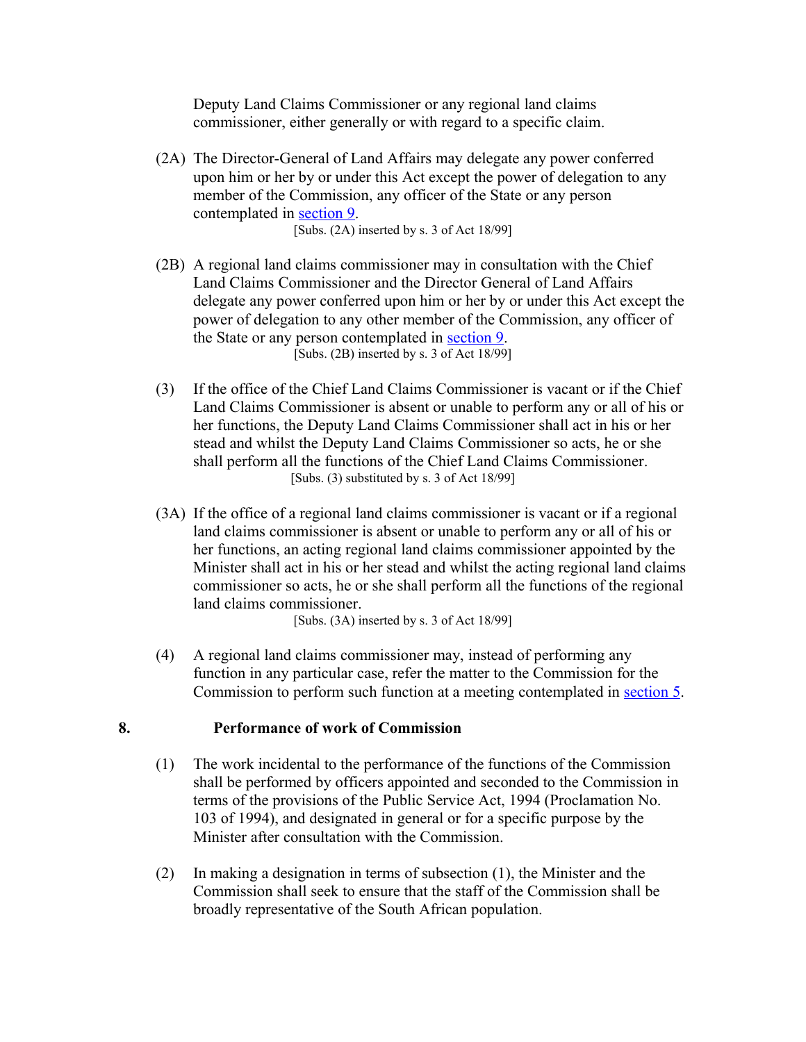Deputy Land Claims Commissioner or any regional land claims commissioner, either generally or with regard to a specific claim.

(2A) The Director-General of Land Affairs may delegate any power conferred upon him or her by or under this Act except the power of delegation to any member of the Commission, any officer of the State or any person contemplated in section 9.

[Subs. (2A) inserted by s. 3 of Act 18/99]

(2B) A regional land claims commissioner may in consultation with the Chief Land Claims Commissioner and the Director General of Land Affairs delegate any power conferred upon him or her by or under this Act except the power of delegation to any other member of the Commission, any officer of the State or any person contemplated in section 9.

[Subs. (2B) inserted by s. 3 of Act 18/99]

(3) If the office of the Chief Land Claims Commissioner is vacant or if the Chief Land Claims Commissioner is absent or unable to perform any or all of his or her functions, the Deputy Land Claims Commissioner shall act in his or her stead and whilst the Deputy Land Claims Commissioner so acts, he or she shall perform all the functions of the Chief Land Claims Commissioner.

[Subs. (3) substituted by s. 3 of Act 18/99]

(3A) If the office of a regional land claims commissioner is vacant or if a regional land claims commissioner is absent or unable to perform any or all of his or her functions, an acting regional land claims commissioner appointed by the Minister shall act in his or her stead and whilst the acting regional land claims commissioner so acts, he or she shall perform all the functions of the regional land claims commissioner.

[Subs. (3A) inserted by s. 3 of Act 18/99]

(4) A regional land claims commissioner may, instead of performing any function in any particular case, refer the matter to the Commission for the Commission to perform such function at a meeting contemplated in section 5.

## 8. Performance of work of Commission

(1) The work incidental to the performance of the functions of the Commission shall be performed by officers appointed and seconded to the Commission in terms of the provisions of the Public Service Act, 1994 (Proclamation No. 103 of 1994), and designated in general or for a specific purpose by the Minister after consultation with the Commission.

(2) In making a designation in terms of subsection (1), the Minister and the Commission shall seek to ensure that the staff of the Commission shall be broadly representative of the South African population.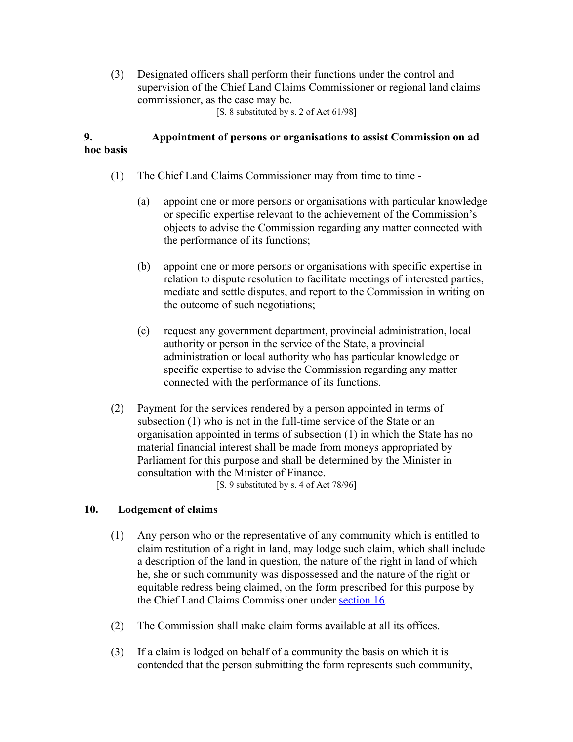(3) Designated officers shall perform their functions under the control and supervision of the Chief Land Claims Commissioner or regional land claims commissioner, as the case may be.

[S. 8 substituted by s. 2 of Act 61/98]

### 9. Appointment of persons or organisations to assist Commission on ad hoc basis

(1) The Chief Land Claims Commissioner may from time to time -

(a) appoint one or more persons or organisations with particular knowledge or specific expertise relevant to the achievement of the Commission's objects to advise the Commission regarding any matter connected with the performance of its functions;

(b) appoint one or more persons or organisations with specific expertise in relation to dispute resolution to facilitate meetings of interested parties, mediate and settle disputes, and report to the Commission in writing on the outcome of such negotiations;

(c) request any government department, provincial administration, local authority or person in the service of the State, a provincial administration or local authority who has particular knowledge or specific expertise to advise the Commission regarding any matter connected with the performance of its functions.

(2) Payment for the services rendered by a person appointed in terms of subsection (1) who is not in the full-time service of the State or an organisation appointed in terms of subsection (1) in which the State has no material financial interest shall be made from moneys appropriated by Parliament for this purpose and shall be determined by the Minister in consultation with the Minister of Finance.

[S. 9 substituted by s. 4 of Act 78/96]

### 10. Lodgement of claims

(1) Any person who or the representative of any community which is entitled to claim restitution of a right in land, may lodge such claim, which shall include a description of the land in question, the nature of the right in land of which he, she or such community was dispossessed and the nature of the right or equitable redress being claimed, on the form prescribed for this purpose by the Chief Land Claims Commissioner under section 16.

(2) The Commission shall make claim forms available at all its offices.

(3) If a claim is lodged on behalf of a community the basis on which it is contended that the person submitting the form represents such community,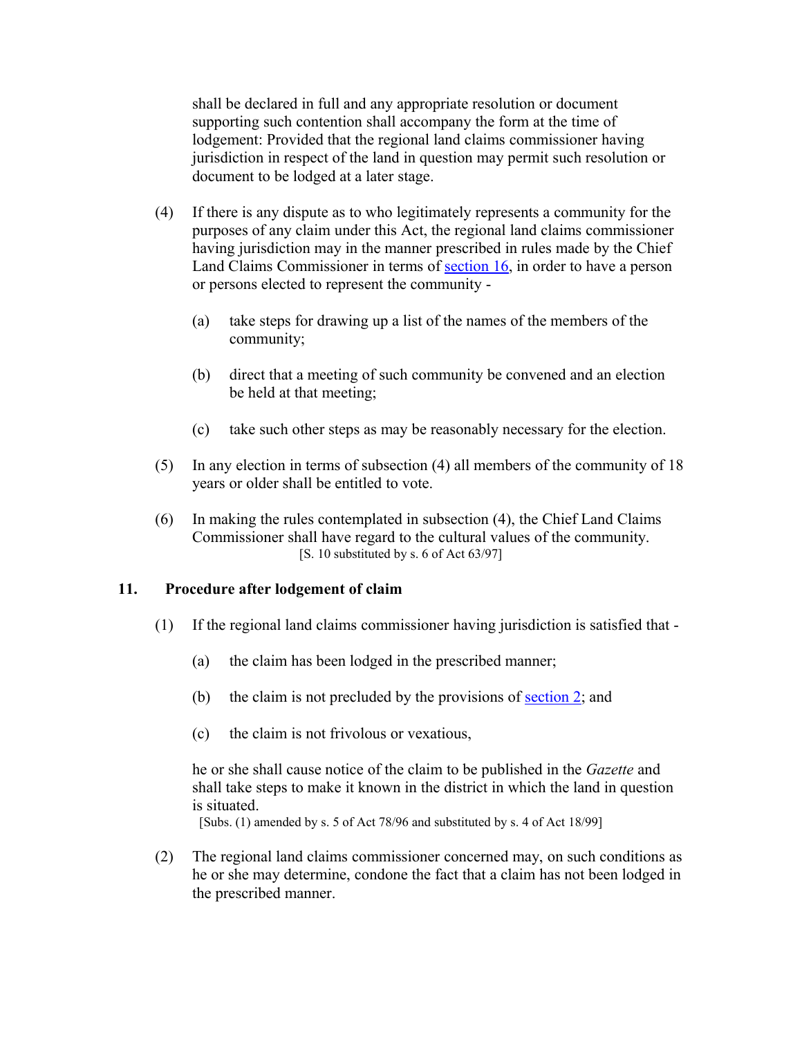shall be declared in full and any appropriate resolution or document supporting such contention shall accompany the form at the time of lodgement: Provided that the regional land claims commissioner having jurisdiction in respect of the land in question may permit such resolution or document to be lodged at a later stage.

(4) If there is any dispute as to who legitimately represents a community for the purposes of any claim under this Act, the regional land claims commissioner having jurisdiction may in the manner prescribed in rules made by the Chief Land Claims Commissioner in terms of section 16, in order to have a person or persons elected to represent the community -

(a) take steps for drawing up a list of the names of the members of the community;

(b) direct that a meeting of such community be convened and an election be held at that meeting;

(c) take such other steps as may be reasonably necessary for the election.

(5) In any election in terms of subsection (4) all members of the community of 18 years or older shall be entitled to vote.

(6) In making the rules contemplated in subsection (4), the Chief Land Claims Commissioner shall have regard to the cultural values of the community.
[S. 10 substituted by s. 6 of Act 63/97]

### 11. Procedure after lodgement of claim

(1) If the regional land claims commissioner having jurisdiction is satisfied that -

(a) the claim has been lodged in the prescribed manner;

(b) the claim is not precluded by the provisions of section 2; and

(c) the claim is not frivolous or vexatious,

he or she shall cause notice of the claim to be published in the *Gazette* and shall take steps to make it known in the district in which the land in question is situated.
[Subs. (1) amended by s. 5 of Act 78/96 and substituted by s. 4 of Act 18/99]

(2) The regional land claims commissioner concerned may, on such conditions as he or she may determine, condone the fact that a claim has not been lodged in the prescribed manner.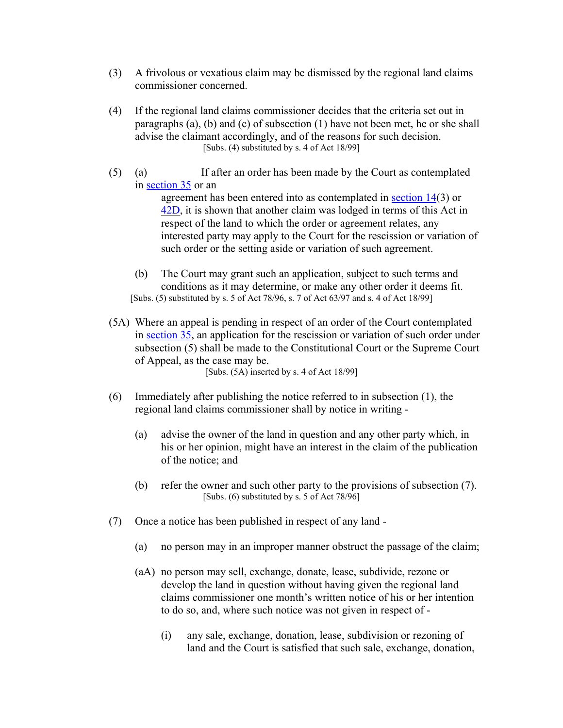(3) A frivolous or vexatious claim may be dismissed by the regional land claims commissioner concerned.

(4) If the regional land claims commissioner decides that the criteria set out in paragraphs (a), (b) and (c) of subsection (1) have not been met, he or she shall advise the claimant accordingly, and of the reasons for such decision.
[Subs. (4) substituted by s. 4 of Act 18/99]

(5) (a) If after an order has been made by the Court as contemplated in section 35 or an agreement has been entered into as contemplated in section 14(3) or 42D, it is shown that another claim was lodged in terms of this Act in respect of the land to which the order or agreement relates, any interested party may apply to the Court for the rescission or variation of such order or the setting aside or variation of such agreement.

(b) The Court may grant such an application, subject to such terms and conditions as it may determine, or make any other order it deems fit.
[Subs. (5) substituted by s. 5 of Act 78/96, s. 7 of Act 63/97 and s. 4 of Act 18/99]

(5A) Where an appeal is pending in respect of an order of the Court contemplated in section 35, an application for the rescission or variation of such order under subsection (5) shall be made to the Constitutional Court or the Supreme Court of Appeal, as the case may be.
[Subs. (5A) inserted by s. 4 of Act 18/99]

(6) Immediately after publishing the notice referred to in subsection (1), the regional land claims commissioner shall by notice in writing -

(a) advise the owner of the land in question and any other party which, in his or her opinion, might have an interest in the claim of the publication of the notice; and

(b) refer the owner and such other party to the provisions of subsection (7).
[Subs. (6) substituted by s. 5 of Act 78/96]

(7) Once a notice has been published in respect of any land -

(a) no person may in an improper manner obstruct the passage of the claim;

(aA) no person may sell, exchange, donate, lease, subdivide, rezone or develop the land in question without having given the regional land claims commissioner one month's written notice of his or her intention to do so, and, where such notice was not given in respect of -

(i) any sale, exchange, donation, lease, subdivision or rezoning of land and the Court is satisfied that such sale, exchange, donation,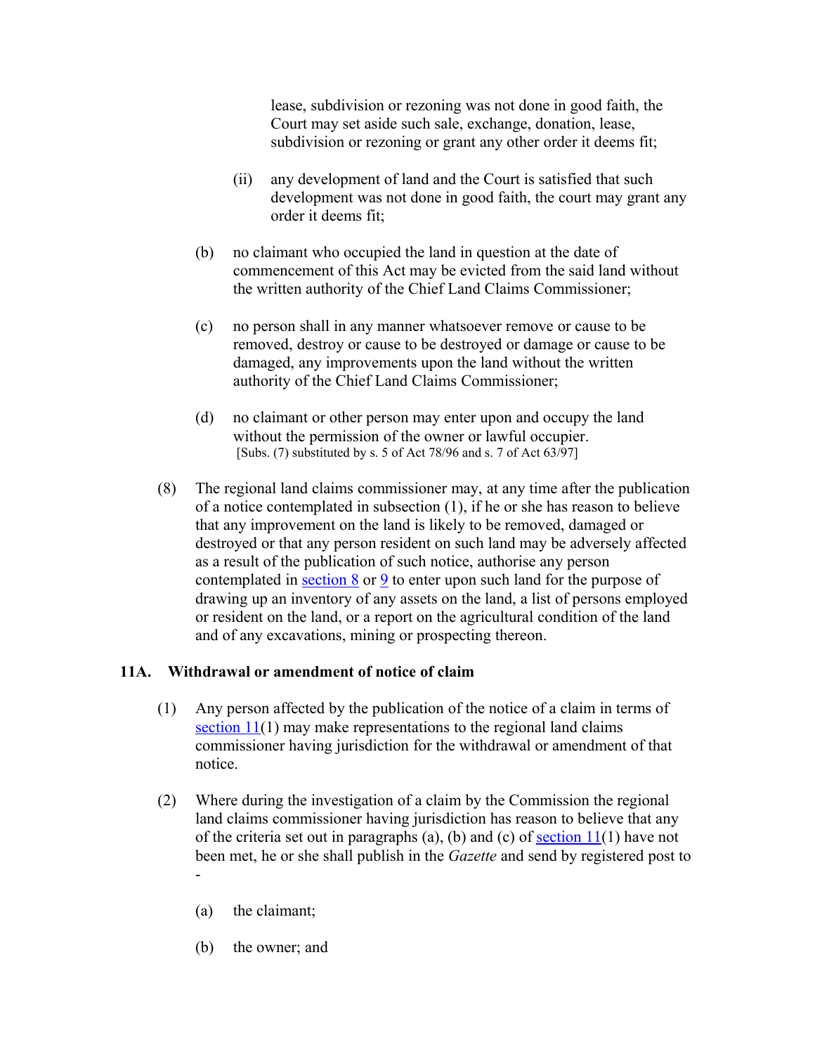lease, subdivision or rezoning was not done in good faith, the Court may set aside such sale, exchange, donation, lease, subdivision or rezoning or grant any other order it deems fit;

(ii) any development of land and the Court is satisfied that such development was not done in good faith, the court may grant any order it deems fit;

(b) no claimant who occupied the land in question at the date of commencement of this Act may be evicted from the said land without the written authority of the Chief Land Claims Commissioner;

(c) no person shall in any manner whatsoever remove or cause to be removed, destroy or cause to be destroyed or damage or cause to be damaged, any improvements upon the land without the written authority of the Chief Land Claims Commissioner;

(d) no claimant or other person may enter upon and occupy the land without the permission of the owner or lawful occupier.
[Subs. (7) substituted by s. 5 of Act 78/96 and s. 7 of Act 63/97]

(8) The regional land claims commissioner may, at any time after the publication of a notice contemplated in subsection (1), if he or she has reason to believe that any improvement on the land is likely to be removed, damaged or destroyed or that any person resident on such land may be adversely affected as a result of the publication of such notice, authorise any person contemplated in section 8 or 9 to enter upon such land for the purpose of drawing up an inventory of any assets on the land, a list of persons employed or resident on the land, or a report on the agricultural condition of the land and of any excavations, mining or prospecting thereon.

### 11A. Withdrawal or amendment of notice of claim

(1) Any person affected by the publication of the notice of a claim in terms of section 11(1) may make representations to the regional land claims commissioner having jurisdiction for the withdrawal or amendment of that notice.

(2) Where during the investigation of a claim by the Commission the regional land claims commissioner having jurisdiction has reason to believe that any of the criteria set out in paragraphs (a), (b) and (c) of section 11(1) have not been met, he or she shall publish in the *Gazette* and send by registered post to -

(a) the claimant;

(b) the owner; and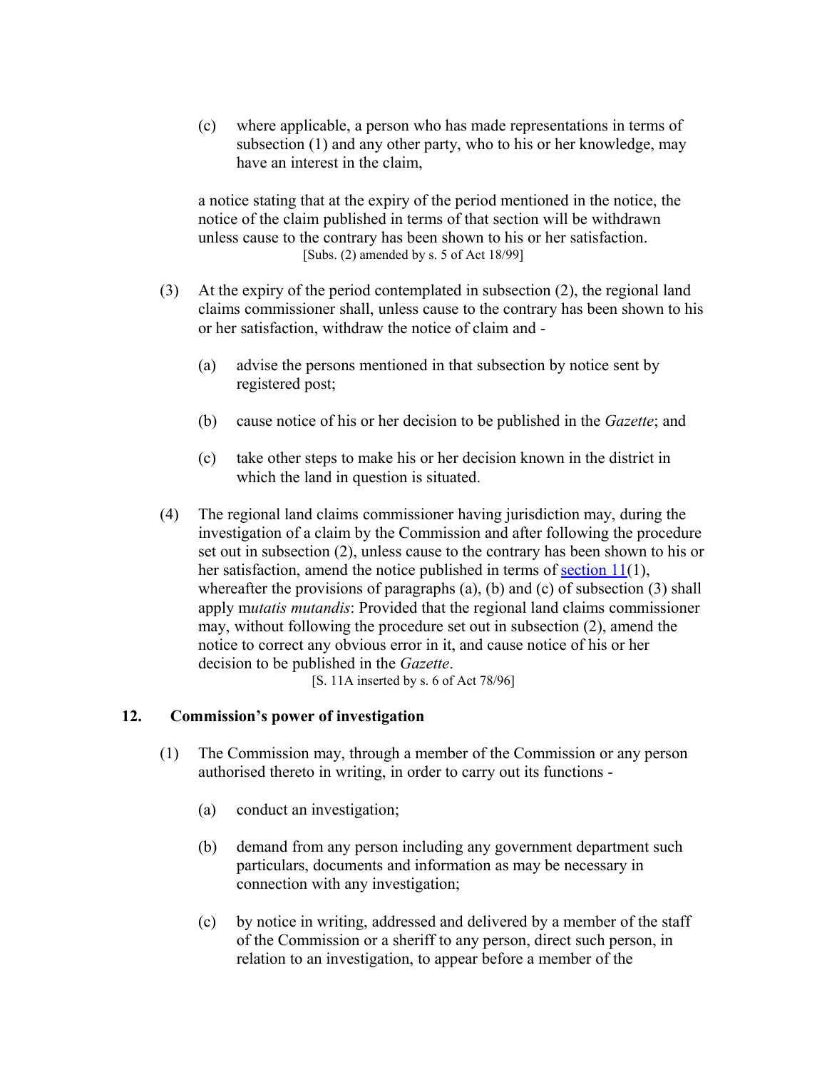(c) where applicable, a person who has made representations in terms of subsection (1) and any other party, who to his or her knowledge, may have an interest in the claim,

a notice stating that at the expiry of the period mentioned in the notice, the notice of the claim published in terms of that section will be withdrawn unless cause to the contrary has been shown to his or her satisfaction.
[Subs. (2) amended by s. 5 of Act 18/99]

(3) At the expiry of the period contemplated in subsection (2), the regional land claims commissioner shall, unless cause to the contrary has been shown to his or her satisfaction, withdraw the notice of claim and -

(a) advise the persons mentioned in that subsection by notice sent by registered post;

(b) cause notice of his or her decision to be published in the *Gazette*; and

(c) take other steps to make his or her decision known in the district in which the land in question is situated.

(4) The regional land claims commissioner having jurisdiction may, during the investigation of a claim by the Commission and after following the procedure set out in subsection (2), unless cause to the contrary has been shown to his or her satisfaction, amend the notice published in terms of section 11(1), whereafter the provisions of paragraphs (a), (b) and (c) of subsection (3) shall apply m*utatis mutandis*: Provided that the regional land claims commissioner may, without following the procedure set out in subsection (2), amend the notice to correct any obvious error in it, and cause notice of his or her decision to be published in the *Gazette*.
[S. 11A inserted by s. 6 of Act 78/96]

## 12. Commission's power of investigation

(1) The Commission may, through a member of the Commission or any person authorised thereto in writing, in order to carry out its functions -

(a) conduct an investigation;

(b) demand from any person including any government department such particulars, documents and information as may be necessary in connection with any investigation;

(c) by notice in writing, addressed and delivered by a member of the staff of the Commission or a sheriff to any person, direct such person, in relation to an investigation, to appear before a member of the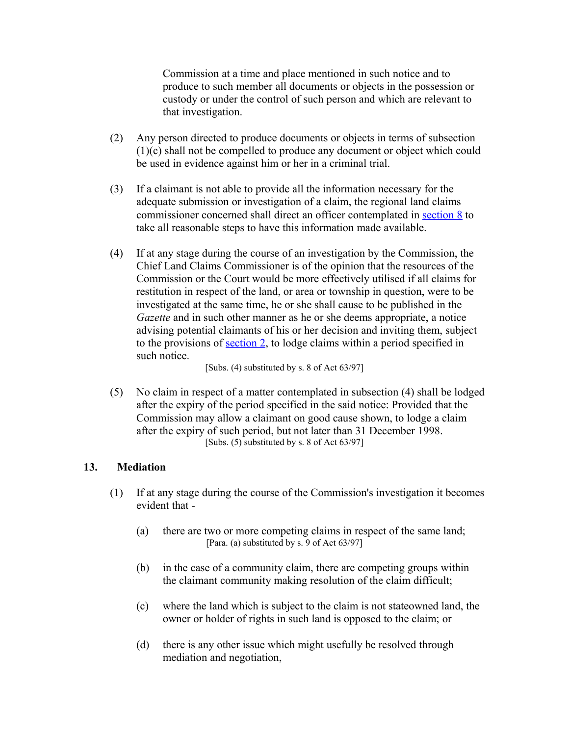Commission at a time and place mentioned in such notice and to produce to such member all documents or objects in the possession or custody or under the control of such person and which are relevant to that investigation.

(2) Any person directed to produce documents or objects in terms of subsection (1)(c) shall not be compelled to produce any document or object which could be used in evidence against him or her in a criminal trial.

(3) If a claimant is not able to provide all the information necessary for the adequate submission or investigation of a claim, the regional land claims commissioner concerned shall direct an officer contemplated in section 8 to take all reasonable steps to have this information made available.

(4) If at any stage during the course of an investigation by the Commission, the Chief Land Claims Commissioner is of the opinion that the resources of the Commission or the Court would be more effectively utilised if all claims for restitution in respect of the land, or area or township in question, were to be investigated at the same time, he or she shall cause to be published in the *Gazette* and in such other manner as he or she deems appropriate, a notice advising potential claimants of his or her decision and inviting them, subject to the provisions of section 2, to lodge claims within a period specified in such notice.

[Subs. (4) substituted by s. 8 of Act 63/97]

(5) No claim in respect of a matter contemplated in subsection (4) shall be lodged after the expiry of the period specified in the said notice: Provided that the Commission may allow a claimant on good cause shown, to lodge a claim after the expiry of such period, but not later than 31 December 1998.

[Subs. (5) substituted by s. 8 of Act 63/97]

## 13. Mediation

(1) If at any stage during the course of the Commission's investigation it becomes evident that -

(a) there are two or more competing claims in respect of the same land;

[Para. (a) substituted by s. 9 of Act 63/97]

(b) in the case of a community claim, there are competing groups within the claimant community making resolution of the claim difficult;

(c) where the land which is subject to the claim is not stateowned land, the owner or holder of rights in such land is opposed to the claim; or

(d) there is any other issue which might usefully be resolved through mediation and negotiation,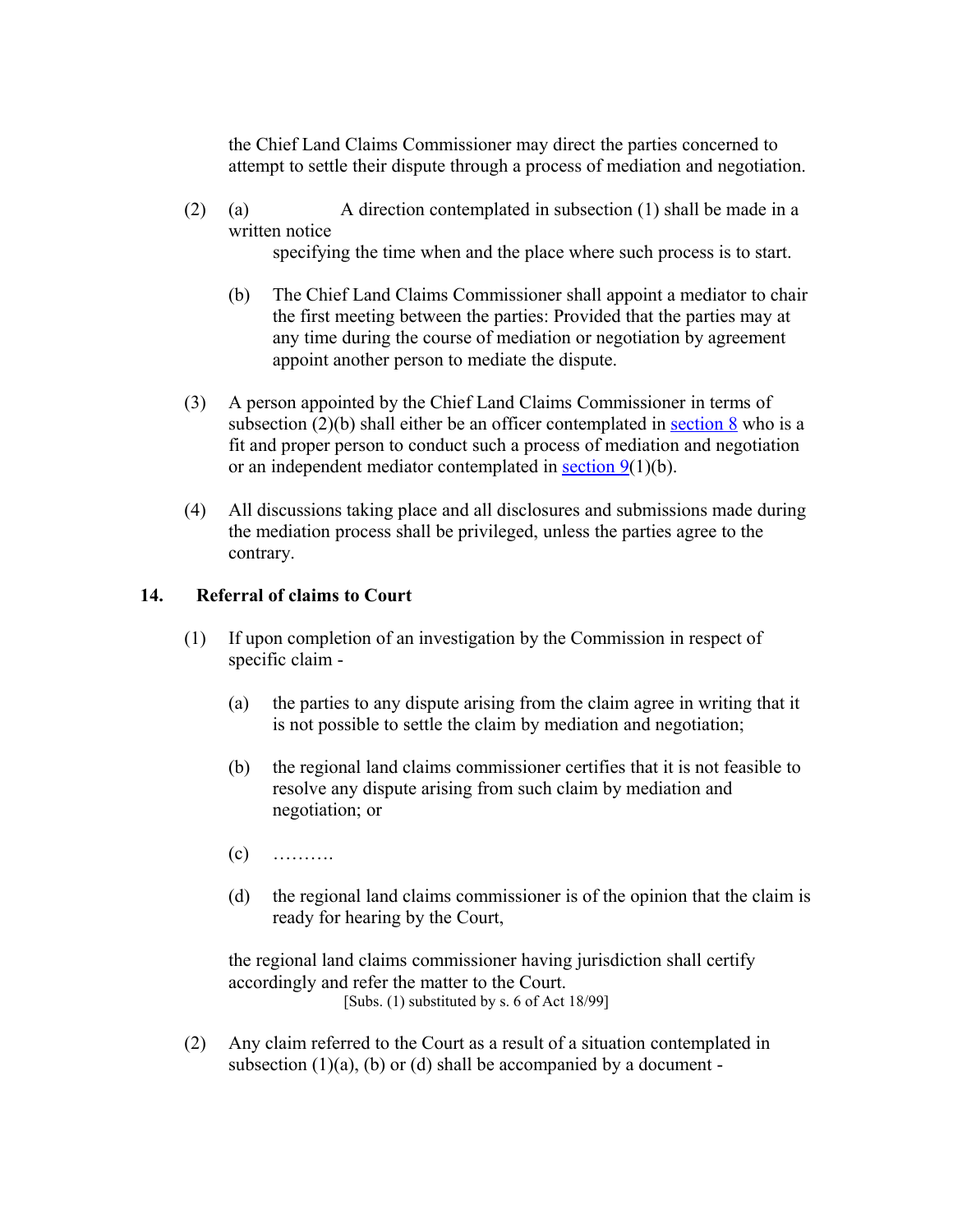the Chief Land Claims Commissioner may direct the parties concerned to attempt to settle their dispute through a process of mediation and negotiation.

(2) (a) A direction contemplated in subsection (1) shall be made in a written notice specifying the time when and the place where such process is to start.

(b) The Chief Land Claims Commissioner shall appoint a mediator to chair the first meeting between the parties: Provided that the parties may at any time during the course of mediation or negotiation by agreement appoint another person to mediate the dispute.

(3) A person appointed by the Chief Land Claims Commissioner in terms of subsection (2)(b) shall either be an officer contemplated in section 8 who is a fit and proper person to conduct such a process of mediation and negotiation or an independent mediator contemplated in section 9(1)(b).

(4) All discussions taking place and all disclosures and submissions made during the mediation process shall be privileged, unless the parties agree to the contrary.

**14. Referral of claims to Court**

(1) If upon completion of an investigation by the Commission in respect of specific claim -

(a) the parties to any dispute arising from the claim agree in writing that it is not possible to settle the claim by mediation and negotiation;

(b) the regional land claims commissioner certifies that it is not feasible to resolve any dispute arising from such claim by mediation and negotiation; or

(c) ……….

(d) the regional land claims commissioner is of the opinion that the claim is ready for hearing by the Court,

the regional land claims commissioner having jurisdiction shall certify accordingly and refer the matter to the Court.

[Subs. (1) substituted by s. 6 of Act 18/99]

(2) Any claim referred to the Court as a result of a situation contemplated in subsection (1)(a), (b) or (d) shall be accompanied by a document -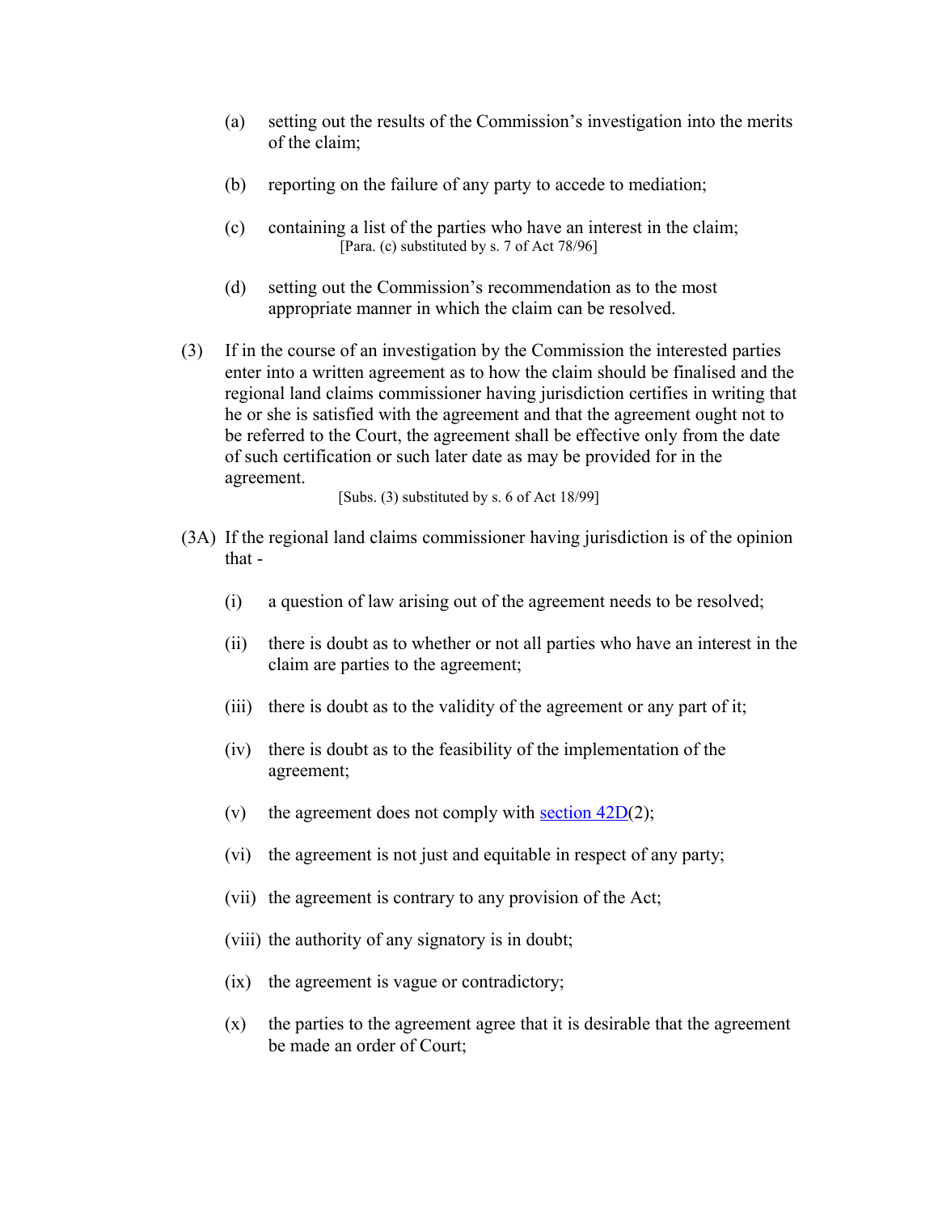(a) setting out the results of the Commission's investigation into the merits of the claim;

(b) reporting on the failure of any party to accede to mediation;

(c) containing a list of the parties who have an interest in the claim;
[Para. (c) substituted by s. 7 of Act 78/96]

(d) setting out the Commission's recommendation as to the most appropriate manner in which the claim can be resolved.

(3) If in the course of an investigation by the Commission the interested parties enter into a written agreement as to how the claim should be finalised and the regional land claims commissioner having jurisdiction certifies in writing that he or she is satisfied with the agreement and that the agreement ought not to be referred to the Court, the agreement shall be effective only from the date of such certification or such later date as may be provided for in the agreement.
[Subs. (3) substituted by s. 6 of Act 18/99]

(3A) If the regional land claims commissioner having jurisdiction is of the opinion that -

(i) a question of law arising out of the agreement needs to be resolved;

(ii) there is doubt as to whether or not all parties who have an interest in the claim are parties to the agreement;

(iii) there is doubt as to the validity of the agreement or any part of it;

(iv) there is doubt as to the feasibility of the implementation of the agreement;

(v) the agreement does not comply with section 42D(2);

(vi) the agreement is not just and equitable in respect of any party;

(vii) the agreement is contrary to any provision of the Act;

(viii) the authority of any signatory is in doubt;

(ix) the agreement is vague or contradictory;

(x) the parties to the agreement agree that it is desirable that the agreement be made an order of Court;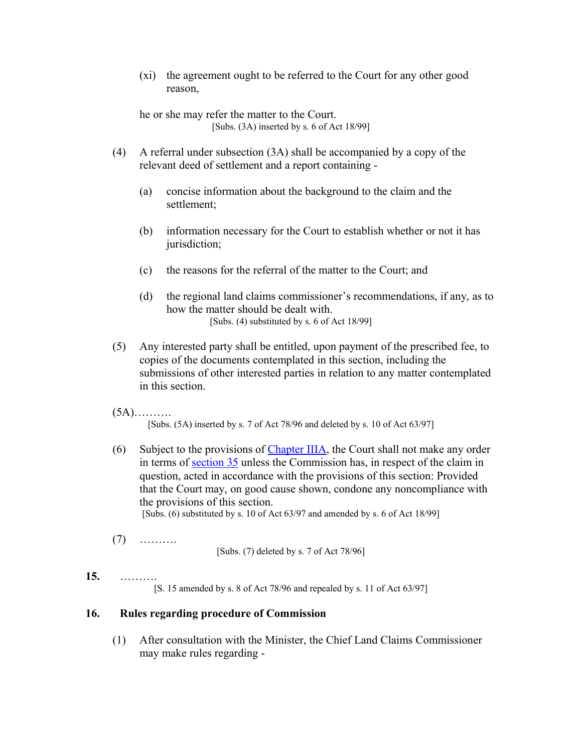(xi) the agreement ought to be referred to the Court for any other good reason,

he or she may refer the matter to the Court.
[Subs. (3A) inserted by s. 6 of Act 18/99]

(4) A referral under subsection (3A) shall be accompanied by a copy of the relevant deed of settlement and a report containing -

(a) concise information about the background to the claim and the settlement;

(b) information necessary for the Court to establish whether or not it has jurisdiction;

(c) the reasons for the referral of the matter to the Court; and

(d) the regional land claims commissioner's recommendations, if any, as to how the matter should be dealt with.
[Subs. (4) substituted by s. 6 of Act 18/99]

(5) Any interested party shall be entitled, upon payment of the prescribed fee, to copies of the documents contemplated in this section, including the submissions of other interested parties in relation to any matter contemplated in this section.

(5A)……….
[Subs. (5A) inserted by s. 7 of Act 78/96 and deleted by s. 10 of Act 63/97]

(6) Subject to the provisions of Chapter IIIA, the Court shall not make any order in terms of section 35 unless the Commission has, in respect of the claim in question, acted in accordance with the provisions of this section: Provided that the Court may, on good cause shown, condone any noncompliance with the provisions of this section.
[Subs. (6) substituted by s. 10 of Act 63/97 and amended by s. 6 of Act 18/99]

(7) ……….
[Subs. (7) deleted by s. 7 of Act 78/96]

**15.** ……….
[S. 15 amended by s. 8 of Act 78/96 and repealed by s. 11 of Act 63/97]

**16. Rules regarding procedure of Commission**

(1) After consultation with the Minister, the Chief Land Claims Commissioner may make rules regarding -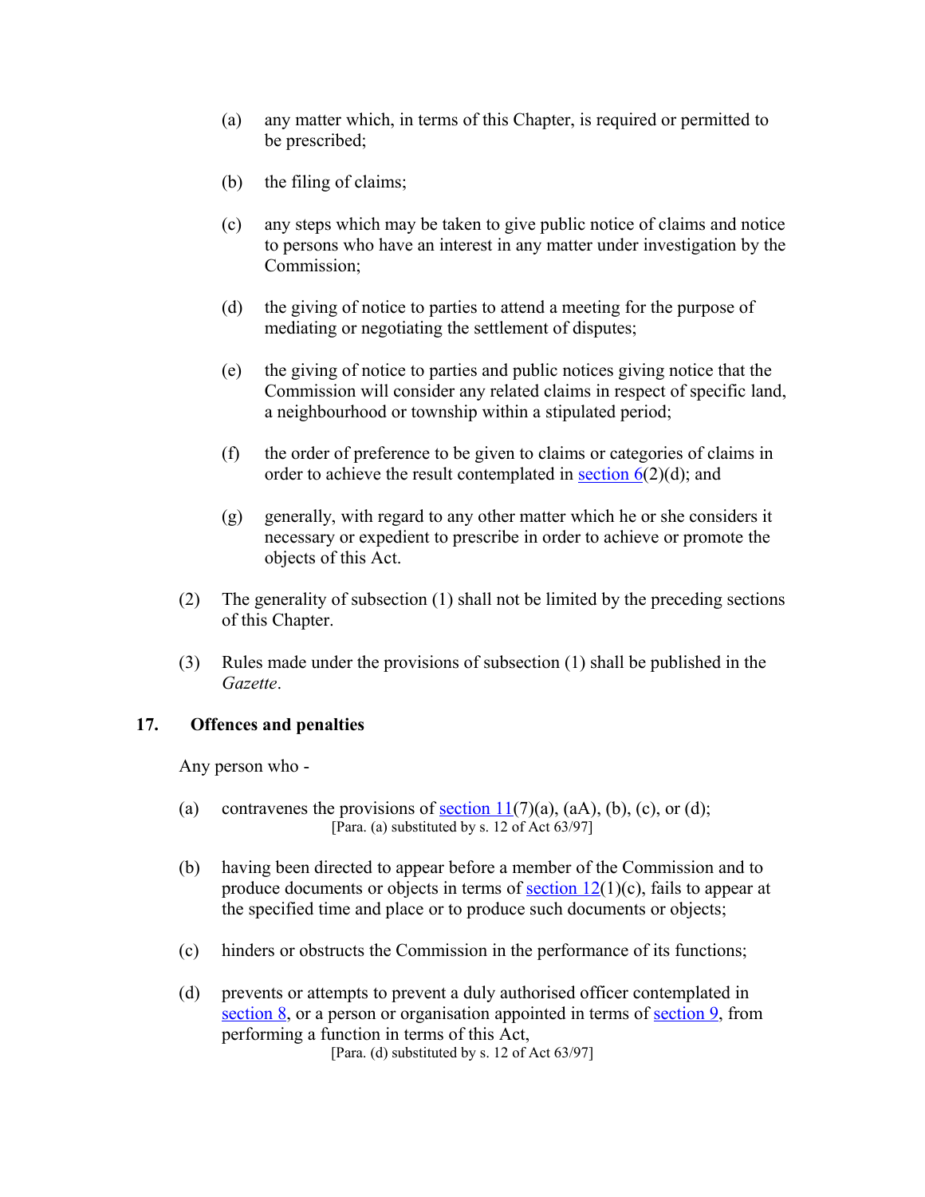(a) any matter which, in terms of this Chapter, is required or permitted to be prescribed;

(b) the filing of claims;

(c) any steps which may be taken to give public notice of claims and notice to persons who have an interest in any matter under investigation by the Commission;

(d) the giving of notice to parties to attend a meeting for the purpose of mediating or negotiating the settlement of disputes;

(e) the giving of notice to parties and public notices giving notice that the Commission will consider any related claims in respect of specific land, a neighbourhood or township within a stipulated period;

(f) the order of preference to be given to claims or categories of claims in order to achieve the result contemplated in section 6(2)(d); and

(g) generally, with regard to any other matter which he or she considers it necessary or expedient to prescribe in order to achieve or promote the objects of this Act.

(2) The generality of subsection (1) shall not be limited by the preceding sections of this Chapter.

(3) Rules made under the provisions of subsection (1) shall be published in the *Gazette*.

### 17. Offences and penalties

Any person who -

(a) contravenes the provisions of section 11(7)(a), (aA), (b), (c), or (d);
[Para. (a) substituted by s. 12 of Act 63/97]

(b) having been directed to appear before a member of the Commission and to produce documents or objects in terms of section 12(1)(c), fails to appear at the specified time and place or to produce such documents or objects;

(c) hinders or obstructs the Commission in the performance of its functions;

(d) prevents or attempts to prevent a duly authorised officer contemplated in section 8, or a person or organisation appointed in terms of section 9, from performing a function in terms of this Act,
[Para. (d) substituted by s. 12 of Act 63/97]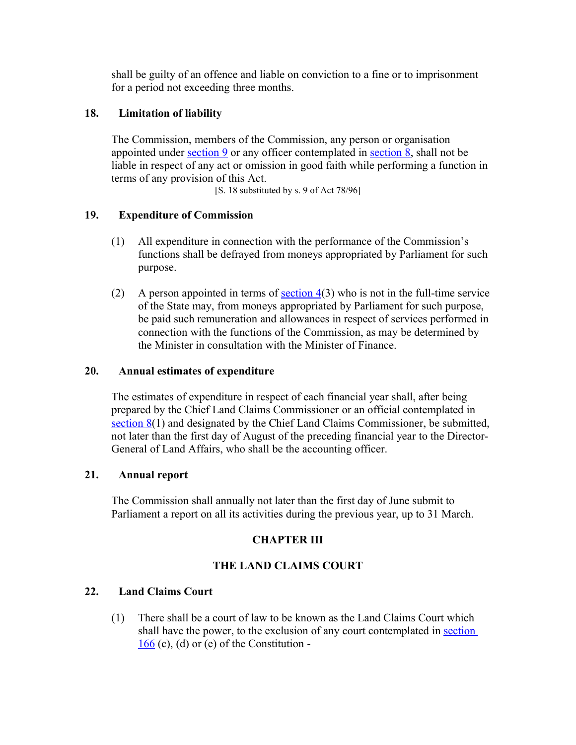shall be guilty of an offence and liable on conviction to a fine or to imprisonment for a period not exceeding three months.

### 18. Limitation of liability

The Commission, members of the Commission, any person or organisation appointed under section 9 or any officer contemplated in section 8, shall not be liable in respect of any act or omission in good faith while performing a function in terms of any provision of this Act.

[S. 18 substituted by s. 9 of Act 78/96]

### 19. Expenditure of Commission

(1) All expenditure in connection with the performance of the Commission's functions shall be defrayed from moneys appropriated by Parliament for such purpose.

(2) A person appointed in terms of section 4(3) who is not in the full-time service of the State may, from moneys appropriated by Parliament for such purpose, be paid such remuneration and allowances in respect of services performed in connection with the functions of the Commission, as may be determined by the Minister in consultation with the Minister of Finance.

### 20. Annual estimates of expenditure

The estimates of expenditure in respect of each financial year shall, after being prepared by the Chief Land Claims Commissioner or an official contemplated in section 8(1) and designated by the Chief Land Claims Commissioner, be submitted, not later than the first day of August of the preceding financial year to the Director-General of Land Affairs, who shall be the accounting officer.

### 21. Annual report

The Commission shall annually not later than the first day of June submit to Parliament a report on all its activities during the previous year, up to 31 March.

## CHAPTER III

## THE LAND CLAIMS COURT

### 22. Land Claims Court

(1) There shall be a court of law to be known as the Land Claims Court which shall have the power, to the exclusion of any court contemplated in section 166 (c), (d) or (e) of the Constitution -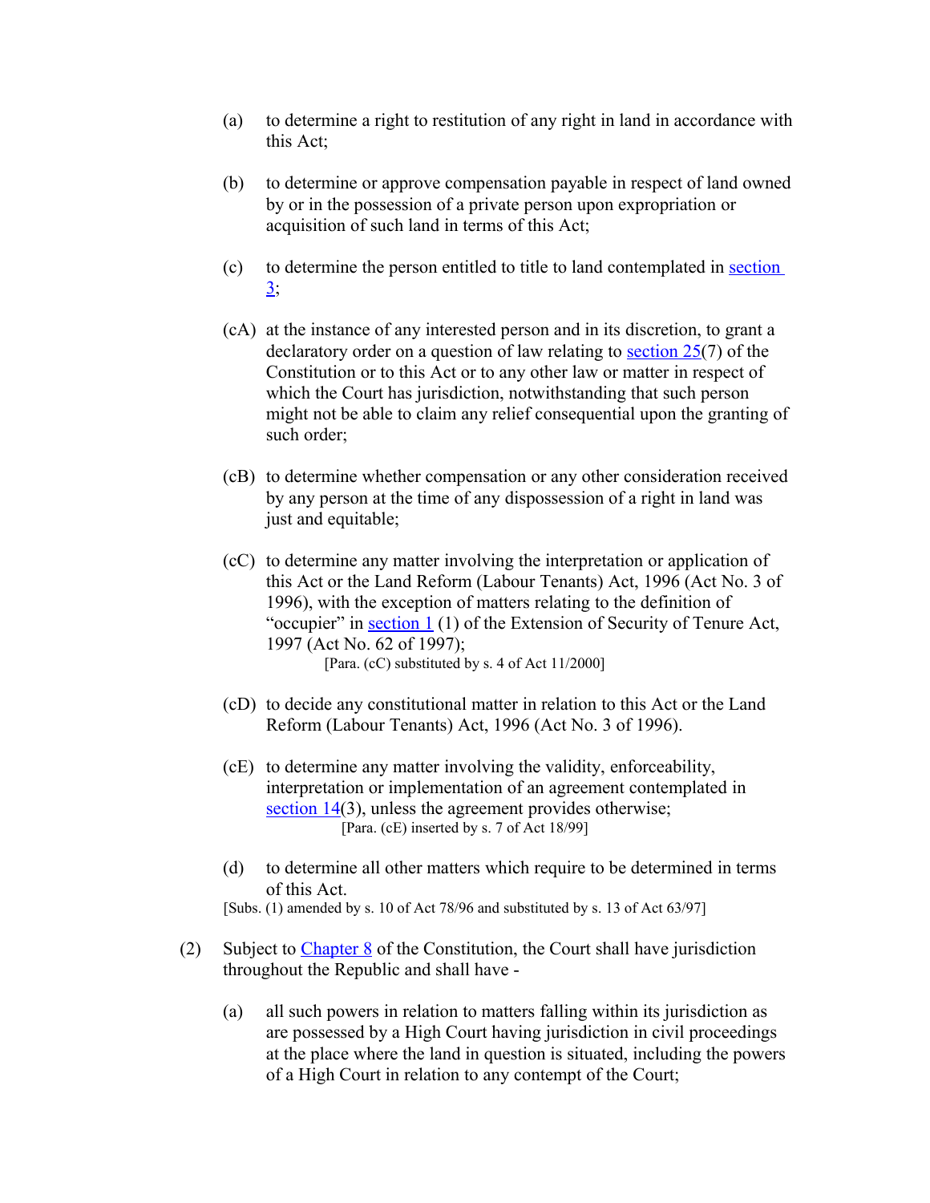(a) to determine a right to restitution of any right in land in accordance with this Act;

(b) to determine or approve compensation payable in respect of land owned by or in the possession of a private person upon expropriation or acquisition of such land in terms of this Act;

(c) to determine the person entitled to title to land contemplated in section 3;

(cA) at the instance of any interested person and in its discretion, to grant a declaratory order on a question of law relating to section 25(7) of the Constitution or to this Act or to any other law or matter in respect of which the Court has jurisdiction, notwithstanding that such person might not be able to claim any relief consequential upon the granting of such order;

(cB) to determine whether compensation or any other consideration received by any person at the time of any dispossession of a right in land was just and equitable;

(cC) to determine any matter involving the interpretation or application of this Act or the Land Reform (Labour Tenants) Act, 1996 (Act No. 3 of 1996), with the exception of matters relating to the definition of "occupier" in section 1 (1) of the Extension of Security of Tenure Act, 1997 (Act No. 62 of 1997);
[Para. (cC) substituted by s. 4 of Act 11/2000]

(cD) to decide any constitutional matter in relation to this Act or the Land Reform (Labour Tenants) Act, 1996 (Act No. 3 of 1996).

(cE) to determine any matter involving the validity, enforceability, interpretation or implementation of an agreement contemplated in section 14(3), unless the agreement provides otherwise;
[Para. (cE) inserted by s. 7 of Act 18/99]

(d) to determine all other matters which require to be determined in terms of this Act.

[Subs. (1) amended by s. 10 of Act 78/96 and substituted by s. 13 of Act 63/97]

(2) Subject to Chapter 8 of the Constitution, the Court shall have jurisdiction throughout the Republic and shall have -

(a) all such powers in relation to matters falling within its jurisdiction as are possessed by a High Court having jurisdiction in civil proceedings at the place where the land in question is situated, including the powers of a High Court in relation to any contempt of the Court;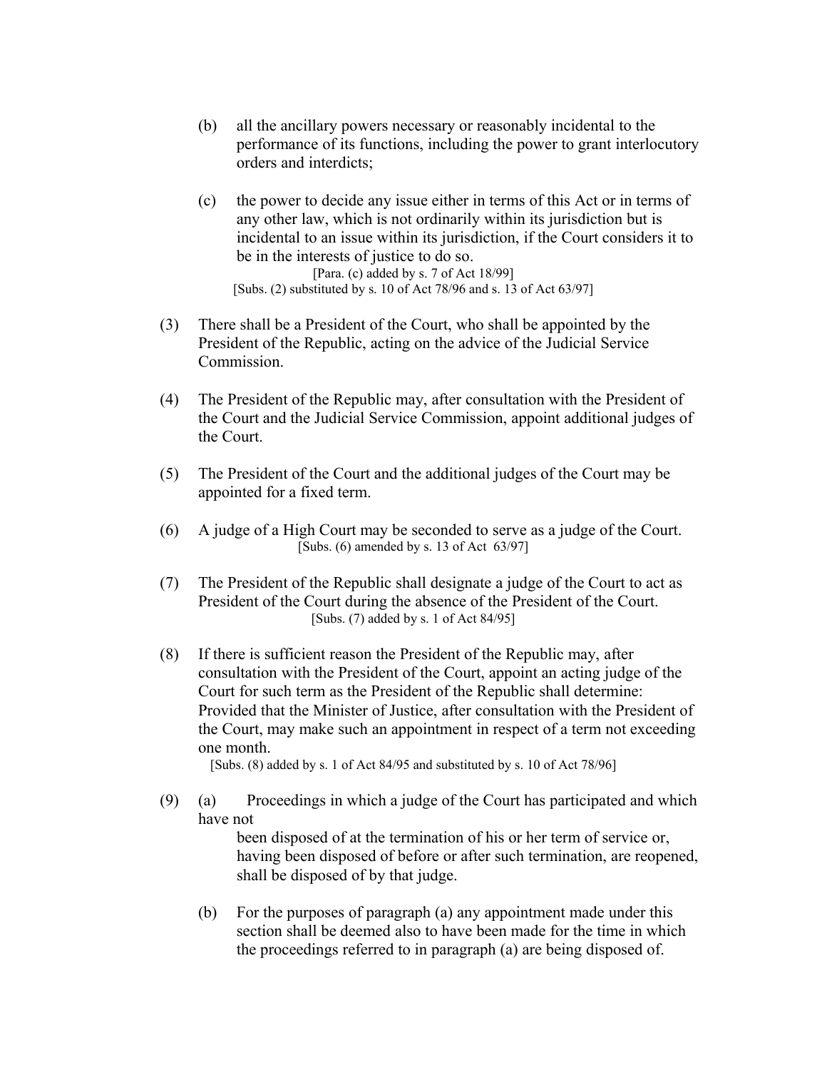(b) all the ancillary powers necessary or reasonably incidental to the performance of its functions, including the power to grant interlocutory orders and interdicts;

(c) the power to decide any issue either in terms of this Act or in terms of any other law, which is not ordinarily within its jurisdiction but is incidental to an issue within its jurisdiction, if the Court considers it to be in the interests of justice to do so.

[Para. (c) added by s. 7 of Act 18/99]

[Subs. (2) substituted by s. 10 of Act 78/96 and s. 13 of Act 63/97]

(3) There shall be a President of the Court, who shall be appointed by the President of the Republic, acting on the advice of the Judicial Service Commission.

(4) The President of the Republic may, after consultation with the President of the Court and the Judicial Service Commission, appoint additional judges of the Court.

(5) The President of the Court and the additional judges of the Court may be appointed for a fixed term.

(6) A judge of a High Court may be seconded to serve as a judge of the Court.

[Subs. (6) amended by s. 13 of Act 63/97]

(7) The President of the Republic shall designate a judge of the Court to act as President of the Court during the absence of the President of the Court.

[Subs. (7) added by s. 1 of Act 84/95]

(8) If there is sufficient reason the President of the Republic may, after consultation with the President of the Court, appoint an acting judge of the Court for such term as the President of the Republic shall determine: Provided that the Minister of Justice, after consultation with the President of the Court, may make such an appointment in respect of a term not exceeding one month.

[Subs. (8) added by s. 1 of Act 84/95 and substituted by s. 10 of Act 78/96]

(9) (a) Proceedings in which a judge of the Court has participated and which have not been disposed of at the termination of his or her term of service or, having been disposed of before or after such termination, are reopened, shall be disposed of by that judge.

(b) For the purposes of paragraph (a) any appointment made under this section shall be deemed also to have been made for the time in which the proceedings referred to in paragraph (a) are being disposed of.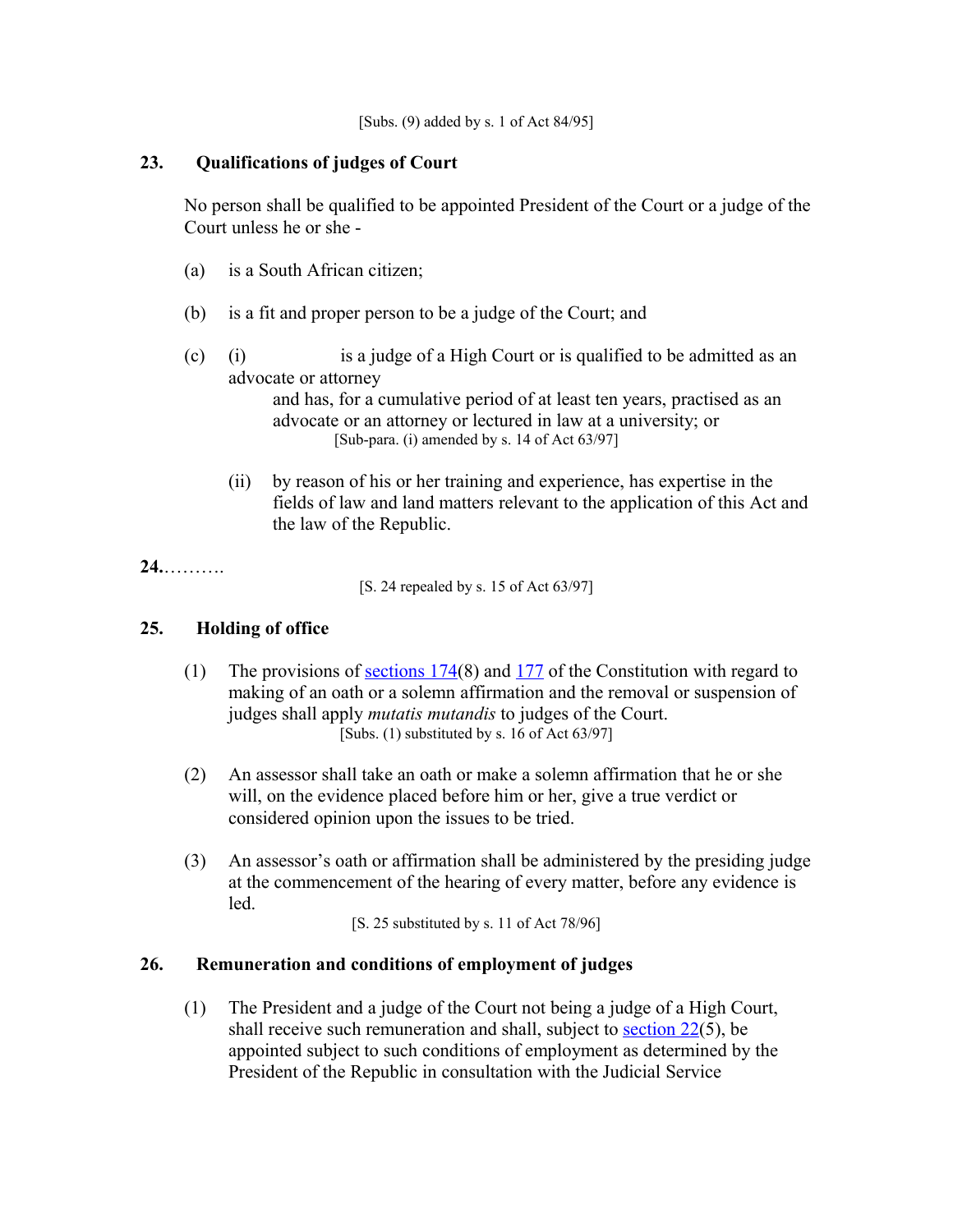[Subs. (9) added by s. 1 of Act 84/95]

## 23. Qualifications of judges of Court

No person shall be qualified to be appointed President of the Court or a judge of the Court unless he or she -

(a) is a South African citizen;

(b) is a fit and proper person to be a judge of the Court; and

(c) (i) is a judge of a High Court or is qualified to be admitted as an advocate or attorney and has, for a cumulative period of at least ten years, practised as an advocate or an attorney or lectured in law at a university; or

[Sub-para. (i) amended by s. 14 of Act 63/97]

(ii) by reason of his or her training and experience, has expertise in the fields of law and land matters relevant to the application of this Act and the law of the Republic.

**24.**……….

[S. 24 repealed by s. 15 of Act 63/97]

## 25. Holding of office

(1) The provisions of sections 174(8) and 177 of the Constitution with regard to making of an oath or a solemn affirmation and the removal or suspension of judges shall apply *mutatis mutandis* to judges of the Court.

[Subs. (1) substituted by s. 16 of Act 63/97]

(2) An assessor shall take an oath or make a solemn affirmation that he or she will, on the evidence placed before him or her, give a true verdict or considered opinion upon the issues to be tried.

(3) An assessor's oath or affirmation shall be administered by the presiding judge at the commencement of the hearing of every matter, before any evidence is led.

[S. 25 substituted by s. 11 of Act 78/96]

## 26. Remuneration and conditions of employment of judges

(1) The President and a judge of the Court not being a judge of a High Court, shall receive such remuneration and shall, subject to section 22(5), be appointed subject to such conditions of employment as determined by the President of the Republic in consultation with the Judicial Service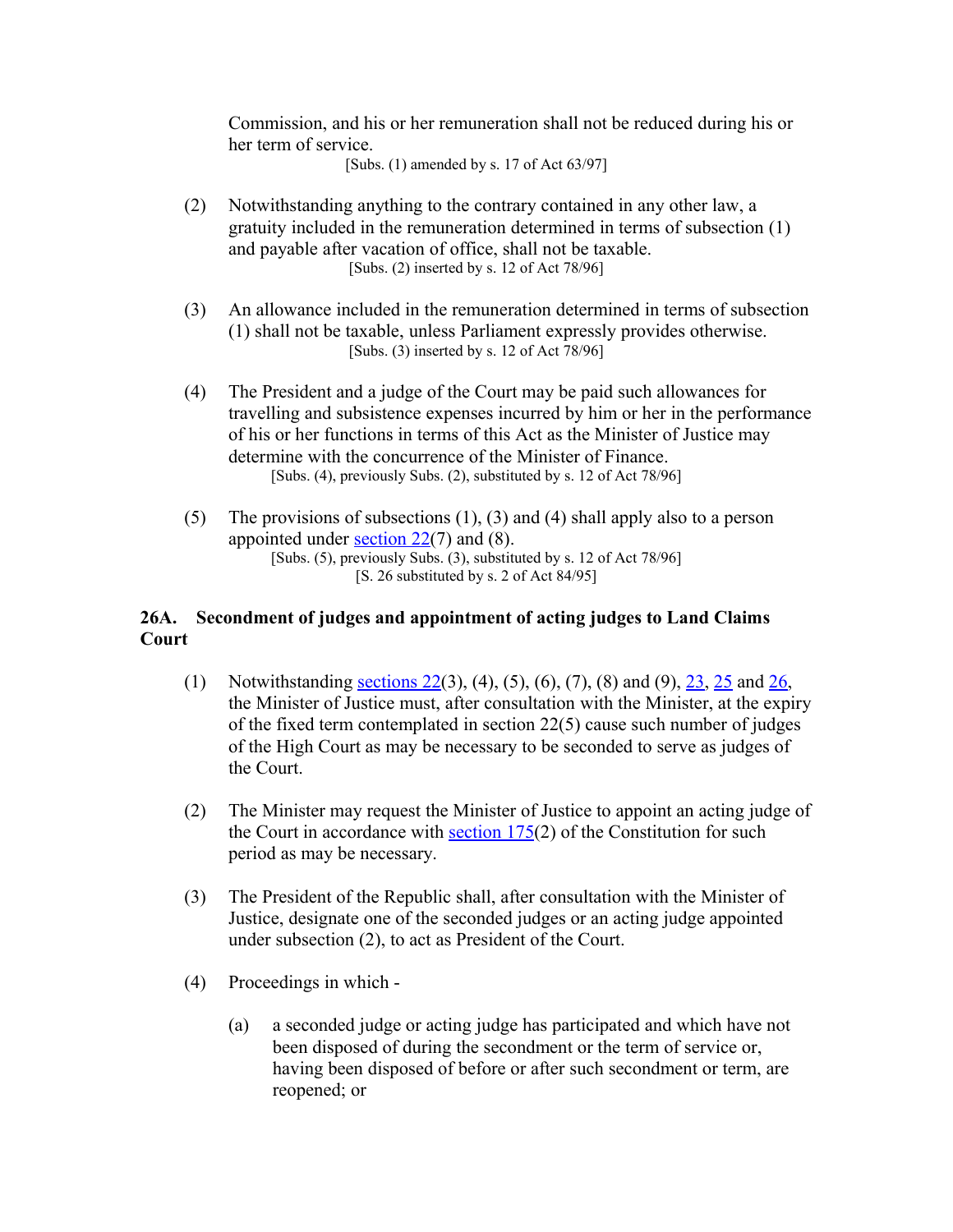Commission, and his or her remuneration shall not be reduced during his or her term of service.

[Subs. (1) amended by s. 17 of Act 63/97]

(2) Notwithstanding anything to the contrary contained in any other law, a gratuity included in the remuneration determined in terms of subsection (1) and payable after vacation of office, shall not be taxable.

[Subs. (2) inserted by s. 12 of Act 78/96]

(3) An allowance included in the remuneration determined in terms of subsection (1) shall not be taxable, unless Parliament expressly provides otherwise.

[Subs. (3) inserted by s. 12 of Act 78/96]

(4) The President and a judge of the Court may be paid such allowances for travelling and subsistence expenses incurred by him or her in the performance of his or her functions in terms of this Act as the Minister of Justice may determine with the concurrence of the Minister of Finance.

[Subs. (4), previously Subs. (2), substituted by s. 12 of Act 78/96]

(5) The provisions of subsections (1), (3) and (4) shall apply also to a person appointed under section 22(7) and (8).

[Subs. (5), previously Subs. (3), substituted by s. 12 of Act 78/96]
[S. 26 substituted by s. 2 of Act 84/95]

**26A. Secondment of judges and appointment of acting judges to Land Claims Court**

(1) Notwithstanding sections 22(3), (4), (5), (6), (7), (8) and (9), 23, 25 and 26, the Minister of Justice must, after consultation with the Minister, at the expiry of the fixed term contemplated in section 22(5) cause such number of judges of the High Court as may be necessary to be seconded to serve as judges of the Court.

(2) The Minister may request the Minister of Justice to appoint an acting judge of the Court in accordance with section 175(2) of the Constitution for such period as may be necessary.

(3) The President of the Republic shall, after consultation with the Minister of Justice, designate one of the seconded judges or an acting judge appointed under subsection (2), to act as President of the Court.

(4) Proceedings in which -

(a) a seconded judge or acting judge has participated and which have not been disposed of during the secondment or the term of service or, having been disposed of before or after such secondment or term, are reopened; or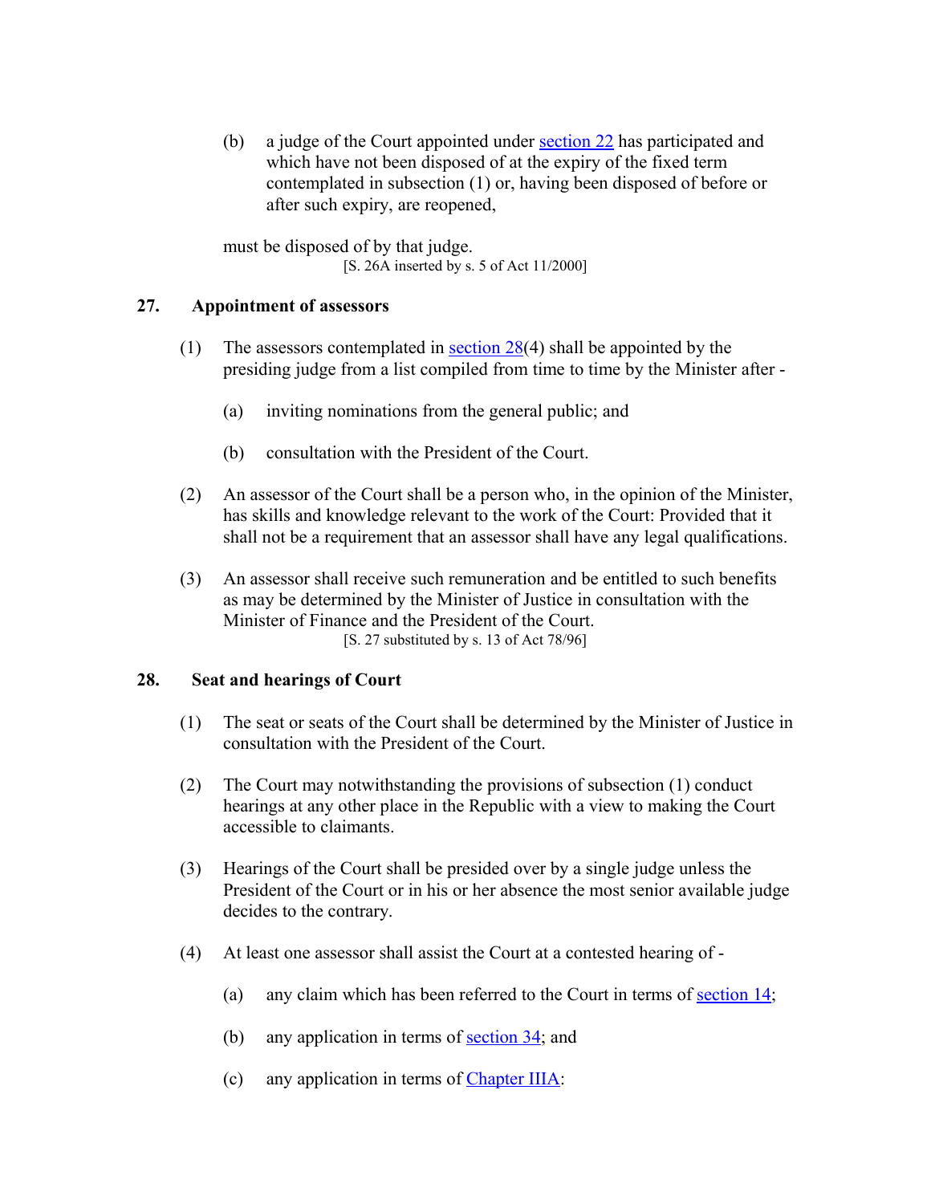(b) a judge of the Court appointed under section 22 has participated and which have not been disposed of at the expiry of the fixed term contemplated in subsection (1) or, having been disposed of before or after such expiry, are reopened,

must be disposed of by that judge.

[S. 26A inserted by s. 5 of Act 11/2000]

### 27. Appointment of assessors

(1) The assessors contemplated in section 28(4) shall be appointed by the presiding judge from a list compiled from time to time by the Minister after -

(a) inviting nominations from the general public; and

(b) consultation with the President of the Court.

(2) An assessor of the Court shall be a person who, in the opinion of the Minister, has skills and knowledge relevant to the work of the Court: Provided that it shall not be a requirement that an assessor shall have any legal qualifications.

(3) An assessor shall receive such remuneration and be entitled to such benefits as may be determined by the Minister of Justice in consultation with the Minister of Finance and the President of the Court.

[S. 27 substituted by s. 13 of Act 78/96]

### 28. Seat and hearings of Court

(1) The seat or seats of the Court shall be determined by the Minister of Justice in consultation with the President of the Court.

(2) The Court may notwithstanding the provisions of subsection (1) conduct hearings at any other place in the Republic with a view to making the Court accessible to claimants.

(3) Hearings of the Court shall be presided over by a single judge unless the President of the Court or in his or her absence the most senior available judge decides to the contrary.

(4) At least one assessor shall assist the Court at a contested hearing of -

(a) any claim which has been referred to the Court in terms of section 14;

(b) any application in terms of section 34; and

(c) any application in terms of Chapter IIIA: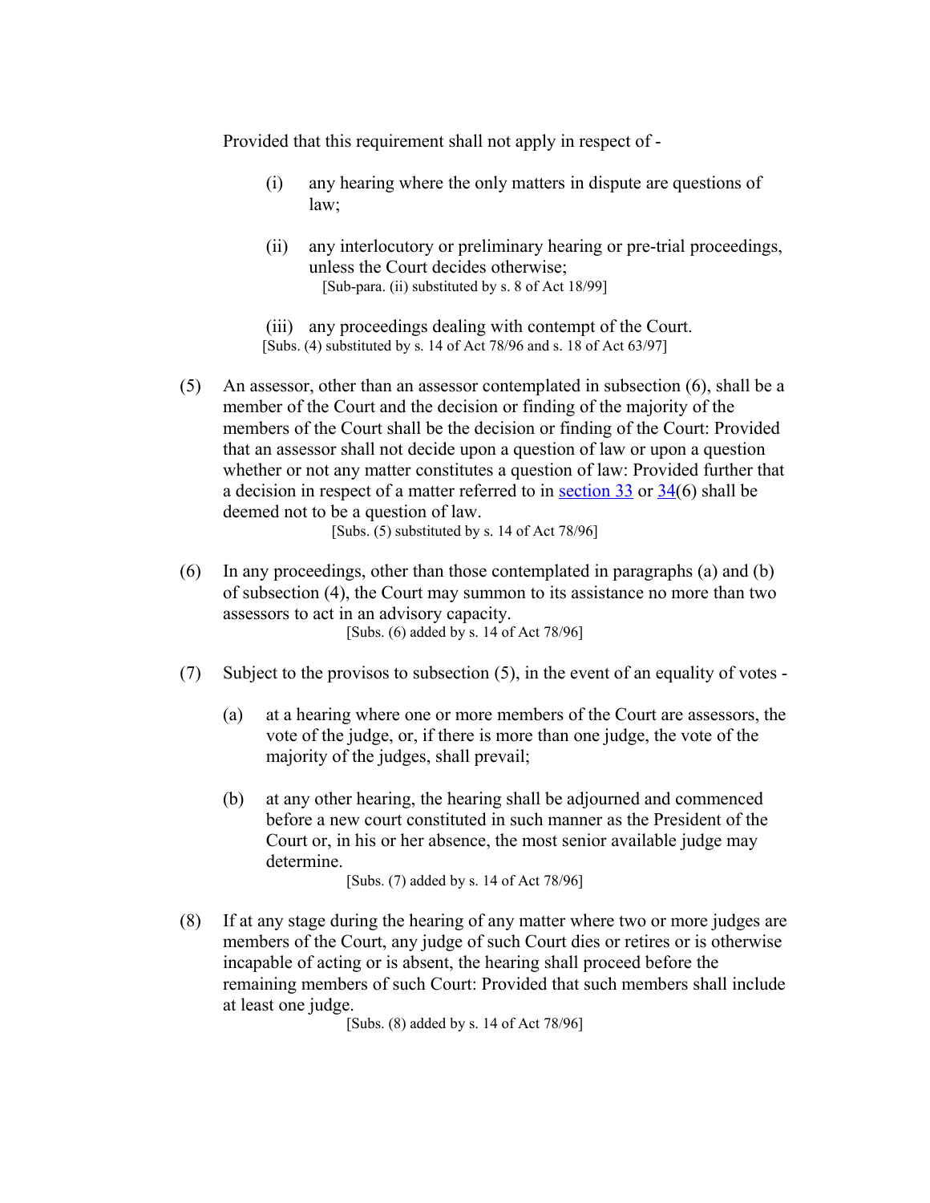Provided that this requirement shall not apply in respect of -

(i) any hearing where the only matters in dispute are questions of law;

(ii) any interlocutory or preliminary hearing or pre-trial proceedings, unless the Court decides otherwise;
[Sub-para. (ii) substituted by s. 8 of Act 18/99]

(iii) any proceedings dealing with contempt of the Court.
[Subs. (4) substituted by s. 14 of Act 78/96 and s. 18 of Act 63/97]

(5) An assessor, other than an assessor contemplated in subsection (6), shall be a member of the Court and the decision or finding of the majority of the members of the Court shall be the decision or finding of the Court: Provided that an assessor shall not decide upon a question of law or upon a question whether or not any matter constitutes a question of law: Provided further that a decision in respect of a matter referred to in section 33 or 34(6) shall be deemed not to be a question of law.
[Subs. (5) substituted by s. 14 of Act 78/96]

(6) In any proceedings, other than those contemplated in paragraphs (a) and (b) of subsection (4), the Court may summon to its assistance no more than two assessors to act in an advisory capacity.
[Subs. (6) added by s. 14 of Act 78/96]

(7) Subject to the provisos to subsection (5), in the event of an equality of votes -

(a) at a hearing where one or more members of the Court are assessors, the vote of the judge, or, if there is more than one judge, the vote of the majority of the judges, shall prevail;

(b) at any other hearing, the hearing shall be adjourned and commenced before a new court constituted in such manner as the President of the Court or, in his or her absence, the most senior available judge may determine.
[Subs. (7) added by s. 14 of Act 78/96]

(8) If at any stage during the hearing of any matter where two or more judges are members of the Court, any judge of such Court dies or retires or is otherwise incapable of acting or is absent, the hearing shall proceed before the remaining members of such Court: Provided that such members shall include at least one judge.
[Subs. (8) added by s. 14 of Act 78/96]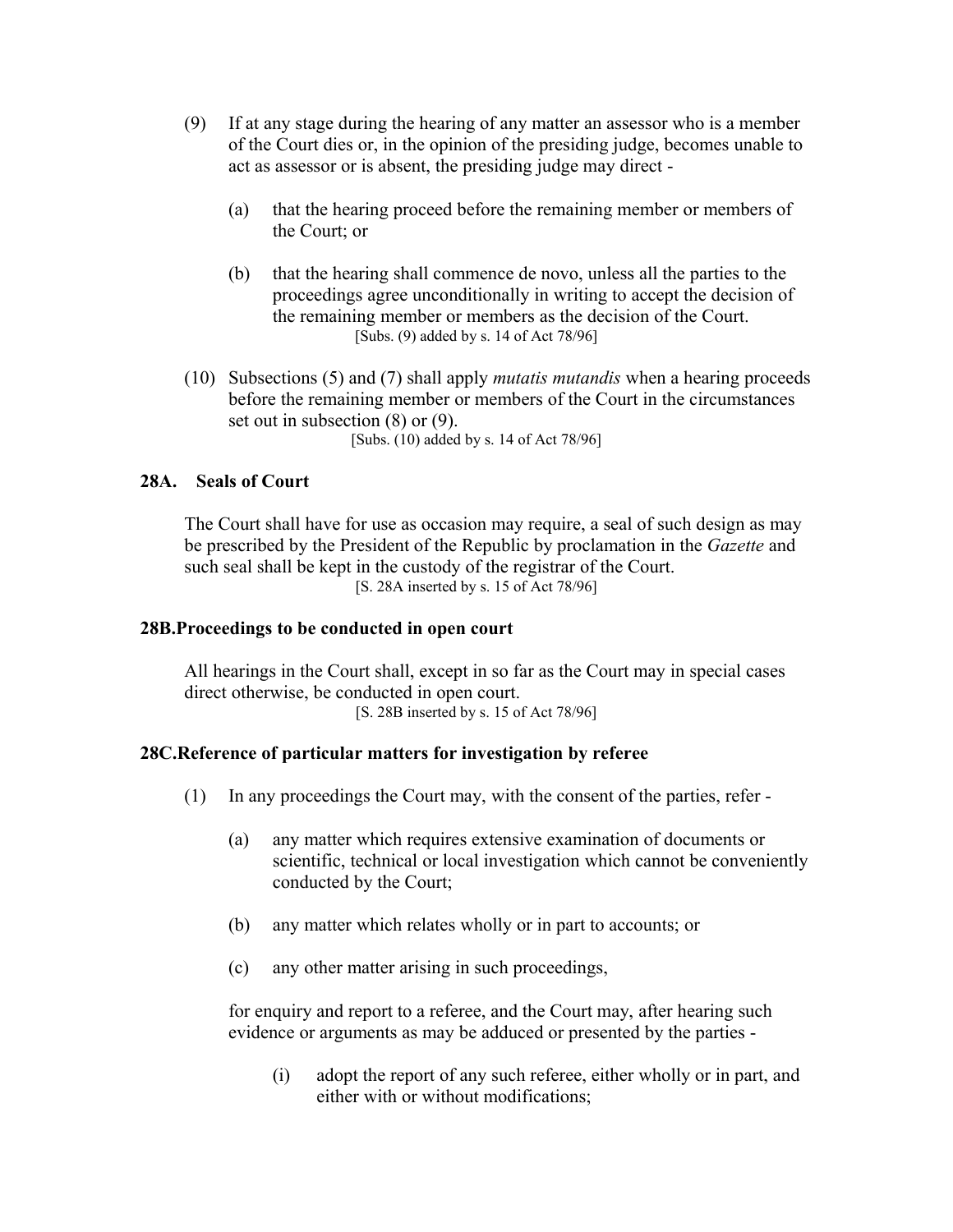(9) If at any stage during the hearing of any matter an assessor who is a member of the Court dies or, in the opinion of the presiding judge, becomes unable to act as assessor or is absent, the presiding judge may direct -

  (a) that the hearing proceed before the remaining member or members of the Court; or

  (b) that the hearing shall commence de novo, unless all the parties to the proceedings agree unconditionally in writing to accept the decision of the remaining member or members as the decision of the Court.
  [Subs. (9) added by s. 14 of Act 78/96]

(10) Subsections (5) and (7) shall apply *mutatis mutandis* when a hearing proceeds before the remaining member or members of the Court in the circumstances set out in subsection (8) or (9).
[Subs. (10) added by s. 14 of Act 78/96]

### 28A. Seals of Court

The Court shall have for use as occasion may require, a seal of such design as may be prescribed by the President of the Republic by proclamation in the *Gazette* and such seal shall be kept in the custody of the registrar of the Court.
[S. 28A inserted by s. 15 of Act 78/96]

### 28B. Proceedings to be conducted in open court

All hearings in the Court shall, except in so far as the Court may in special cases direct otherwise, be conducted in open court.
[S. 28B inserted by s. 15 of Act 78/96]

### 28C. Reference of particular matters for investigation by referee

(1) In any proceedings the Court may, with the consent of the parties, refer -

  (a) any matter which requires extensive examination of documents or scientific, technical or local investigation which cannot be conveniently conducted by the Court;

  (b) any matter which relates wholly or in part to accounts; or

  (c) any other matter arising in such proceedings,

  for enquiry and report to a referee, and the Court may, after hearing such evidence or arguments as may be adduced or presented by the parties -

  (i) adopt the report of any such referee, either wholly or in part, and either with or without modifications;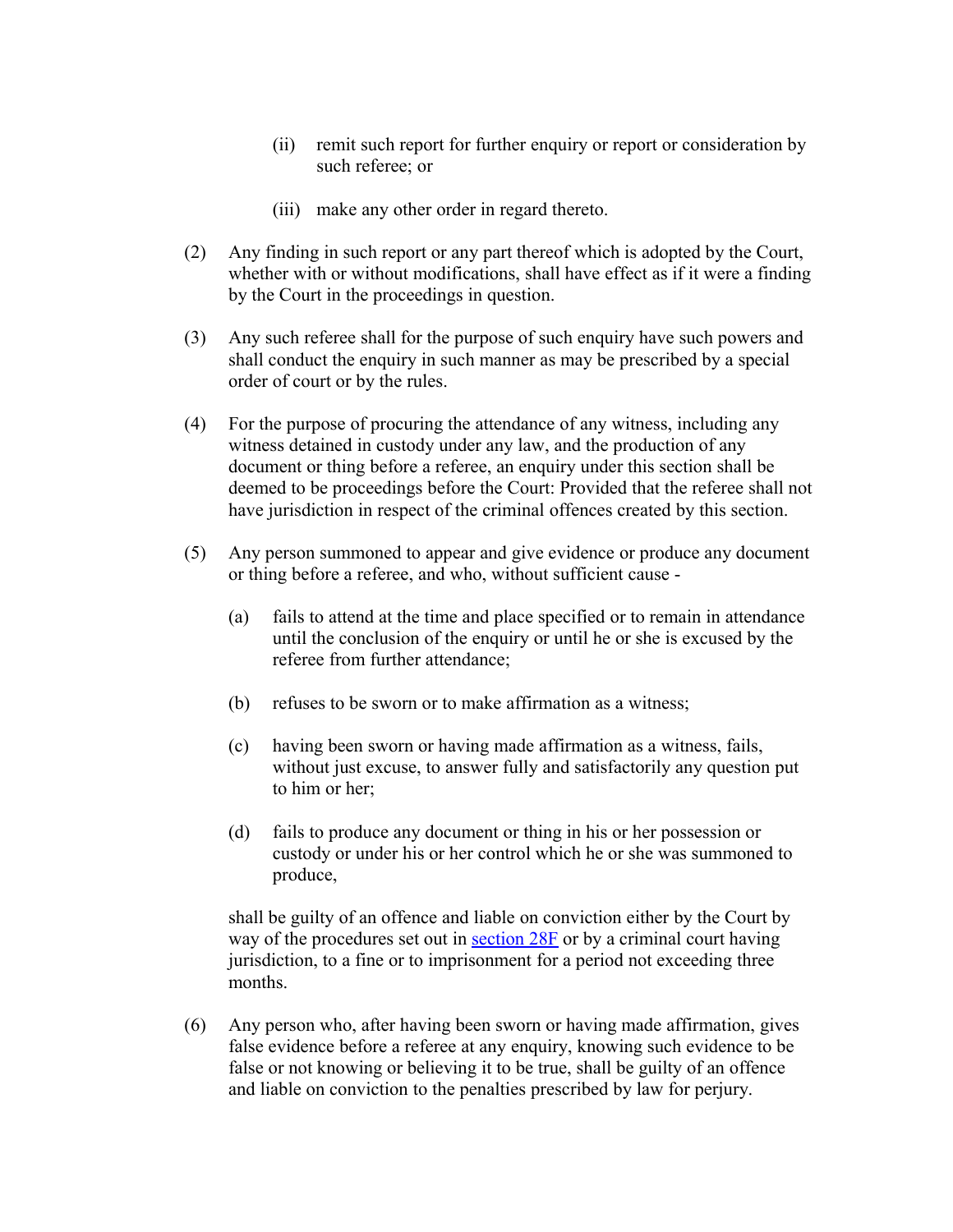(ii) remit such report for further enquiry or report or consideration by such referee; or

(iii) make any other order in regard thereto.

(2) Any finding in such report or any part thereof which is adopted by the Court, whether with or without modifications, shall have effect as if it were a finding by the Court in the proceedings in question.

(3) Any such referee shall for the purpose of such enquiry have such powers and shall conduct the enquiry in such manner as may be prescribed by a special order of court or by the rules.

(4) For the purpose of procuring the attendance of any witness, including any witness detained in custody under any law, and the production of any document or thing before a referee, an enquiry under this section shall be deemed to be proceedings before the Court: Provided that the referee shall not have jurisdiction in respect of the criminal offences created by this section.

(5) Any person summoned to appear and give evidence or produce any document or thing before a referee, and who, without sufficient cause -

(a) fails to attend at the time and place specified or to remain in attendance until the conclusion of the enquiry or until he or she is excused by the referee from further attendance;

(b) refuses to be sworn or to make affirmation as a witness;

(c) having been sworn or having made affirmation as a witness, fails, without just excuse, to answer fully and satisfactorily any question put to him or her;

(d) fails to produce any document or thing in his or her possession or custody or under his or her control which he or she was summoned to produce,

shall be guilty of an offence and liable on conviction either by the Court by way of the procedures set out in section 28F or by a criminal court having jurisdiction, to a fine or to imprisonment for a period not exceeding three months.

(6) Any person who, after having been sworn or having made affirmation, gives false evidence before a referee at any enquiry, knowing such evidence to be false or not knowing or believing it to be true, shall be guilty of an offence and liable on conviction to the penalties prescribed by law for perjury.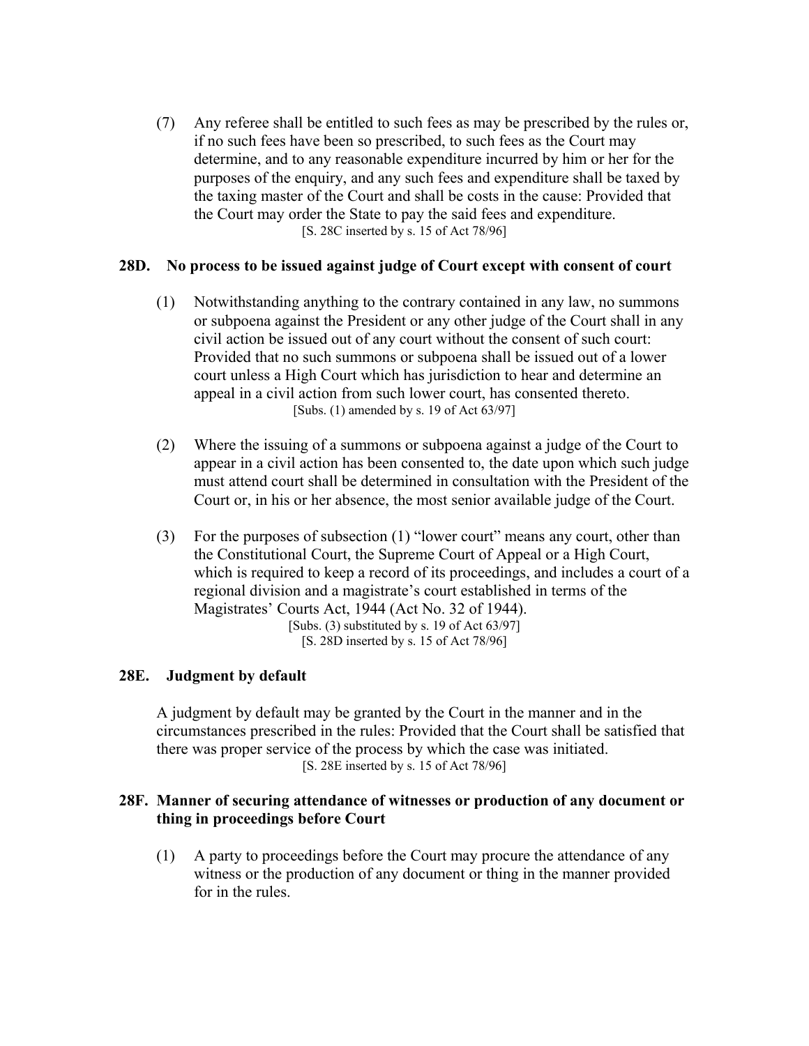(7) Any referee shall be entitled to such fees as may be prescribed by the rules or, if no such fees have been so prescribed, to such fees as the Court may determine, and to any reasonable expenditure incurred by him or her for the purposes of the enquiry, and any such fees and expenditure shall be taxed by the taxing master of the Court and shall be costs in the cause: Provided that the Court may order the State to pay the said fees and expenditure.

[S. 28C inserted by s. 15 of Act 78/96]

### 28D. No process to be issued against judge of Court except with consent of court

(1) Notwithstanding anything to the contrary contained in any law, no summons or subpoena against the President or any other judge of the Court shall in any civil action be issued out of any court without the consent of such court: Provided that no such summons or subpoena shall be issued out of a lower court unless a High Court which has jurisdiction to hear and determine an appeal in a civil action from such lower court, has consented thereto.

[Subs. (1) amended by s. 19 of Act 63/97]

(2) Where the issuing of a summons or subpoena against a judge of the Court to appear in a civil action has been consented to, the date upon which such judge must attend court shall be determined in consultation with the President of the Court or, in his or her absence, the most senior available judge of the Court.

(3) For the purposes of subsection (1) "lower court" means any court, other than the Constitutional Court, the Supreme Court of Appeal or a High Court, which is required to keep a record of its proceedings, and includes a court of a regional division and a magistrate's court established in terms of the Magistrates' Courts Act, 1944 (Act No. 32 of 1944).

[Subs. (3) substituted by s. 19 of Act 63/97]
[S. 28D inserted by s. 15 of Act 78/96]

### 28E. Judgment by default

A judgment by default may be granted by the Court in the manner and in the circumstances prescribed in the rules: Provided that the Court shall be satisfied that there was proper service of the process by which the case was initiated.

[S. 28E inserted by s. 15 of Act 78/96]

### 28F. Manner of securing attendance of witnesses or production of any document or thing in proceedings before Court

(1) A party to proceedings before the Court may procure the attendance of any witness or the production of any document or thing in the manner provided for in the rules.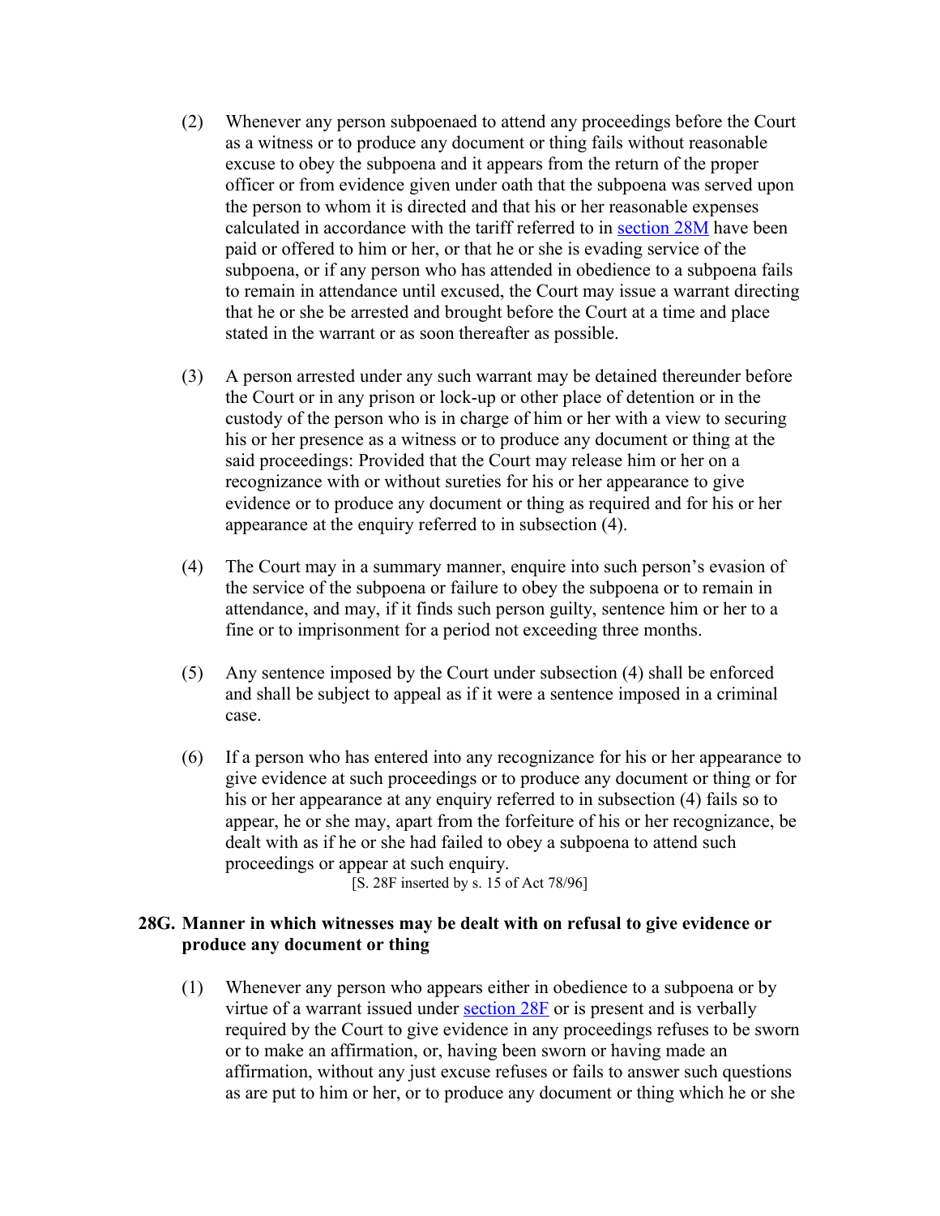(2) Whenever any person subpoenaed to attend any proceedings before the Court as a witness or to produce any document or thing fails without reasonable excuse to obey the subpoena and it appears from the return of the proper officer or from evidence given under oath that the subpoena was served upon the person to whom it is directed and that his or her reasonable expenses calculated in accordance with the tariff referred to in section 28M have been paid or offered to him or her, or that he or she is evading service of the subpoena, or if any person who has attended in obedience to a subpoena fails to remain in attendance until excused, the Court may issue a warrant directing that he or she be arrested and brought before the Court at a time and place stated in the warrant or as soon thereafter as possible.

(3) A person arrested under any such warrant may be detained thereunder before the Court or in any prison or lock-up or other place of detention or in the custody of the person who is in charge of him or her with a view to securing his or her presence as a witness or to produce any document or thing at the said proceedings: Provided that the Court may release him or her on a recognizance with or without sureties for his or her appearance to give evidence or to produce any document or thing as required and for his or her appearance at the enquiry referred to in subsection (4).

(4) The Court may in a summary manner, enquire into such person's evasion of the service of the subpoena or failure to obey the subpoena or to remain in attendance, and may, if it finds such person guilty, sentence him or her to a fine or to imprisonment for a period not exceeding three months.

(5) Any sentence imposed by the Court under subsection (4) shall be enforced and shall be subject to appeal as if it were a sentence imposed in a criminal case.

(6) If a person who has entered into any recognizance for his or her appearance to give evidence at such proceedings or to produce any document or thing or for his or her appearance at any enquiry referred to in subsection (4) fails so to appear, he or she may, apart from the forfeiture of his or her recognizance, be dealt with as if he or she had failed to obey a subpoena to attend such proceedings or appear at such enquiry.

[S. 28F inserted by s. 15 of Act 78/96]

### 28G. Manner in which witnesses may be dealt with on refusal to give evidence or produce any document or thing

(1) Whenever any person who appears either in obedience to a subpoena or by virtue of a warrant issued under section 28F or is present and is verbally required by the Court to give evidence in any proceedings refuses to be sworn or to make an affirmation, or, having been sworn or having made an affirmation, without any just excuse refuses or fails to answer such questions as are put to him or her, or to produce any document or thing which he or she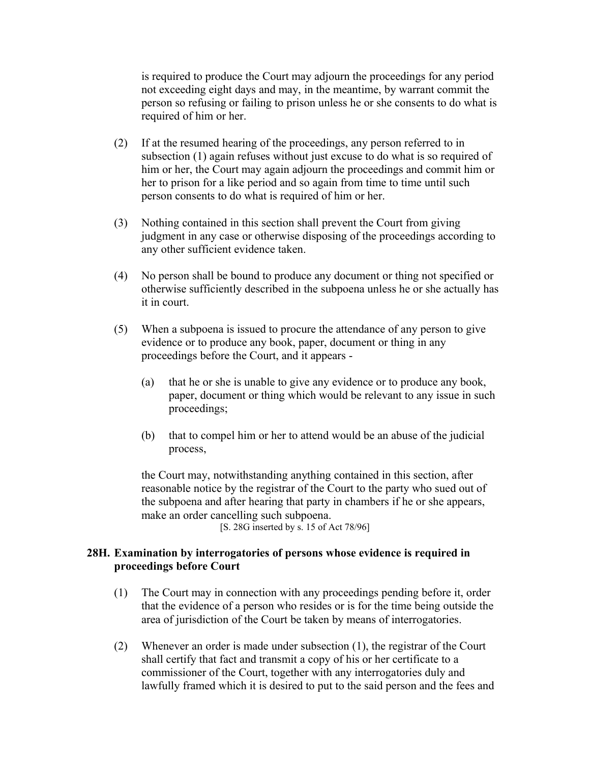is required to produce the Court may adjourn the proceedings for any period not exceeding eight days and may, in the meantime, by warrant commit the person so refusing or failing to prison unless he or she consents to do what is required of him or her.

(2) If at the resumed hearing of the proceedings, any person referred to in subsection (1) again refuses without just excuse to do what is so required of him or her, the Court may again adjourn the proceedings and commit him or her to prison for a like period and so again from time to time until such person consents to do what is required of him or her.

(3) Nothing contained in this section shall prevent the Court from giving judgment in any case or otherwise disposing of the proceedings according to any other sufficient evidence taken.

(4) No person shall be bound to produce any document or thing not specified or otherwise sufficiently described in the subpoena unless he or she actually has it in court.

(5) When a subpoena is issued to procure the attendance of any person to give evidence or to produce any book, paper, document or thing in any proceedings before the Court, and it appears -

(a) that he or she is unable to give any evidence or to produce any book, paper, document or thing which would be relevant to any issue in such proceedings;

(b) that to compel him or her to attend would be an abuse of the judicial process,

the Court may, notwithstanding anything contained in this section, after reasonable notice by the registrar of the Court to the party who sued out of the subpoena and after hearing that party in chambers if he or she appears, make an order cancelling such subpoena.

[S. 28G inserted by s. 15 of Act 78/96]

**28H. Examination by interrogatories of persons whose evidence is required in proceedings before Court**

(1) The Court may in connection with any proceedings pending before it, order that the evidence of a person who resides or is for the time being outside the area of jurisdiction of the Court be taken by means of interrogatories.

(2) Whenever an order is made under subsection (1), the registrar of the Court shall certify that fact and transmit a copy of his or her certificate to a commissioner of the Court, together with any interrogatories duly and lawfully framed which it is desired to put to the said person and the fees and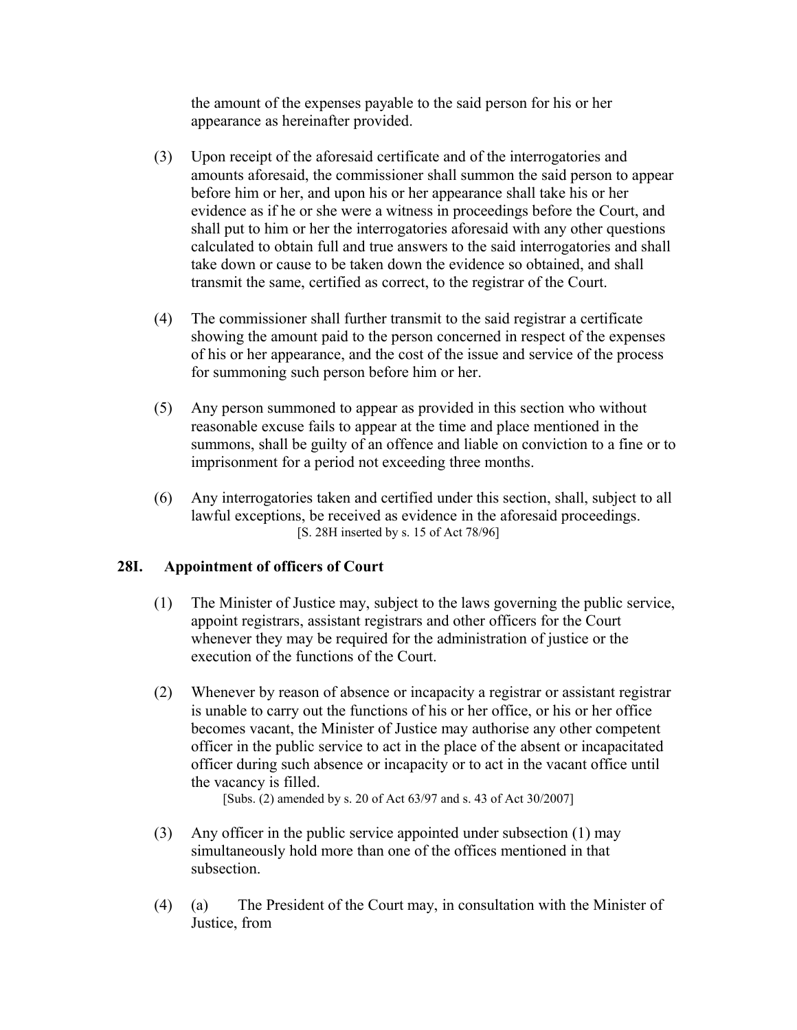the amount of the expenses payable to the said person for his or her appearance as hereinafter provided.

(3) Upon receipt of the aforesaid certificate and of the interrogatories and amounts aforesaid, the commissioner shall summon the said person to appear before him or her, and upon his or her appearance shall take his or her evidence as if he or she were a witness in proceedings before the Court, and shall put to him or her the interrogatories aforesaid with any other questions calculated to obtain full and true answers to the said interrogatories and shall take down or cause to be taken down the evidence so obtained, and shall transmit the same, certified as correct, to the registrar of the Court.

(4) The commissioner shall further transmit to the said registrar a certificate showing the amount paid to the person concerned in respect of the expenses of his or her appearance, and the cost of the issue and service of the process for summoning such person before him or her.

(5) Any person summoned to appear as provided in this section who without reasonable excuse fails to appear at the time and place mentioned in the summons, shall be guilty of an offence and liable on conviction to a fine or to imprisonment for a period not exceeding three months.

(6) Any interrogatories taken and certified under this section, shall, subject to all lawful exceptions, be received as evidence in the aforesaid proceedings.
[S. 28H inserted by s. 15 of Act 78/96]

### 28I. Appointment of officers of Court

(1) The Minister of Justice may, subject to the laws governing the public service, appoint registrars, assistant registrars and other officers for the Court whenever they may be required for the administration of justice or the execution of the functions of the Court.

(2) Whenever by reason of absence or incapacity a registrar or assistant registrar is unable to carry out the functions of his or her office, or his or her office becomes vacant, the Minister of Justice may authorise any other competent officer in the public service to act in the place of the absent or incapacitated officer during such absence or incapacity or to act in the vacant office until the vacancy is filled.
[Subs. (2) amended by s. 20 of Act 63/97 and s. 43 of Act 30/2007]

(3) Any officer in the public service appointed under subsection (1) may simultaneously hold more than one of the offices mentioned in that subsection.

(4) (a) The President of the Court may, in consultation with the Minister of Justice, from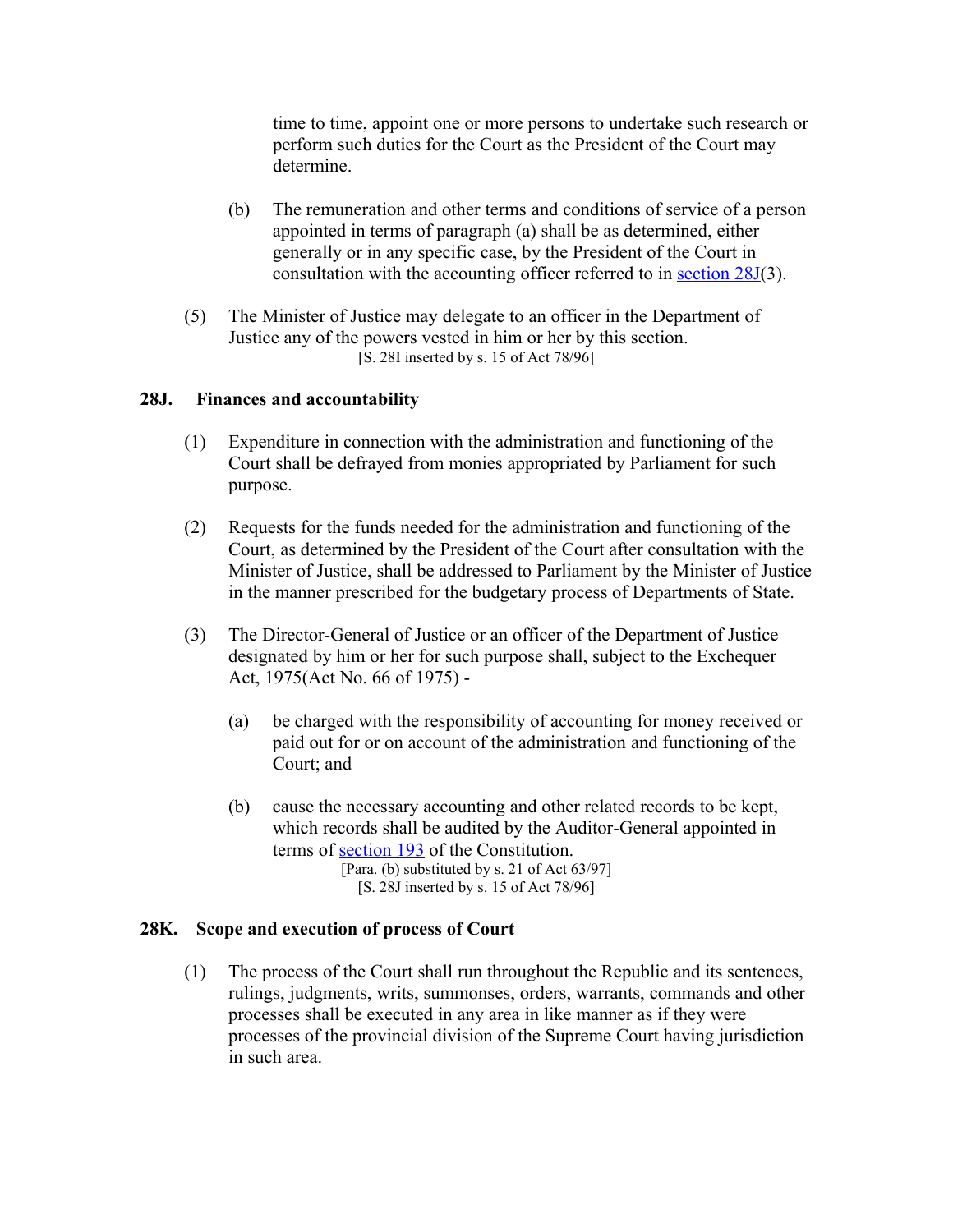time to time, appoint one or more persons to undertake such research or perform such duties for the Court as the President of the Court may determine.

(b) The remuneration and other terms and conditions of service of a person appointed in terms of paragraph (a) shall be as determined, either generally or in any specific case, by the President of the Court in consultation with the accounting officer referred to in section 28J(3).

(5) The Minister of Justice may delegate to an officer in the Department of Justice any of the powers vested in him or her by this section.

[S. 28I inserted by s. 15 of Act 78/96]

### 28J. Finances and accountability

(1) Expenditure in connection with the administration and functioning of the Court shall be defrayed from monies appropriated by Parliament for such purpose.

(2) Requests for the funds needed for the administration and functioning of the Court, as determined by the President of the Court after consultation with the Minister of Justice, shall be addressed to Parliament by the Minister of Justice in the manner prescribed for the budgetary process of Departments of State.

(3) The Director-General of Justice or an officer of the Department of Justice designated by him or her for such purpose shall, subject to the Exchequer Act, 1975(Act No. 66 of 1975) -

(a) be charged with the responsibility of accounting for money received or paid out for or on account of the administration and functioning of the Court; and

(b) cause the necessary accounting and other related records to be kept, which records shall be audited by the Auditor-General appointed in terms of section 193 of the Constitution.

[Para. (b) substituted by s. 21 of Act 63/97]
[S. 28J inserted by s. 15 of Act 78/96]

### 28K. Scope and execution of process of Court

(1) The process of the Court shall run throughout the Republic and its sentences, rulings, judgments, writs, summonses, orders, warrants, commands and other processes shall be executed in any area in like manner as if they were processes of the provincial division of the Supreme Court having jurisdiction in such area.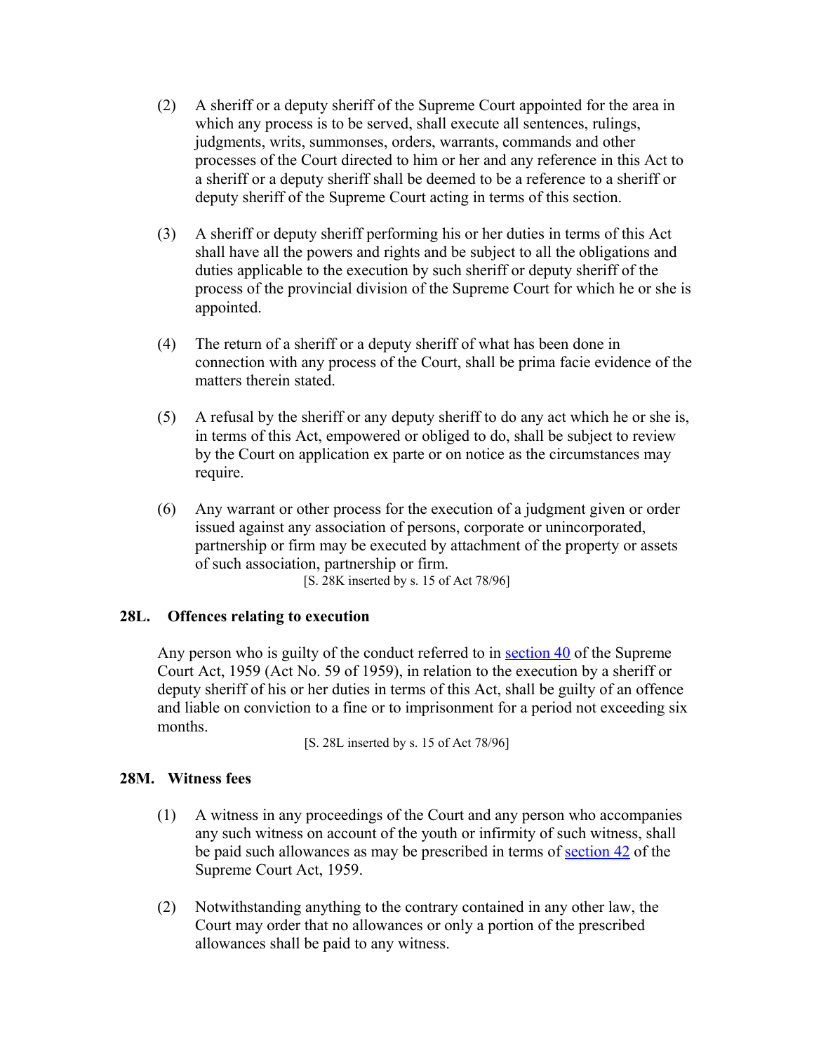(2) A sheriff or a deputy sheriff of the Supreme Court appointed for the area in which any process is to be served, shall execute all sentences, rulings, judgments, writs, summonses, orders, warrants, commands and other processes of the Court directed to him or her and any reference in this Act to a sheriff or a deputy sheriff shall be deemed to be a reference to a sheriff or deputy sheriff of the Supreme Court acting in terms of this section.

(3) A sheriff or deputy sheriff performing his or her duties in terms of this Act shall have all the powers and rights and be subject to all the obligations and duties applicable to the execution by such sheriff or deputy sheriff of the process of the provincial division of the Supreme Court for which he or she is appointed.

(4) The return of a sheriff or a deputy sheriff of what has been done in connection with any process of the Court, shall be prima facie evidence of the matters therein stated.

(5) A refusal by the sheriff or any deputy sheriff to do any act which he or she is, in terms of this Act, empowered or obliged to do, shall be subject to review by the Court on application ex parte or on notice as the circumstances may require.

(6) Any warrant or other process for the execution of a judgment given or order issued against any association of persons, corporate or unincorporated, partnership or firm may be executed by attachment of the property or assets of such association, partnership or firm.

[S. 28K inserted by s. 15 of Act 78/96]

### 28L. Offences relating to execution

Any person who is guilty of the conduct referred to in section 40 of the Supreme Court Act, 1959 (Act No. 59 of 1959), in relation to the execution by a sheriff or deputy sheriff of his or her duties in terms of this Act, shall be guilty of an offence and liable on conviction to a fine or to imprisonment for a period not exceeding six months.

[S. 28L inserted by s. 15 of Act 78/96]

### 28M. Witness fees

(1) A witness in any proceedings of the Court and any person who accompanies any such witness on account of the youth or infirmity of such witness, shall be paid such allowances as may be prescribed in terms of section 42 of the Supreme Court Act, 1959.

(2) Notwithstanding anything to the contrary contained in any other law, the Court may order that no allowances or only a portion of the prescribed allowances shall be paid to any witness.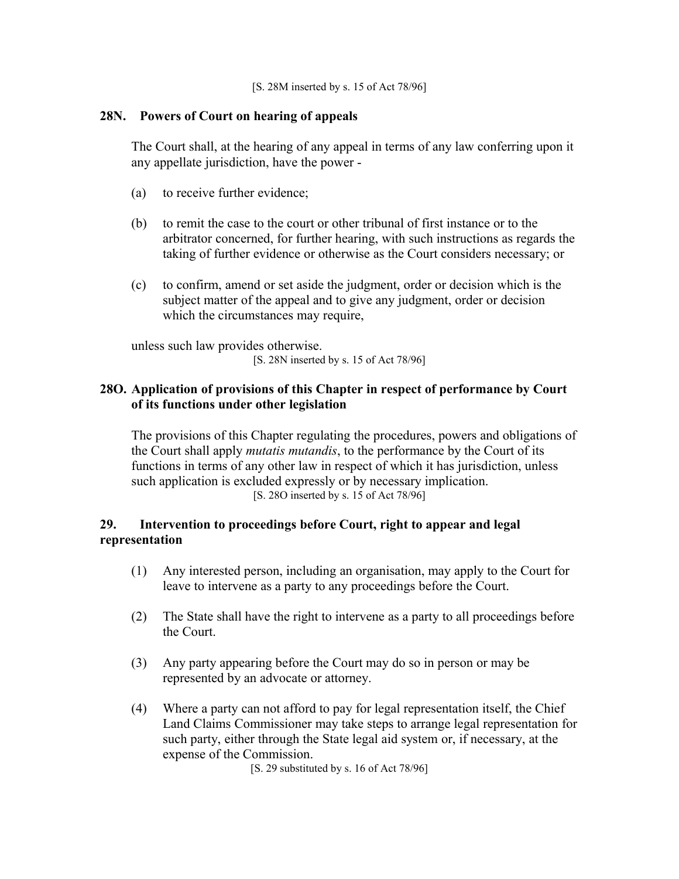[S. 28M inserted by s. 15 of Act 78/96]

### 28N. Powers of Court on hearing of appeals

The Court shall, at the hearing of any appeal in terms of any law conferring upon it any appellate jurisdiction, have the power -

(a) to receive further evidence;

(b) to remit the case to the court or other tribunal of first instance or to the arbitrator concerned, for further hearing, with such instructions as regards the taking of further evidence or otherwise as the Court considers necessary; or

(c) to confirm, amend or set aside the judgment, order or decision which is the subject matter of the appeal and to give any judgment, order or decision which the circumstances may require,

unless such law provides otherwise.

[S. 28N inserted by s. 15 of Act 78/96]

### 28O. Application of provisions of this Chapter in respect of performance by Court of its functions under other legislation

The provisions of this Chapter regulating the procedures, powers and obligations of the Court shall apply *mutatis mutandis*, to the performance by the Court of its functions in terms of any other law in respect of which it has jurisdiction, unless such application is excluded expressly or by necessary implication.

[S. 28O inserted by s. 15 of Act 78/96]

### 29. Intervention to proceedings before Court, right to appear and legal representation

(1) Any interested person, including an organisation, may apply to the Court for leave to intervene as a party to any proceedings before the Court.

(2) The State shall have the right to intervene as a party to all proceedings before the Court.

(3) Any party appearing before the Court may do so in person or may be represented by an advocate or attorney.

(4) Where a party can not afford to pay for legal representation itself, the Chief Land Claims Commissioner may take steps to arrange legal representation for such party, either through the State legal aid system or, if necessary, at the expense of the Commission.

[S. 29 substituted by s. 16 of Act 78/96]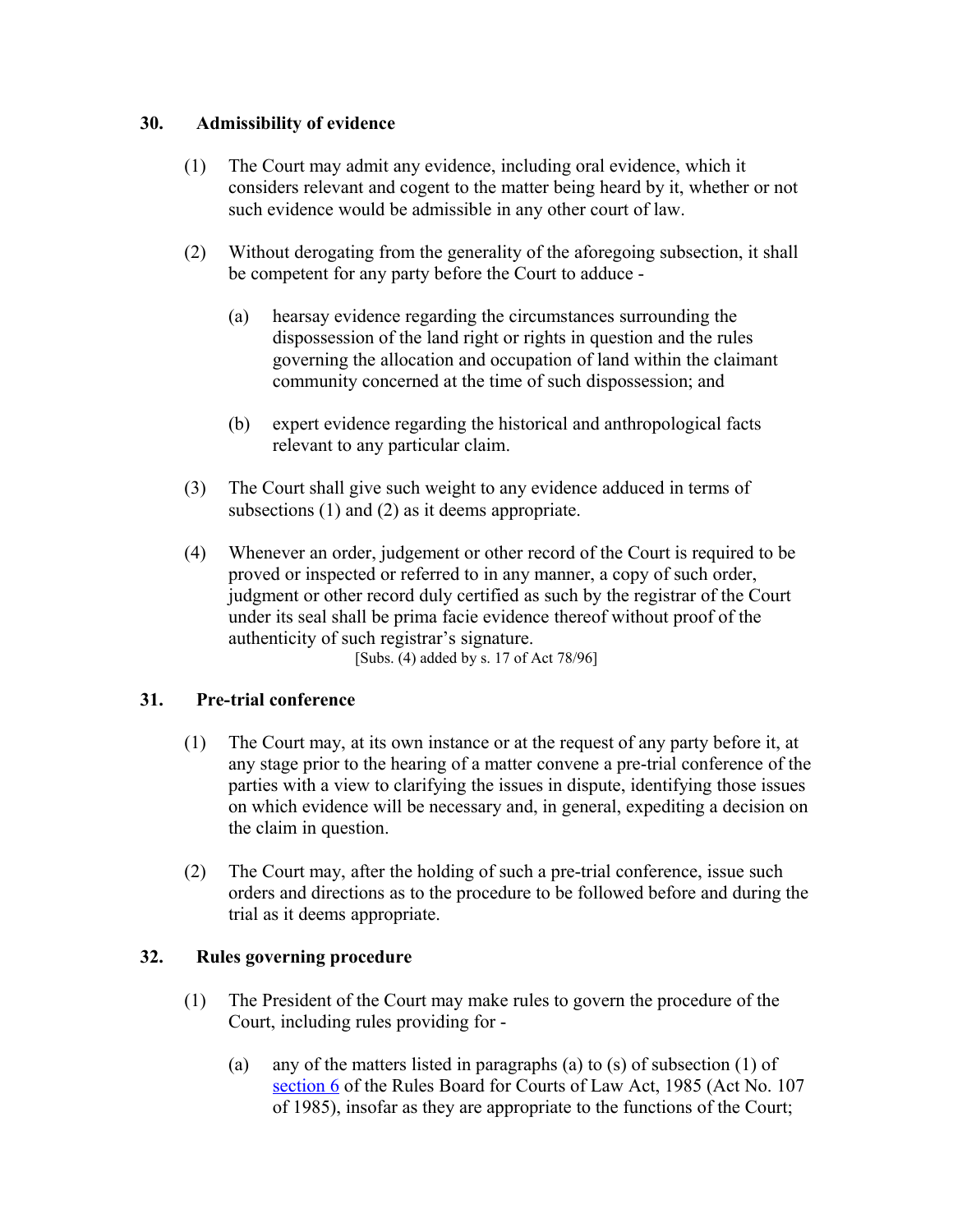### 30. Admissibility of evidence

(1) The Court may admit any evidence, including oral evidence, which it considers relevant and cogent to the matter being heard by it, whether or not such evidence would be admissible in any other court of law.

(2) Without derogating from the generality of the aforegoing subsection, it shall be competent for any party before the Court to adduce -

(a) hearsay evidence regarding the circumstances surrounding the dispossession of the land right or rights in question and the rules governing the allocation and occupation of land within the claimant community concerned at the time of such dispossession; and

(b) expert evidence regarding the historical and anthropological facts relevant to any particular claim.

(3) The Court shall give such weight to any evidence adduced in terms of subsections (1) and (2) as it deems appropriate.

(4) Whenever an order, judgement or other record of the Court is required to be proved or inspected or referred to in any manner, a copy of such order, judgment or other record duly certified as such by the registrar of the Court under its seal shall be prima facie evidence thereof without proof of the authenticity of such registrar's signature.

[Subs. (4) added by s. 17 of Act 78/96]

### 31. Pre-trial conference

(1) The Court may, at its own instance or at the request of any party before it, at any stage prior to the hearing of a matter convene a pre-trial conference of the parties with a view to clarifying the issues in dispute, identifying those issues on which evidence will be necessary and, in general, expediting a decision on the claim in question.

(2) The Court may, after the holding of such a pre-trial conference, issue such orders and directions as to the procedure to be followed before and during the trial as it deems appropriate.

### 32. Rules governing procedure

(1) The President of the Court may make rules to govern the procedure of the Court, including rules providing for -

(a) any of the matters listed in paragraphs (a) to (s) of subsection (1) of section 6 of the Rules Board for Courts of Law Act, 1985 (Act No. 107 of 1985), insofar as they are appropriate to the functions of the Court;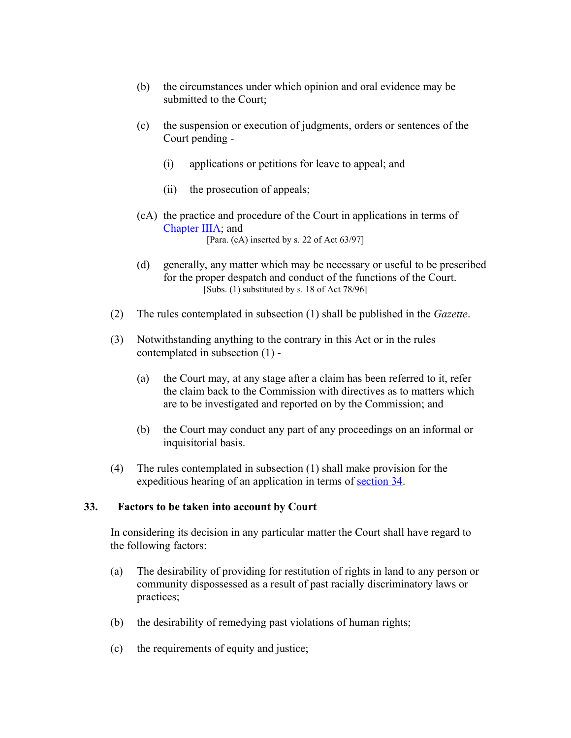(b) the circumstances under which opinion and oral evidence may be submitted to the Court;

(c) the suspension or execution of judgments, orders or sentences of the Court pending -

  (i) applications or petitions for leave to appeal; and

  (ii) the prosecution of appeals;

(cA) the practice and procedure of the Court in applications in terms of Chapter IIIA; and
[Para. (cA) inserted by s. 22 of Act 63/97]

(d) generally, any matter which may be necessary or useful to be prescribed for the proper despatch and conduct of the functions of the Court.
[Subs. (1) substituted by s. 18 of Act 78/96]

(2) The rules contemplated in subsection (1) shall be published in the *Gazette*.

(3) Notwithstanding anything to the contrary in this Act or in the rules contemplated in subsection (1) -

  (a) the Court may, at any stage after a claim has been referred to it, refer the claim back to the Commission with directives as to matters which are to be investigated and reported on by the Commission; and

  (b) the Court may conduct any part of any proceedings on an informal or inquisitorial basis.

(4) The rules contemplated in subsection (1) shall make provision for the expeditious hearing of an application in terms of section 34.

**33. Factors to be taken into account by Court**

In considering its decision in any particular matter the Court shall have regard to the following factors:

(a) The desirability of providing for restitution of rights in land to any person or community dispossessed as a result of past racially discriminatory laws or practices;

(b) the desirability of remedying past violations of human rights;

(c) the requirements of equity and justice;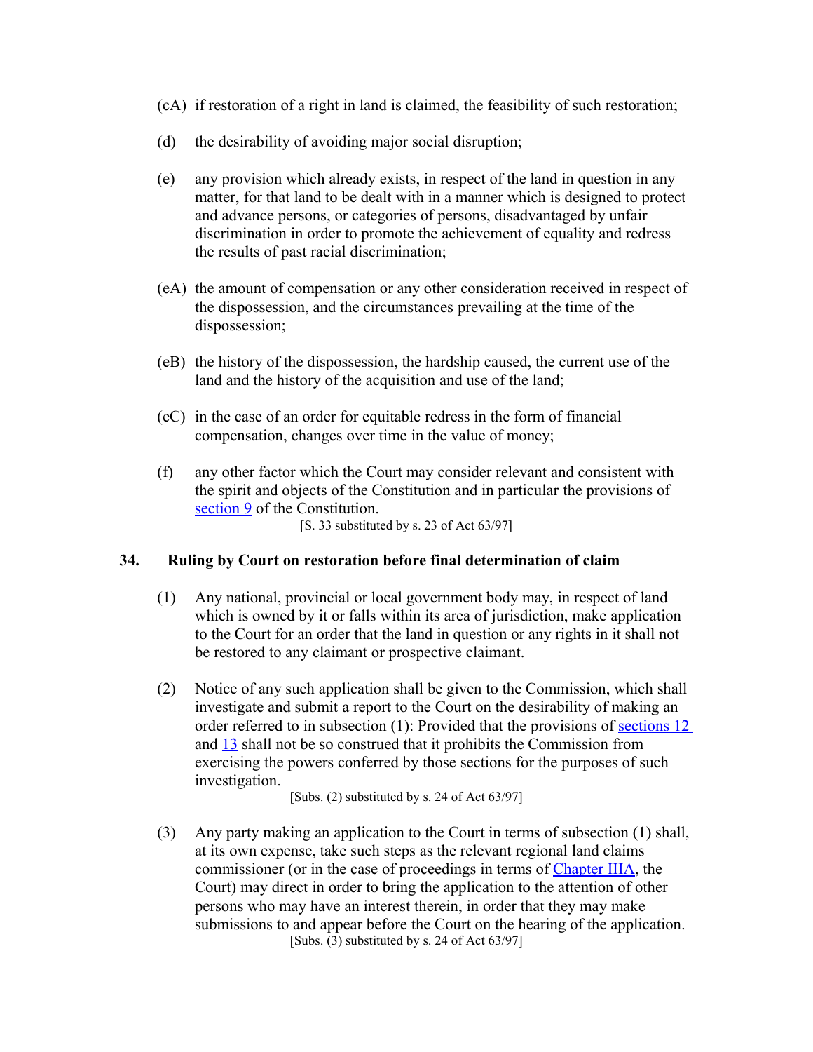(cA) if restoration of a right in land is claimed, the feasibility of such restoration;

(d) the desirability of avoiding major social disruption;

(e) any provision which already exists, in respect of the land in question in any matter, for that land to be dealt with in a manner which is designed to protect and advance persons, or categories of persons, disadvantaged by unfair discrimination in order to promote the achievement of equality and redress the results of past racial discrimination;

(eA) the amount of compensation or any other consideration received in respect of the dispossession, and the circumstances prevailing at the time of the dispossession;

(eB) the history of the dispossession, the hardship caused, the current use of the land and the history of the acquisition and use of the land;

(eC) in the case of an order for equitable redress in the form of financial compensation, changes over time in the value of money;

(f) any other factor which the Court may consider relevant and consistent with the spirit and objects of the Constitution and in particular the provisions of section 9 of the Constitution.

[S. 33 substituted by s. 23 of Act 63/97]

### 34. Ruling by Court on restoration before final determination of claim

(1) Any national, provincial or local government body may, in respect of land which is owned by it or falls within its area of jurisdiction, make application to the Court for an order that the land in question or any rights in it shall not be restored to any claimant or prospective claimant.

(2) Notice of any such application shall be given to the Commission, which shall investigate and submit a report to the Court on the desirability of making an order referred to in subsection (1): Provided that the provisions of sections 12 and 13 shall not be so construed that it prohibits the Commission from exercising the powers conferred by those sections for the purposes of such investigation.

[Subs. (2) substituted by s. 24 of Act 63/97]

(3) Any party making an application to the Court in terms of subsection (1) shall, at its own expense, take such steps as the relevant regional land claims commissioner (or in the case of proceedings in terms of Chapter IIIA, the Court) may direct in order to bring the application to the attention of other persons who may have an interest therein, in order that they may make submissions to and appear before the Court on the hearing of the application.

[Subs. (3) substituted by s. 24 of Act 63/97]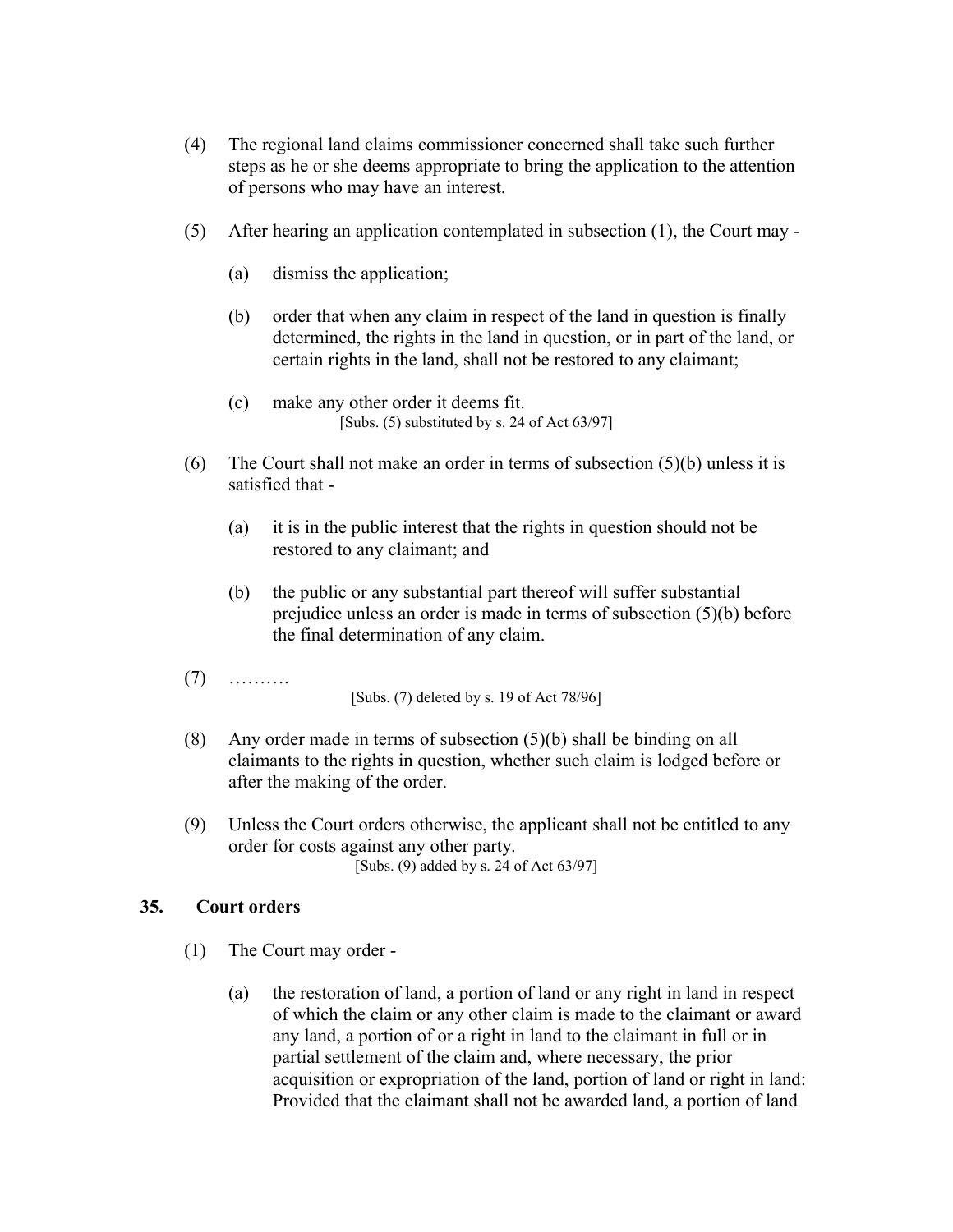(4) The regional land claims commissioner concerned shall take such further steps as he or she deems appropriate to bring the application to the attention of persons who may have an interest.

(5) After hearing an application contemplated in subsection (1), the Court may -

(a) dismiss the application;

(b) order that when any claim in respect of the land in question is finally determined, the rights in the land in question, or in part of the land, or certain rights in the land, shall not be restored to any claimant;

(c) make any other order it deems fit.
[Subs. (5) substituted by s. 24 of Act 63/97]

(6) The Court shall not make an order in terms of subsection (5)(b) unless it is satisfied that -

(a) it is in the public interest that the rights in question should not be restored to any claimant; and

(b) the public or any substantial part thereof will suffer substantial prejudice unless an order is made in terms of subsection (5)(b) before the final determination of any claim.

(7) ……….
[Subs. (7) deleted by s. 19 of Act 78/96]

(8) Any order made in terms of subsection (5)(b) shall be binding on all claimants to the rights in question, whether such claim is lodged before or after the making of the order.

(9) Unless the Court orders otherwise, the applicant shall not be entitled to any order for costs against any other party.
[Subs. (9) added by s. 24 of Act 63/97]

## 35. Court orders

(1) The Court may order -

(a) the restoration of land, a portion of land or any right in land in respect of which the claim or any other claim is made to the claimant or award any land, a portion of or a right in land to the claimant in full or in partial settlement of the claim and, where necessary, the prior acquisition or expropriation of the land, portion of land or right in land: Provided that the claimant shall not be awarded land, a portion of land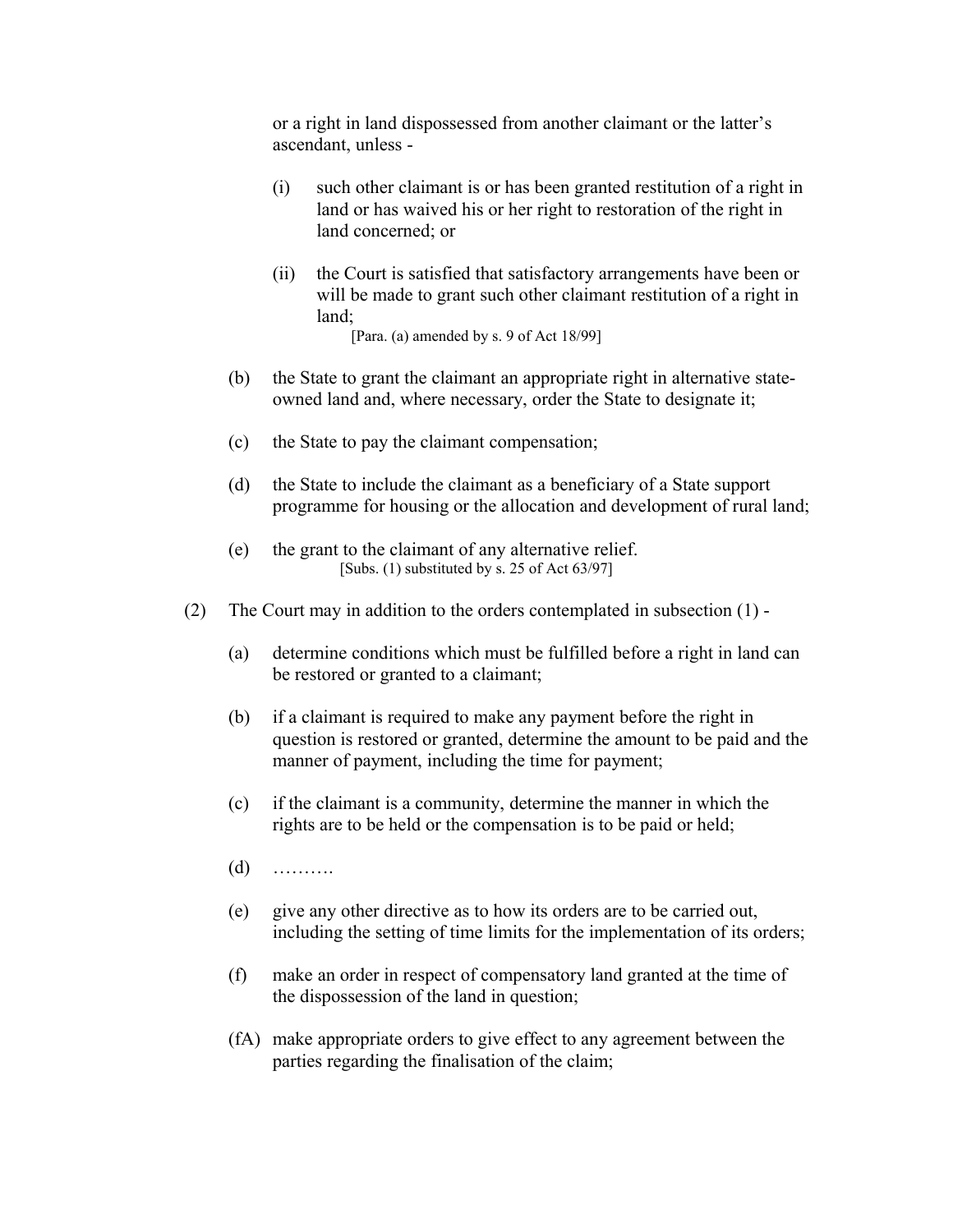or a right in land dispossessed from another claimant or the latter's ascendant, unless -

(i) such other claimant is or has been granted restitution of a right in land or has waived his or her right to restoration of the right in land concerned; or

(ii) the Court is satisfied that satisfactory arrangements have been or will be made to grant such other claimant restitution of a right in land;
[Para. (a) amended by s. 9 of Act 18/99]

(b) the State to grant the claimant an appropriate right in alternative state-owned land and, where necessary, order the State to designate it;

(c) the State to pay the claimant compensation;

(d) the State to include the claimant as a beneficiary of a State support programme for housing or the allocation and development of rural land;

(e) the grant to the claimant of any alternative relief.
[Subs. (1) substituted by s. 25 of Act 63/97]

(2) The Court may in addition to the orders contemplated in subsection (1) -

(a) determine conditions which must be fulfilled before a right in land can be restored or granted to a claimant;

(b) if a claimant is required to make any payment before the right in question is restored or granted, determine the amount to be paid and the manner of payment, including the time for payment;

(c) if the claimant is a community, determine the manner in which the rights are to be held or the compensation is to be paid or held;

(d) ……….

(e) give any other directive as to how its orders are to be carried out, including the setting of time limits for the implementation of its orders;

(f) make an order in respect of compensatory land granted at the time of the dispossession of the land in question;

(fA) make appropriate orders to give effect to any agreement between the parties regarding the finalisation of the claim;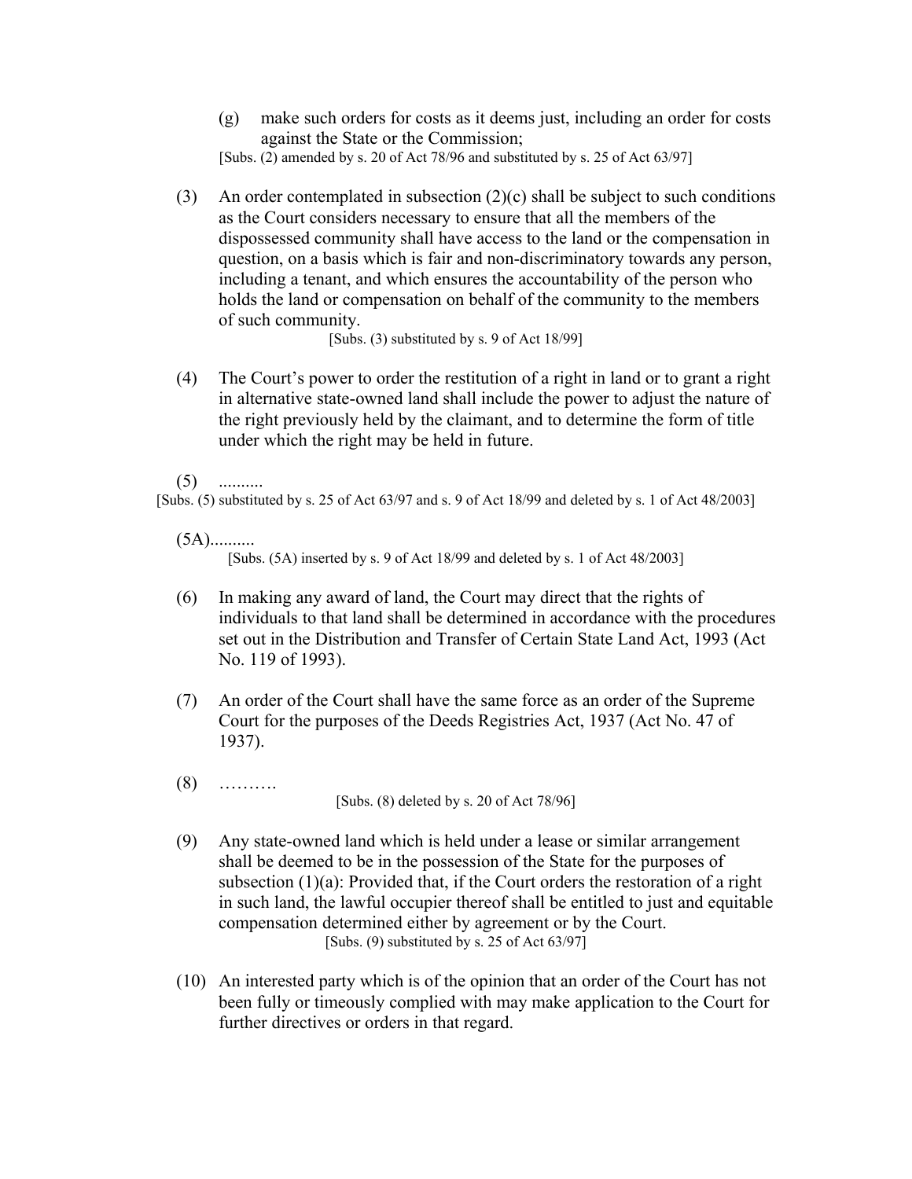(g) make such orders for costs as it deems just, including an order for costs against the State or the Commission;

[Subs. (2) amended by s. 20 of Act 78/96 and substituted by s. 25 of Act 63/97]

(3) An order contemplated in subsection (2)(c) shall be subject to such conditions as the Court considers necessary to ensure that all the members of the dispossessed community shall have access to the land or the compensation in question, on a basis which is fair and non-discriminatory towards any person, including a tenant, and which ensures the accountability of the person who holds the land or compensation on behalf of the community to the members of such community.

[Subs. (3) substituted by s. 9 of Act 18/99]

(4) The Court's power to order the restitution of a right in land or to grant a right in alternative state-owned land shall include the power to adjust the nature of the right previously held by the claimant, and to determine the form of title under which the right may be held in future.

(5) ..........

[Subs. (5) substituted by s. 25 of Act 63/97 and s. 9 of Act 18/99 and deleted by s. 1 of Act 48/2003]

(5A)..........

[Subs. (5A) inserted by s. 9 of Act 18/99 and deleted by s. 1 of Act 48/2003]

(6) In making any award of land, the Court may direct that the rights of individuals to that land shall be determined in accordance with the procedures set out in the Distribution and Transfer of Certain State Land Act, 1993 (Act No. 119 of 1993).

(7) An order of the Court shall have the same force as an order of the Supreme Court for the purposes of the Deeds Registries Act, 1937 (Act No. 47 of 1937).

(8) ……….

[Subs. (8) deleted by s. 20 of Act 78/96]

(9) Any state-owned land which is held under a lease or similar arrangement shall be deemed to be in the possession of the State for the purposes of subsection (1)(a): Provided that, if the Court orders the restoration of a right in such land, the lawful occupier thereof shall be entitled to just and equitable compensation determined either by agreement or by the Court.

[Subs. (9) substituted by s. 25 of Act 63/97]

(10) An interested party which is of the opinion that an order of the Court has not been fully or timeously complied with may make application to the Court for further directives or orders in that regard.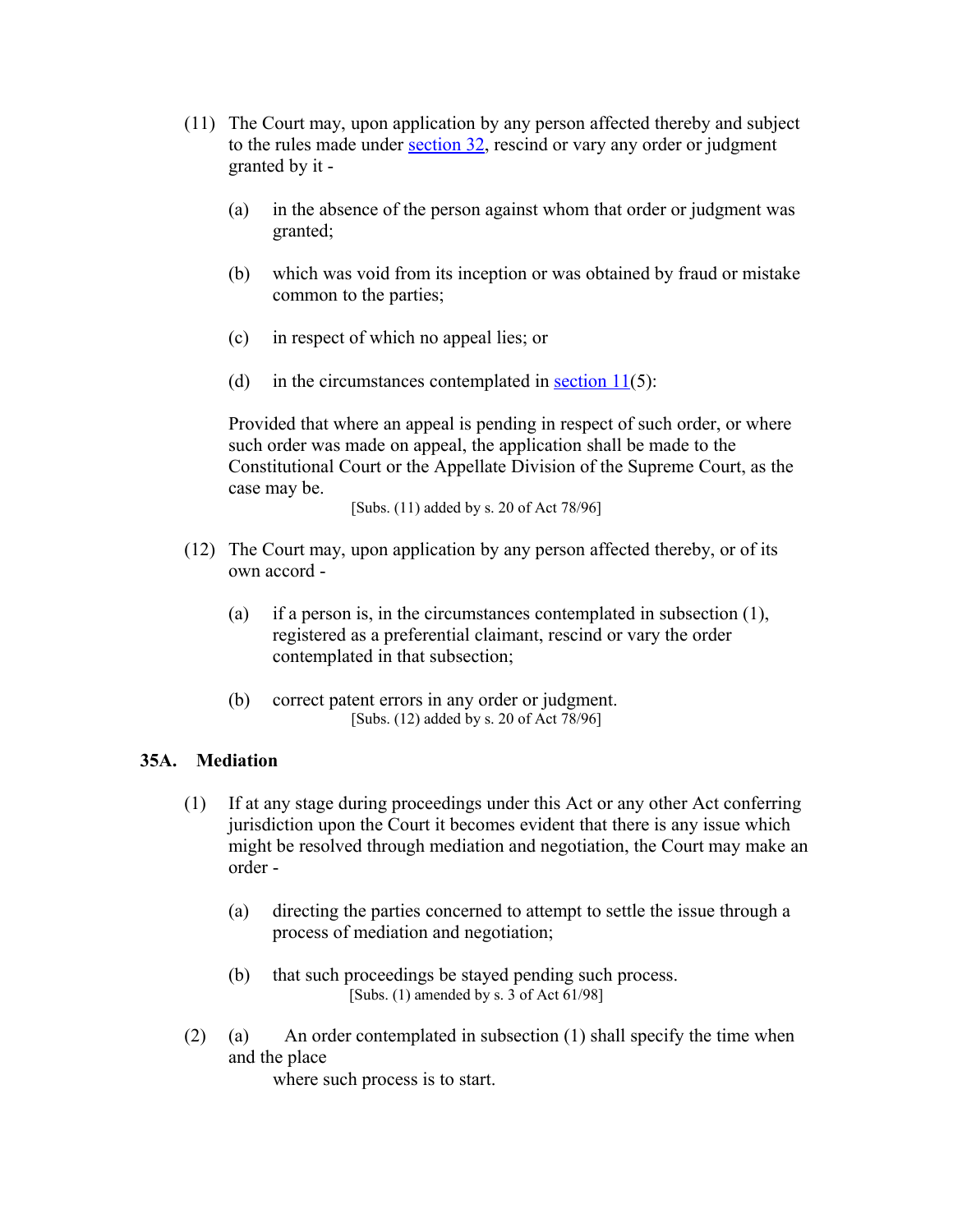(11) The Court may, upon application by any person affected thereby and subject to the rules made under section 32, rescind or vary any order or judgment granted by it -

  (a) in the absence of the person against whom that order or judgment was granted;

  (b) which was void from its inception or was obtained by fraud or mistake common to the parties;

  (c) in respect of which no appeal lies; or

  (d) in the circumstances contemplated in section 11(5):

  Provided that where an appeal is pending in respect of such order, or where such order was made on appeal, the application shall be made to the Constitutional Court or the Appellate Division of the Supreme Court, as the case may be.

  [Subs. (11) added by s. 20 of Act 78/96]

(12) The Court may, upon application by any person affected thereby, or of its own accord -

  (a) if a person is, in the circumstances contemplated in subsection (1), registered as a preferential claimant, rescind or vary the order contemplated in that subsection;

  (b) correct patent errors in any order or judgment.

  [Subs. (12) added by s. 20 of Act 78/96]

### 35A. Mediation

(1) If at any stage during proceedings under this Act or any other Act conferring jurisdiction upon the Court it becomes evident that there is any issue which might be resolved through mediation and negotiation, the Court may make an order -

  (a) directing the parties concerned to attempt to settle the issue through a process of mediation and negotiation;

  (b) that such proceedings be stayed pending such process.

  [Subs. (1) amended by s. 3 of Act 61/98]

(2) (a) An order contemplated in subsection (1) shall specify the time when and the place where such process is to start.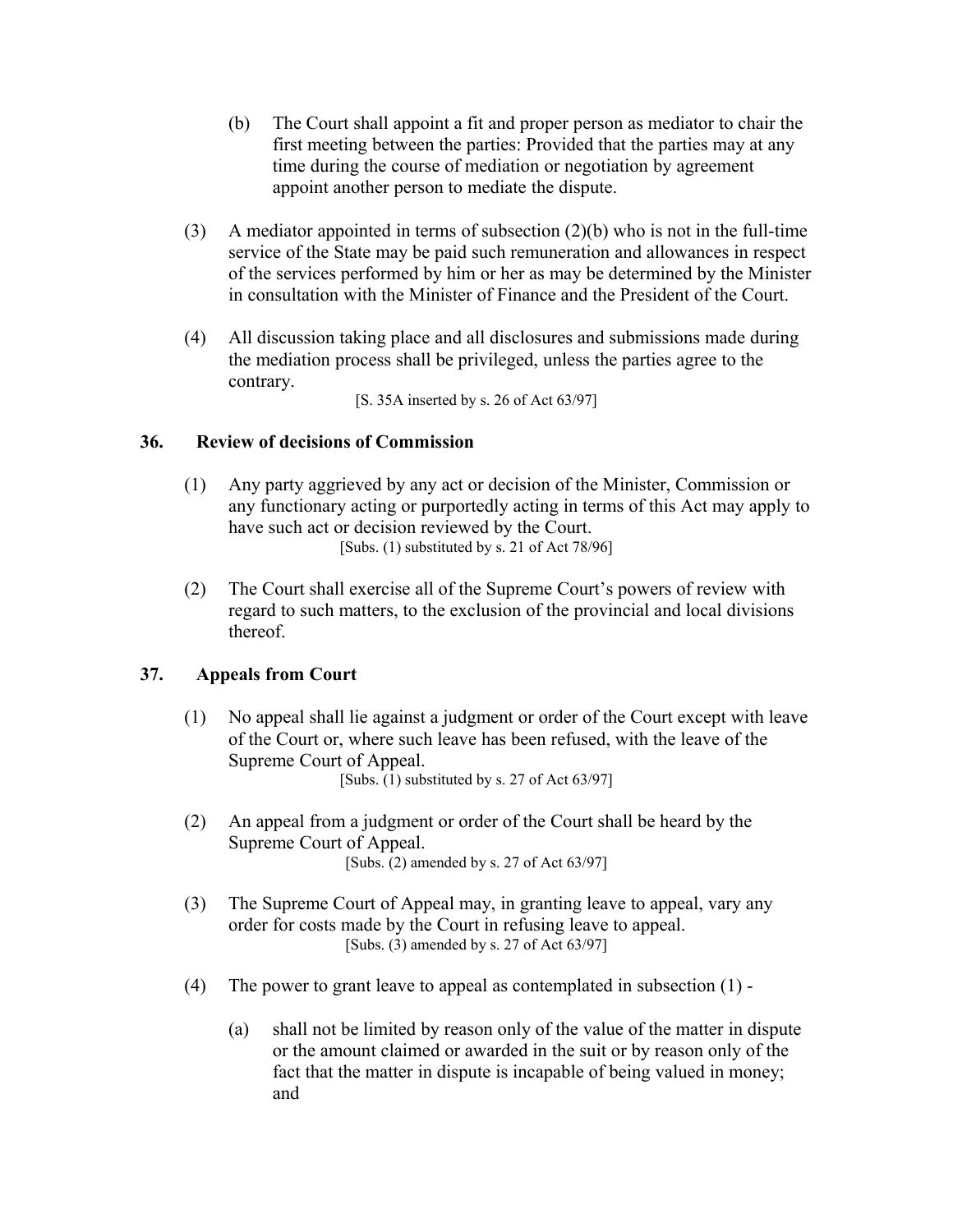(b) The Court shall appoint a fit and proper person as mediator to chair the first meeting between the parties: Provided that the parties may at any time during the course of mediation or negotiation by agreement appoint another person to mediate the dispute.

(3) A mediator appointed in terms of subsection (2)(b) who is not in the full-time service of the State may be paid such remuneration and allowances in respect of the services performed by him or her as may be determined by the Minister in consultation with the Minister of Finance and the President of the Court.

(4) All discussion taking place and all disclosures and submissions made during the mediation process shall be privileged, unless the parties agree to the contrary.

[S. 35A inserted by s. 26 of Act 63/97]

### 36. Review of decisions of Commission

(1) Any party aggrieved by any act or decision of the Minister, Commission or any functionary acting or purportedly acting in terms of this Act may apply to have such act or decision reviewed by the Court.

[Subs. (1) substituted by s. 21 of Act 78/96]

(2) The Court shall exercise all of the Supreme Court's powers of review with regard to such matters, to the exclusion of the provincial and local divisions thereof.

### 37. Appeals from Court

(1) No appeal shall lie against a judgment or order of the Court except with leave of the Court or, where such leave has been refused, with the leave of the Supreme Court of Appeal.

[Subs. (1) substituted by s. 27 of Act 63/97]

(2) An appeal from a judgment or order of the Court shall be heard by the Supreme Court of Appeal.

[Subs. (2) amended by s. 27 of Act 63/97]

(3) The Supreme Court of Appeal may, in granting leave to appeal, vary any order for costs made by the Court in refusing leave to appeal.

[Subs. (3) amended by s. 27 of Act 63/97]

(4) The power to grant leave to appeal as contemplated in subsection (1) -

(a) shall not be limited by reason only of the value of the matter in dispute or the amount claimed or awarded in the suit or by reason only of the fact that the matter in dispute is incapable of being valued in money; and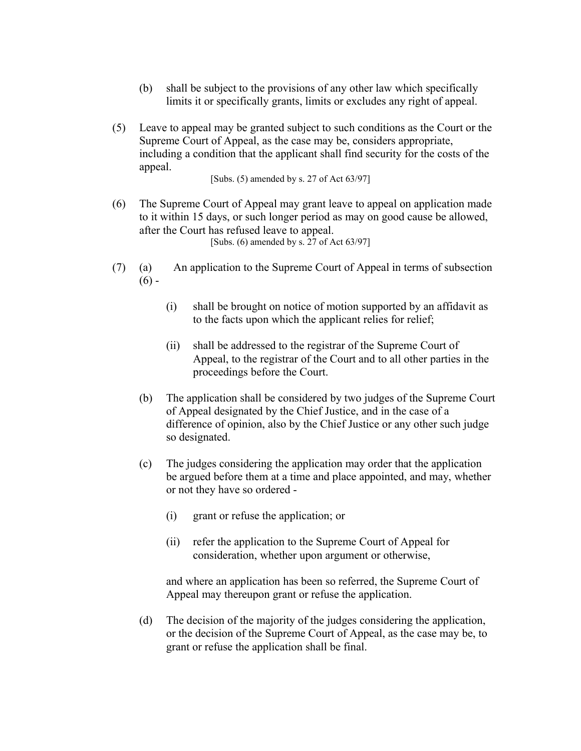(b) shall be subject to the provisions of any other law which specifically limits it or specifically grants, limits or excludes any right of appeal.

(5) Leave to appeal may be granted subject to such conditions as the Court or the Supreme Court of Appeal, as the case may be, considers appropriate, including a condition that the applicant shall find security for the costs of the appeal.

[Subs. (5) amended by s. 27 of Act 63/97]

(6) The Supreme Court of Appeal may grant leave to appeal on application made to it within 15 days, or such longer period as may on good cause be allowed, after the Court has refused leave to appeal.

[Subs. (6) amended by s. 27 of Act 63/97]

(7) (a) An application to the Supreme Court of Appeal in terms of subsection (6) -

(i) shall be brought on notice of motion supported by an affidavit as to the facts upon which the applicant relies for relief;

(ii) shall be addressed to the registrar of the Supreme Court of Appeal, to the registrar of the Court and to all other parties in the proceedings before the Court.

(b) The application shall be considered by two judges of the Supreme Court of Appeal designated by the Chief Justice, and in the case of a difference of opinion, also by the Chief Justice or any other such judge so designated.

(c) The judges considering the application may order that the application be argued before them at a time and place appointed, and may, whether or not they have so ordered -

(i) grant or refuse the application; or

(ii) refer the application to the Supreme Court of Appeal for consideration, whether upon argument or otherwise,

and where an application has been so referred, the Supreme Court of Appeal may thereupon grant or refuse the application.

(d) The decision of the majority of the judges considering the application, or the decision of the Supreme Court of Appeal, as the case may be, to grant or refuse the application shall be final.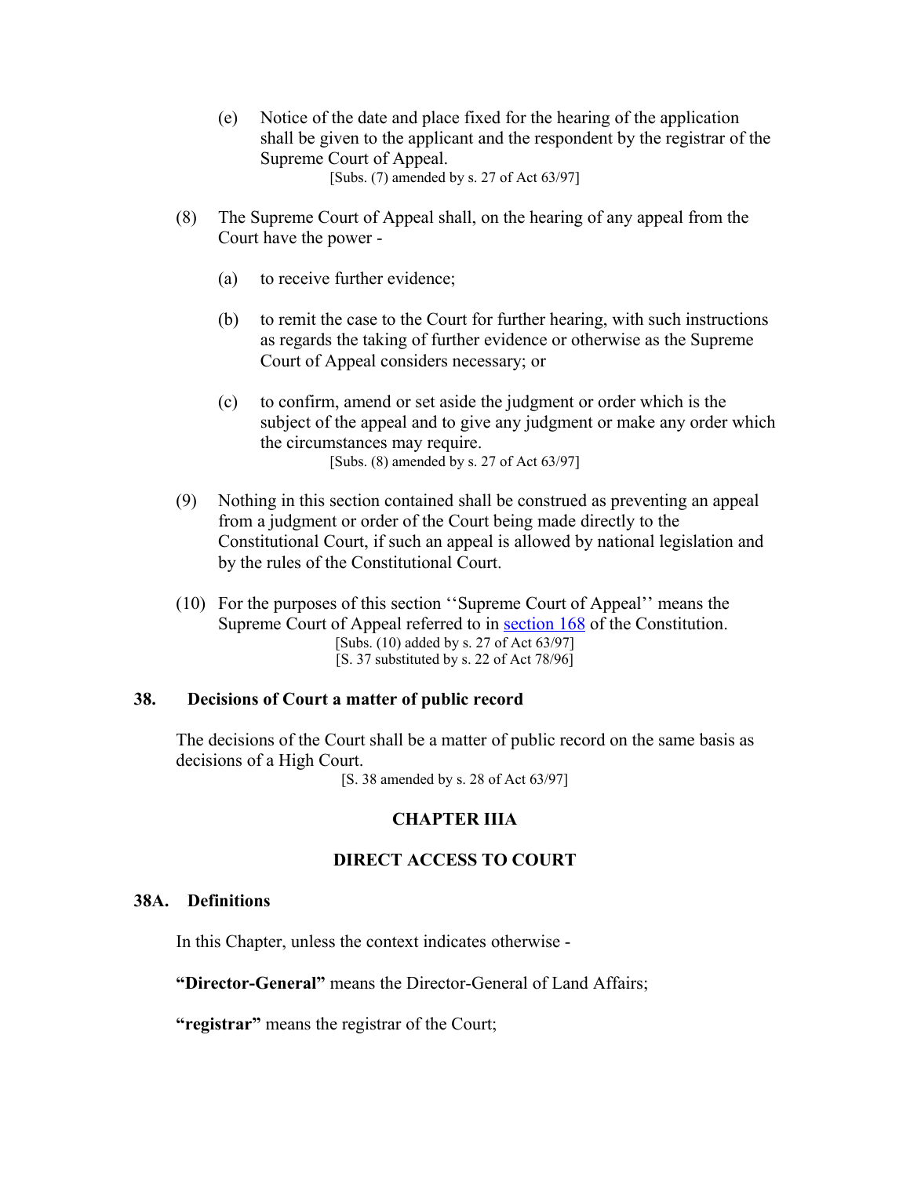(e) Notice of the date and place fixed for the hearing of the application shall be given to the applicant and the respondent by the registrar of the Supreme Court of Appeal.

[Subs. (7) amended by s. 27 of Act 63/97]

(8) The Supreme Court of Appeal shall, on the hearing of any appeal from the Court have the power -

(a) to receive further evidence;

(b) to remit the case to the Court for further hearing, with such instructions as regards the taking of further evidence or otherwise as the Supreme Court of Appeal considers necessary; or

(c) to confirm, amend or set aside the judgment or order which is the subject of the appeal and to give any judgment or make any order which the circumstances may require.

[Subs. (8) amended by s. 27 of Act 63/97]

(9) Nothing in this section contained shall be construed as preventing an appeal from a judgment or order of the Court being made directly to the Constitutional Court, if such an appeal is allowed by national legislation and by the rules of the Constitutional Court.

(10) For the purposes of this section ''Supreme Court of Appeal'' means the Supreme Court of Appeal referred to in section 168 of the Constitution.

[Subs. (10) added by s. 27 of Act 63/97]
[S. 37 substituted by s. 22 of Act 78/96]

### 38. Decisions of Court a matter of public record

The decisions of the Court shall be a matter of public record on the same basis as decisions of a High Court.

[S. 38 amended by s. 28 of Act 63/97]

## CHAPTER IIIA

## DIRECT ACCESS TO COURT

### 38A. Definitions

In this Chapter, unless the context indicates otherwise -

**"Director-General"** means the Director-General of Land Affairs;

**"registrar"** means the registrar of the Court;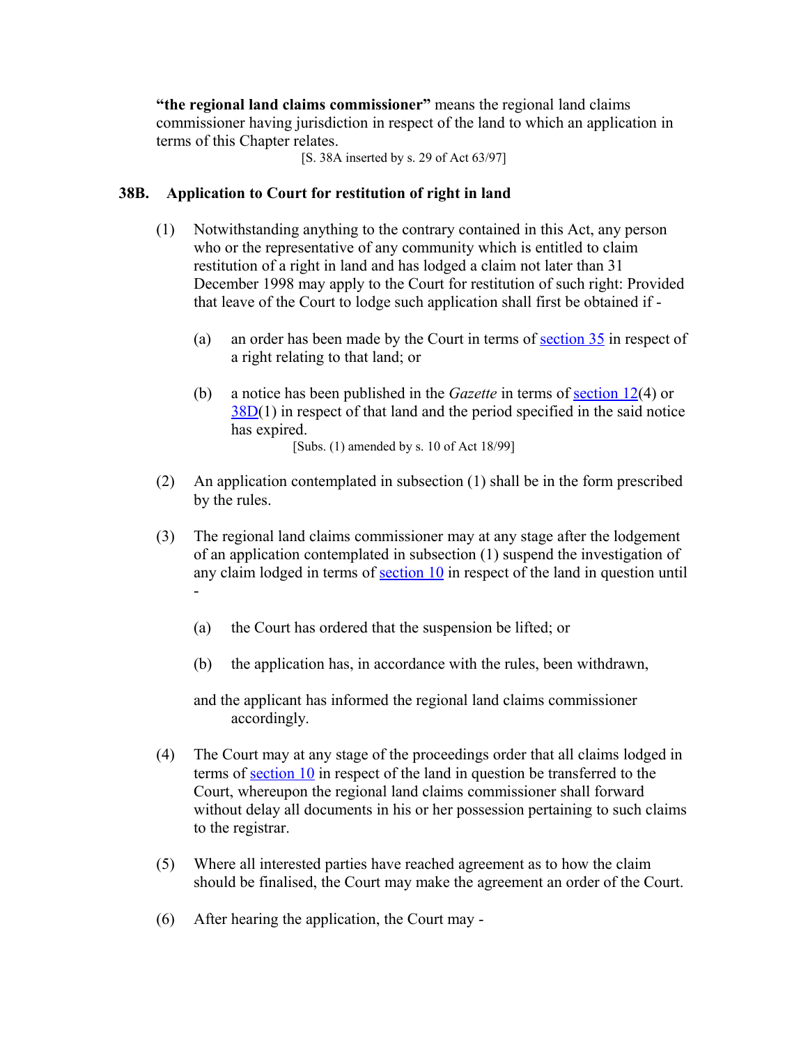**"the regional land claims commissioner"** means the regional land claims commissioner having jurisdiction in respect of the land to which an application in terms of this Chapter relates.

[S. 38A inserted by s. 29 of Act 63/97]

### 38B. Application to Court for restitution of right in land

(1) Notwithstanding anything to the contrary contained in this Act, any person who or the representative of any community which is entitled to claim restitution of a right in land and has lodged a claim not later than 31 December 1998 may apply to the Court for restitution of such right: Provided that leave of the Court to lodge such application shall first be obtained if -

(a) an order has been made by the Court in terms of section 35 in respect of a right relating to that land; or

(b) a notice has been published in the *Gazette* in terms of section 12(4) or 38D(1) in respect of that land and the period specified in the said notice has expired.

[Subs. (1) amended by s. 10 of Act 18/99]

(2) An application contemplated in subsection (1) shall be in the form prescribed by the rules.

(3) The regional land claims commissioner may at any stage after the lodgement of an application contemplated in subsection (1) suspend the investigation of any claim lodged in terms of section 10 in respect of the land in question until -

(a) the Court has ordered that the suspension be lifted; or

(b) the application has, in accordance with the rules, been withdrawn,

and the applicant has informed the regional land claims commissioner accordingly.

(4) The Court may at any stage of the proceedings order that all claims lodged in terms of section 10 in respect of the land in question be transferred to the Court, whereupon the regional land claims commissioner shall forward without delay all documents in his or her possession pertaining to such claims to the registrar.

(5) Where all interested parties have reached agreement as to how the claim should be finalised, the Court may make the agreement an order of the Court.

(6) After hearing the application, the Court may -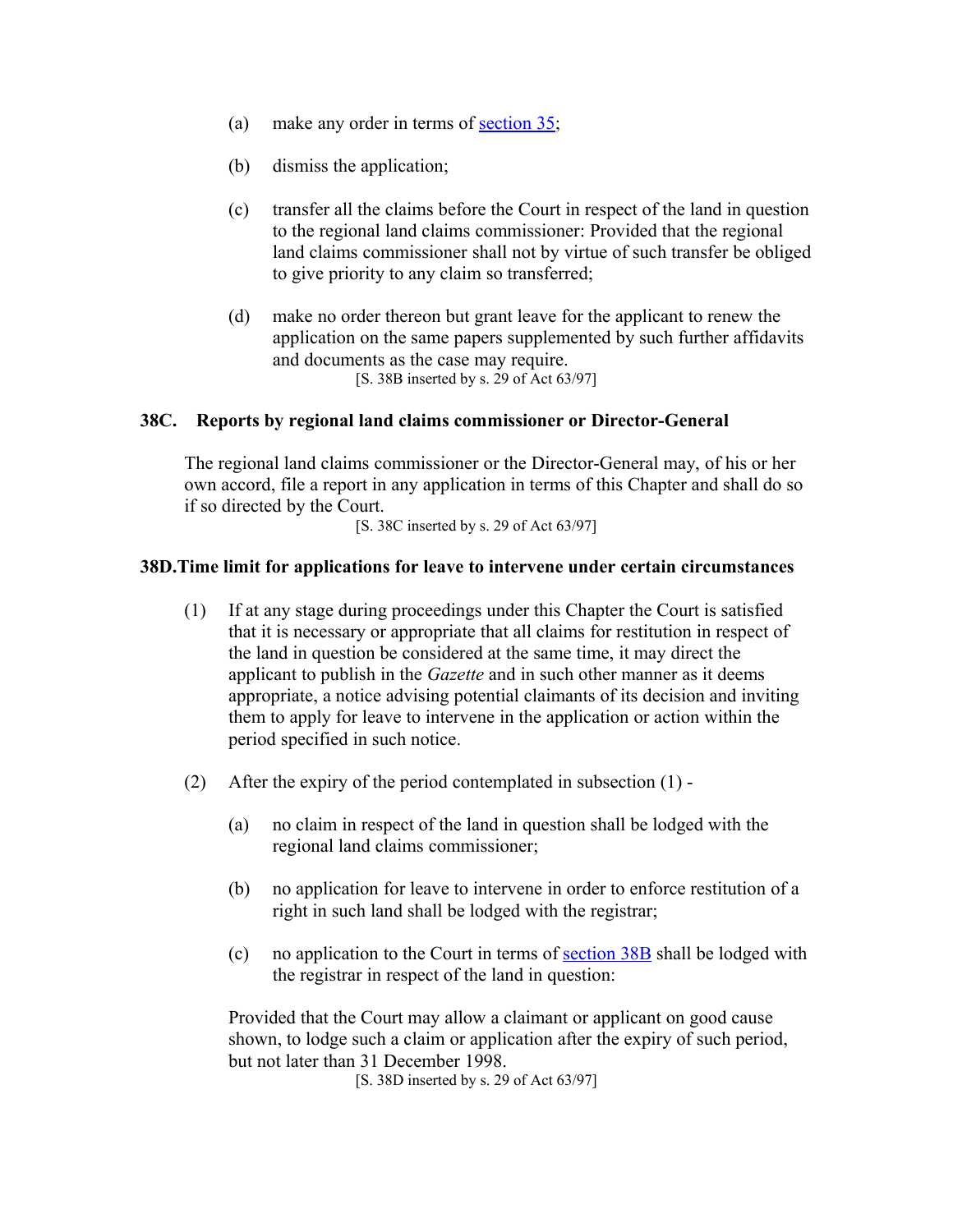(a) make any order in terms of section 35;

(b) dismiss the application;

(c) transfer all the claims before the Court in respect of the land in question to the regional land claims commissioner: Provided that the regional land claims commissioner shall not by virtue of such transfer be obliged to give priority to any claim so transferred;

(d) make no order thereon but grant leave for the applicant to renew the application on the same papers supplemented by such further affidavits and documents as the case may require.

[S. 38B inserted by s. 29 of Act 63/97]

**38C. Reports by regional land claims commissioner or Director-General**

The regional land claims commissioner or the Director-General may, of his or her own accord, file a report in any application in terms of this Chapter and shall do so if so directed by the Court.

[S. 38C inserted by s. 29 of Act 63/97]

**38D. Time limit for applications for leave to intervene under certain circumstances**

(1) If at any stage during proceedings under this Chapter the Court is satisfied that it is necessary or appropriate that all claims for restitution in respect of the land in question be considered at the same time, it may direct the applicant to publish in the *Gazette* and in such other manner as it deems appropriate, a notice advising potential claimants of its decision and inviting them to apply for leave to intervene in the application or action within the period specified in such notice.

(2) After the expiry of the period contemplated in subsection (1) -

(a) no claim in respect of the land in question shall be lodged with the regional land claims commissioner;

(b) no application for leave to intervene in order to enforce restitution of a right in such land shall be lodged with the registrar;

(c) no application to the Court in terms of section 38B shall be lodged with the registrar in respect of the land in question:

Provided that the Court may allow a claimant or applicant on good cause shown, to lodge such a claim or application after the expiry of such period, but not later than 31 December 1998.

[S. 38D inserted by s. 29 of Act 63/97]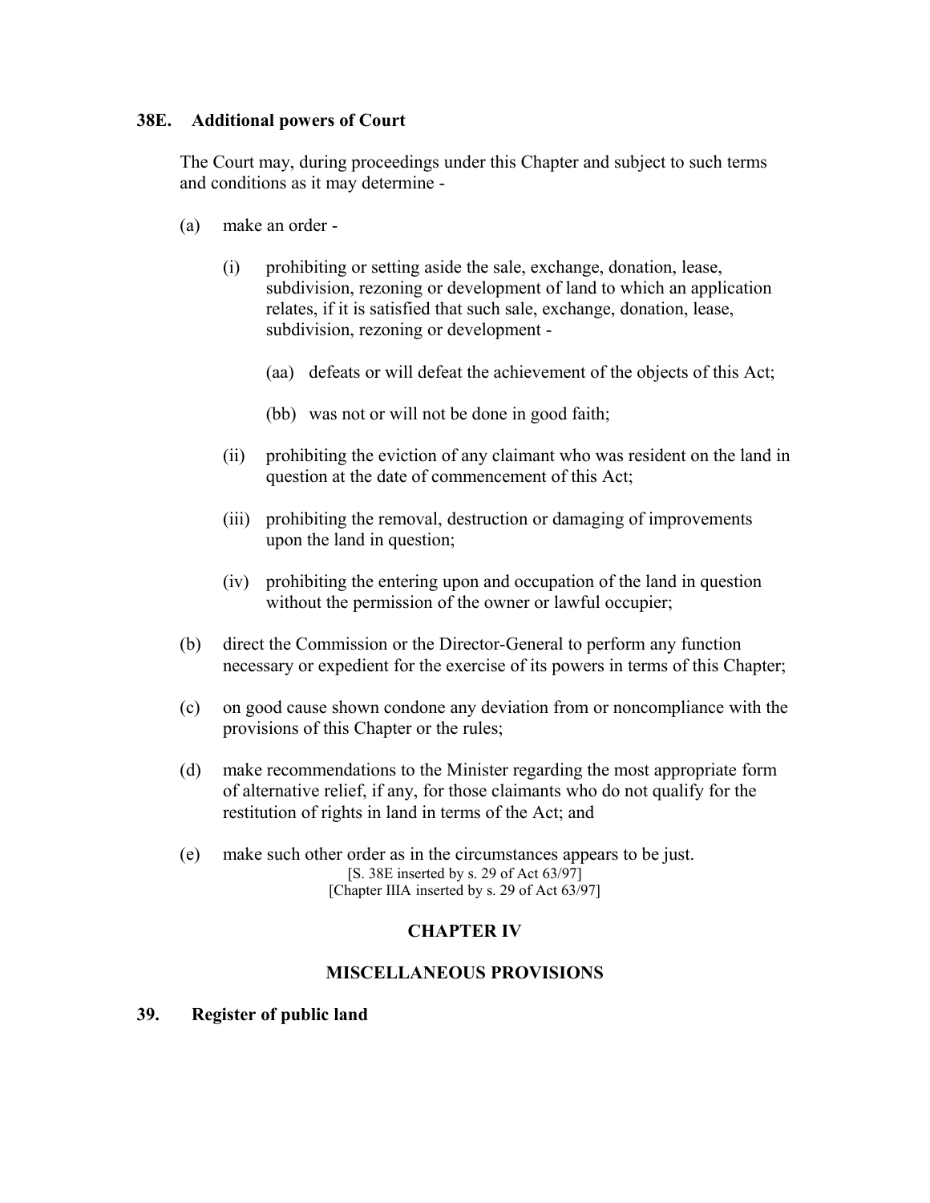**38E. Additional powers of Court**

The Court may, during proceedings under this Chapter and subject to such terms and conditions as it may determine -

(a) make an order -

  (i) prohibiting or setting aside the sale, exchange, donation, lease, subdivision, rezoning or development of land to which an application relates, if it is satisfied that such sale, exchange, donation, lease, subdivision, rezoning or development -

    (aa) defeats or will defeat the achievement of the objects of this Act;

    (bb) was not or will not be done in good faith;

  (ii) prohibiting the eviction of any claimant who was resident on the land in question at the date of commencement of this Act;

  (iii) prohibiting the removal, destruction or damaging of improvements upon the land in question;

  (iv) prohibiting the entering upon and occupation of the land in question without the permission of the owner or lawful occupier;

(b) direct the Commission or the Director-General to perform any function necessary or expedient for the exercise of its powers in terms of this Chapter;

(c) on good cause shown condone any deviation from or noncompliance with the provisions of this Chapter or the rules;

(d) make recommendations to the Minister regarding the most appropriate form of alternative relief, if any, for those claimants who do not qualify for the restitution of rights in land in terms of the Act; and

(e) make such other order as in the circumstances appears to be just.

[S. 38E inserted by s. 29 of Act 63/97]
[Chapter IIIA inserted by s. 29 of Act 63/97]

## CHAPTER IV

## MISCELLANEOUS PROVISIONS

**39. Register of public land**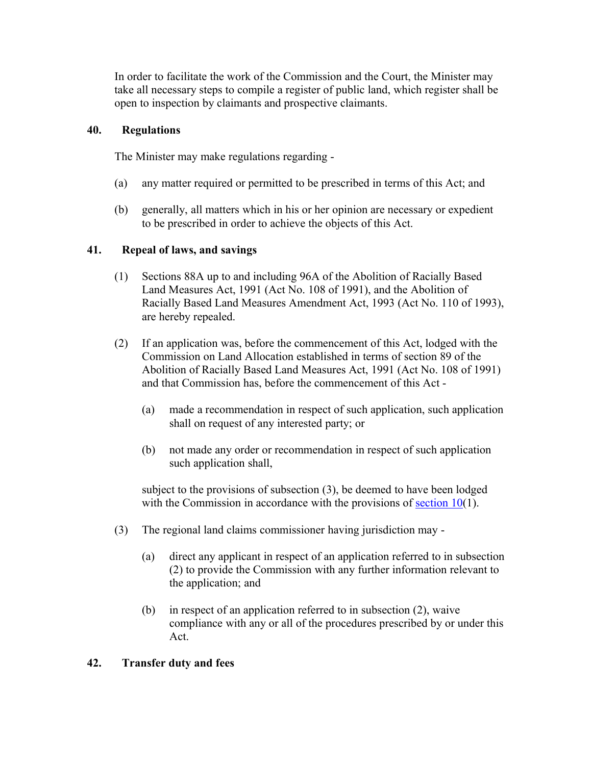In order to facilitate the work of the Commission and the Court, the Minister may take all necessary steps to compile a register of public land, which register shall be open to inspection by claimants and prospective claimants.

### 40. Regulations

The Minister may make regulations regarding -

(a) any matter required or permitted to be prescribed in terms of this Act; and

(b) generally, all matters which in his or her opinion are necessary or expedient to be prescribed in order to achieve the objects of this Act.

### 41. Repeal of laws, and savings

(1) Sections 88A up to and including 96A of the Abolition of Racially Based Land Measures Act, 1991 (Act No. 108 of 1991), and the Abolition of Racially Based Land Measures Amendment Act, 1993 (Act No. 110 of 1993), are hereby repealed.

(2) If an application was, before the commencement of this Act, lodged with the Commission on Land Allocation established in terms of section 89 of the Abolition of Racially Based Land Measures Act, 1991 (Act No. 108 of 1991) and that Commission has, before the commencement of this Act -

(a) made a recommendation in respect of such application, such application shall on request of any interested party; or

(b) not made any order or recommendation in respect of such application such application shall,

subject to the provisions of subsection (3), be deemed to have been lodged with the Commission in accordance with the provisions of section 10(1).

(3) The regional land claims commissioner having jurisdiction may -

(a) direct any applicant in respect of an application referred to in subsection (2) to provide the Commission with any further information relevant to the application; and

(b) in respect of an application referred to in subsection (2), waive compliance with any or all of the procedures prescribed by or under this Act.

### 42. Transfer duty and fees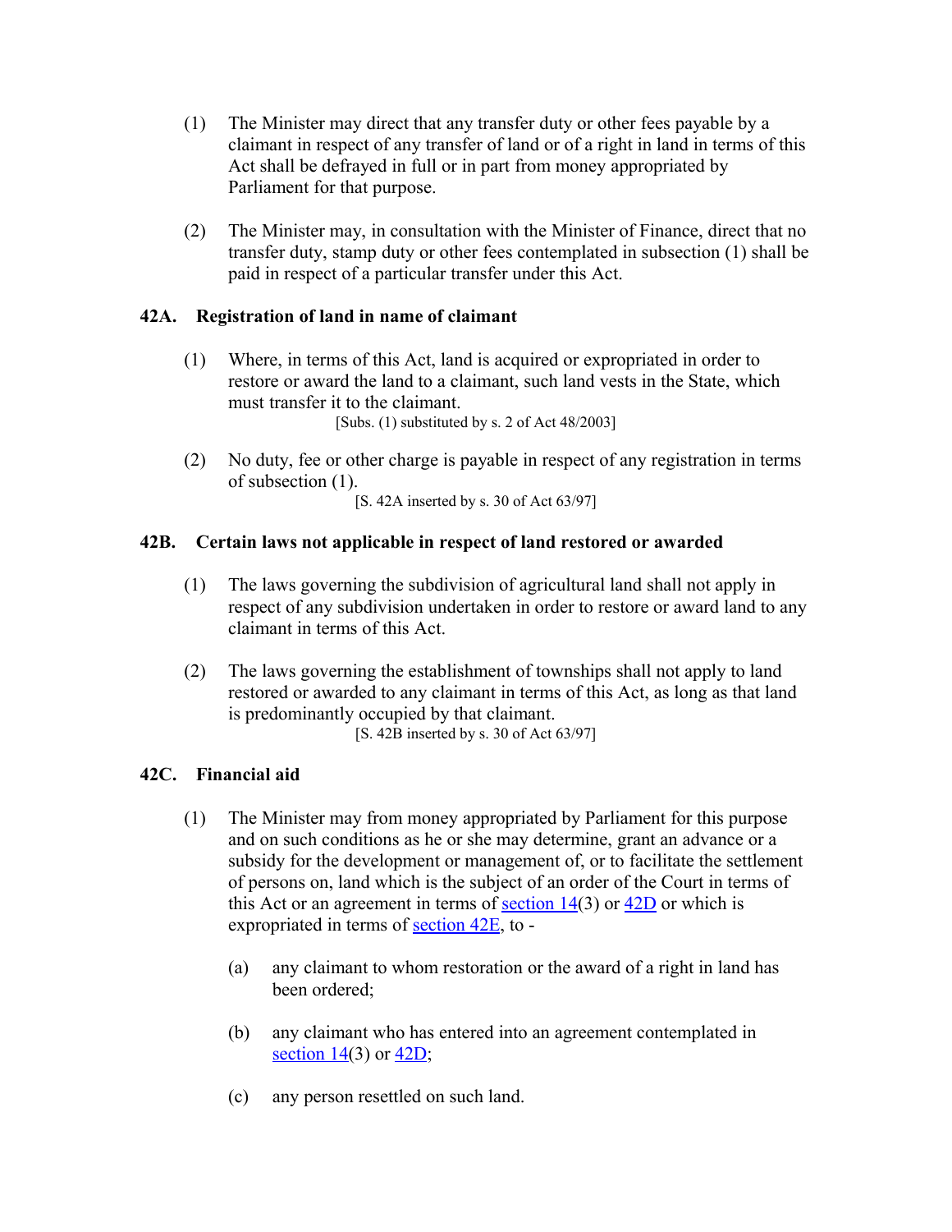(1) The Minister may direct that any transfer duty or other fees payable by a claimant in respect of any transfer of land or of a right in land in terms of this Act shall be defrayed in full or in part from money appropriated by Parliament for that purpose.

(2) The Minister may, in consultation with the Minister of Finance, direct that no transfer duty, stamp duty or other fees contemplated in subsection (1) shall be paid in respect of a particular transfer under this Act.

### 42A. Registration of land in name of claimant

(1) Where, in terms of this Act, land is acquired or expropriated in order to restore or award the land to a claimant, such land vests in the State, which must transfer it to the claimant.

[Subs. (1) substituted by s. 2 of Act 48/2003]

(2) No duty, fee or other charge is payable in respect of any registration in terms of subsection (1).

[S. 42A inserted by s. 30 of Act 63/97]

### 42B. Certain laws not applicable in respect of land restored or awarded

(1) The laws governing the subdivision of agricultural land shall not apply in respect of any subdivision undertaken in order to restore or award land to any claimant in terms of this Act.

(2) The laws governing the establishment of townships shall not apply to land restored or awarded to any claimant in terms of this Act, as long as that land is predominantly occupied by that claimant.

[S. 42B inserted by s. 30 of Act 63/97]

### 42C. Financial aid

(1) The Minister may from money appropriated by Parliament for this purpose and on such conditions as he or she may determine, grant an advance or a subsidy for the development or management of, or to facilitate the settlement of persons on, land which is the subject of an order of the Court in terms of this Act or an agreement in terms of section 14(3) or 42D or which is expropriated in terms of section 42E, to -

(a) any claimant to whom restoration or the award of a right in land has been ordered;

(b) any claimant who has entered into an agreement contemplated in section 14(3) or 42D;

(c) any person resettled on such land.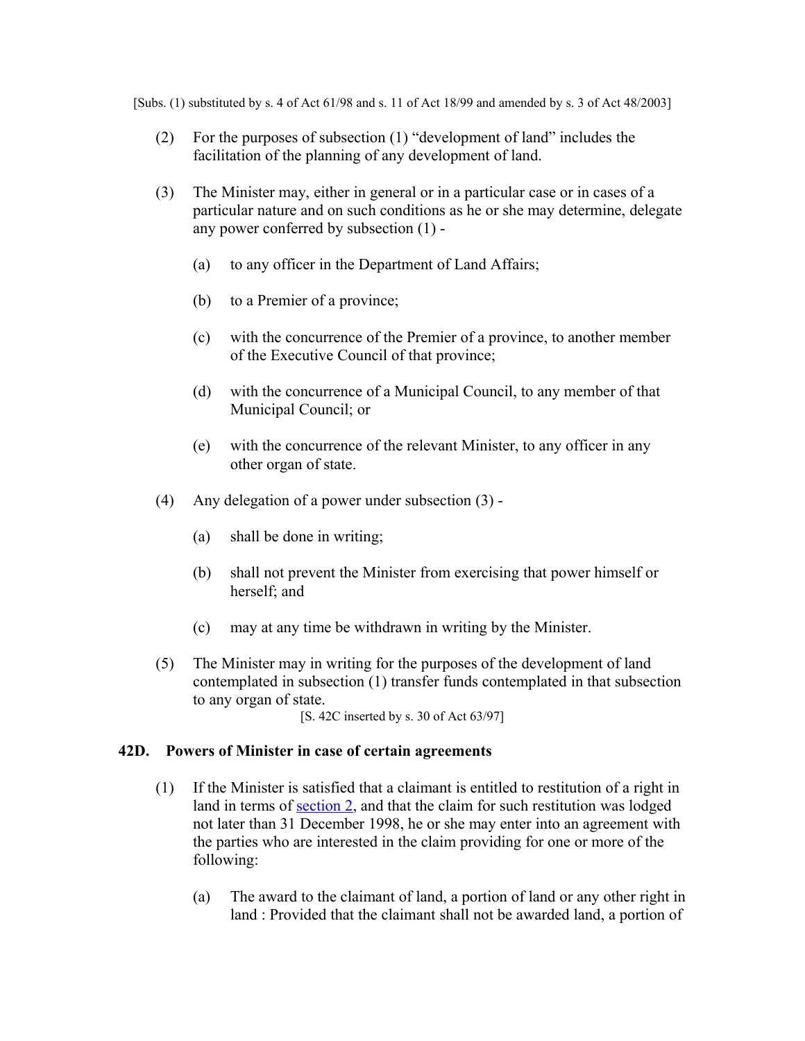[Subs. (1) substituted by s. 4 of Act 61/98 and s. 11 of Act 18/99 and amended by s. 3 of Act 48/2003]

(2) For the purposes of subsection (1) "development of land" includes the facilitation of the planning of any development of land.

(3) The Minister may, either in general or in a particular case or in cases of a particular nature and on such conditions as he or she may determine, delegate any power conferred by subsection (1) -

(a) to any officer in the Department of Land Affairs;

(b) to a Premier of a province;

(c) with the concurrence of the Premier of a province, to another member of the Executive Council of that province;

(d) with the concurrence of a Municipal Council, to any member of that Municipal Council; or

(e) with the concurrence of the relevant Minister, to any officer in any other organ of state.

(4) Any delegation of a power under subsection (3) -

(a) shall be done in writing;

(b) shall not prevent the Minister from exercising that power himself or herself; and

(c) may at any time be withdrawn in writing by the Minister.

(5) The Minister may in writing for the purposes of the development of land contemplated in subsection (1) transfer funds contemplated in that subsection to any organ of state.

[S. 42C inserted by s. 30 of Act 63/97]

### 42D. Powers of Minister in case of certain agreements

(1) If the Minister is satisfied that a claimant is entitled to restitution of a right in land in terms of section 2, and that the claim for such restitution was lodged not later than 31 December 1998, he or she may enter into an agreement with the parties who are interested in the claim providing for one or more of the following:

(a) The award to the claimant of land, a portion of land or any other right in land : Provided that the claimant shall not be awarded land, a portion of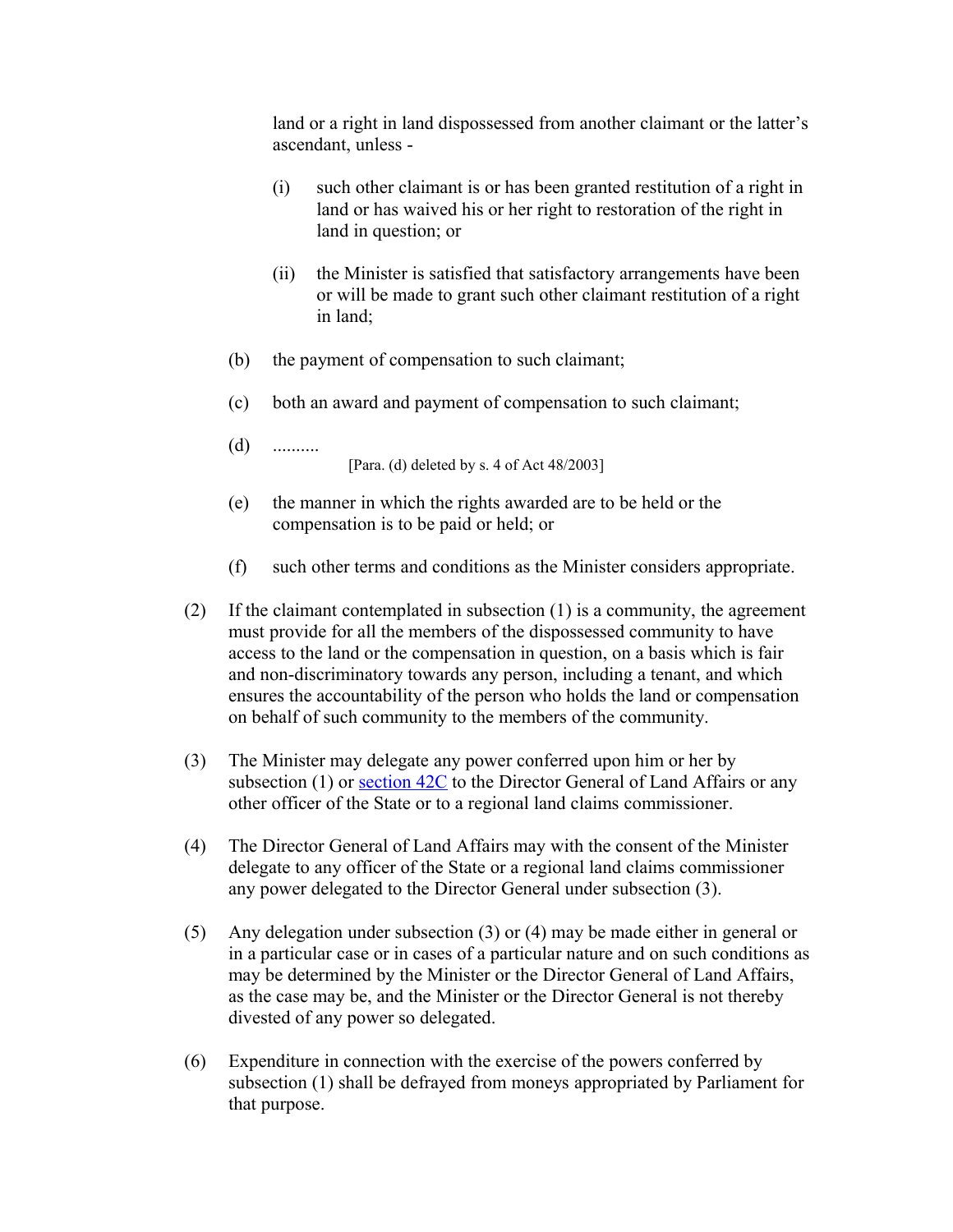land or a right in land dispossessed from another claimant or the latter's ascendant, unless -

(i) such other claimant is or has been granted restitution of a right in land or has waived his or her right to restoration of the right in land in question; or

(ii) the Minister is satisfied that satisfactory arrangements have been or will be made to grant such other claimant restitution of a right in land;

(b) the payment of compensation to such claimant;

(c) both an award and payment of compensation to such claimant;

(d) ..........

[Para. (d) deleted by s. 4 of Act 48/2003]

(e) the manner in which the rights awarded are to be held or the compensation is to be paid or held; or

(f) such other terms and conditions as the Minister considers appropriate.

(2) If the claimant contemplated in subsection (1) is a community, the agreement must provide for all the members of the dispossessed community to have access to the land or the compensation in question, on a basis which is fair and non-discriminatory towards any person, including a tenant, and which ensures the accountability of the person who holds the land or compensation on behalf of such community to the members of the community.

(3) The Minister may delegate any power conferred upon him or her by subsection (1) or section 42C to the Director General of Land Affairs or any other officer of the State or to a regional land claims commissioner.

(4) The Director General of Land Affairs may with the consent of the Minister delegate to any officer of the State or a regional land claims commissioner any power delegated to the Director General under subsection (3).

(5) Any delegation under subsection (3) or (4) may be made either in general or in a particular case or in cases of a particular nature and on such conditions as may be determined by the Minister or the Director General of Land Affairs, as the case may be, and the Minister or the Director General is not thereby divested of any power so delegated.

(6) Expenditure in connection with the exercise of the powers conferred by subsection (1) shall be defrayed from moneys appropriated by Parliament for that purpose.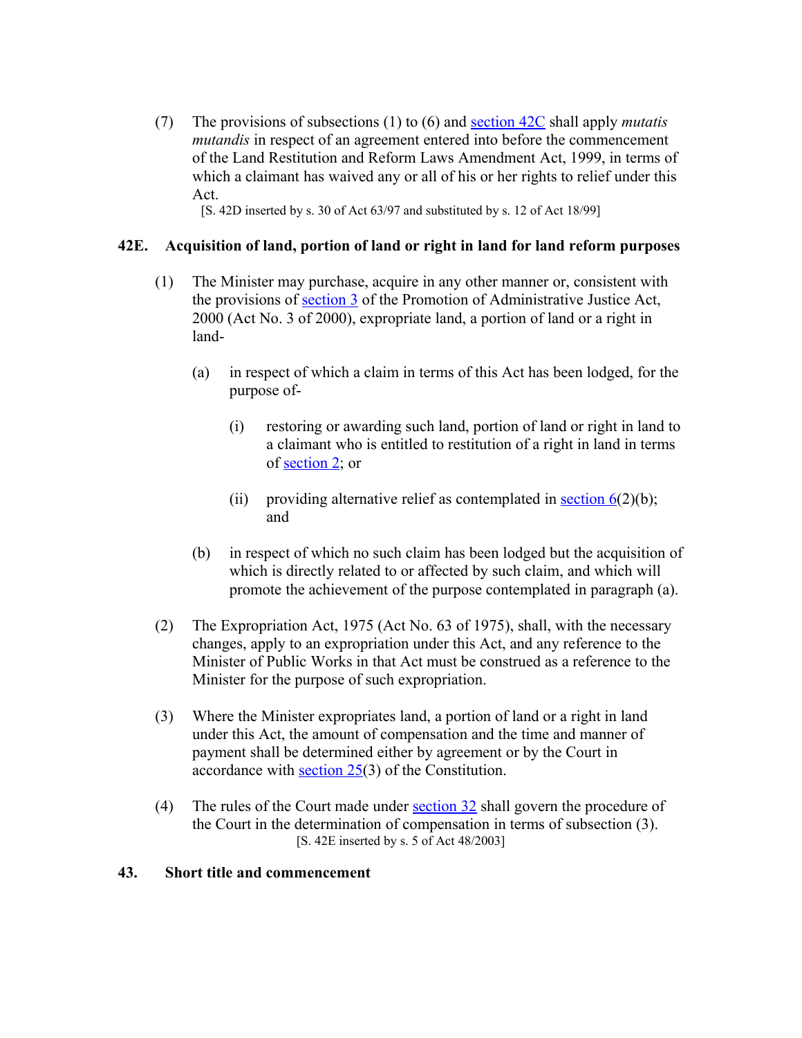(7) The provisions of subsections (1) to (6) and section 42C shall apply *mutatis mutandis* in respect of an agreement entered into before the commencement of the Land Restitution and Reform Laws Amendment Act, 1999, in terms of which a claimant has waived any or all of his or her rights to relief under this Act.

[S. 42D inserted by s. 30 of Act 63/97 and substituted by s. 12 of Act 18/99]

### 42E. Acquisition of land, portion of land or right in land for land reform purposes

(1) The Minister may purchase, acquire in any other manner or, consistent with the provisions of section 3 of the Promotion of Administrative Justice Act, 2000 (Act No. 3 of 2000), expropriate land, a portion of land or a right in land-

(a) in respect of which a claim in terms of this Act has been lodged, for the purpose of-

(i) restoring or awarding such land, portion of land or right in land to a claimant who is entitled to restitution of a right in land in terms of section 2; or

(ii) providing alternative relief as contemplated in section 6(2)(b); and

(b) in respect of which no such claim has been lodged but the acquisition of which is directly related to or affected by such claim, and which will promote the achievement of the purpose contemplated in paragraph (a).

(2) The Expropriation Act, 1975 (Act No. 63 of 1975), shall, with the necessary changes, apply to an expropriation under this Act, and any reference to the Minister of Public Works in that Act must be construed as a reference to the Minister for the purpose of such expropriation.

(3) Where the Minister expropriates land, a portion of land or a right in land under this Act, the amount of compensation and the time and manner of payment shall be determined either by agreement or by the Court in accordance with section 25(3) of the Constitution.

(4) The rules of the Court made under section 32 shall govern the procedure of the Court in the determination of compensation in terms of subsection (3).

[S. 42E inserted by s. 5 of Act 48/2003]

### 43. Short title and commencement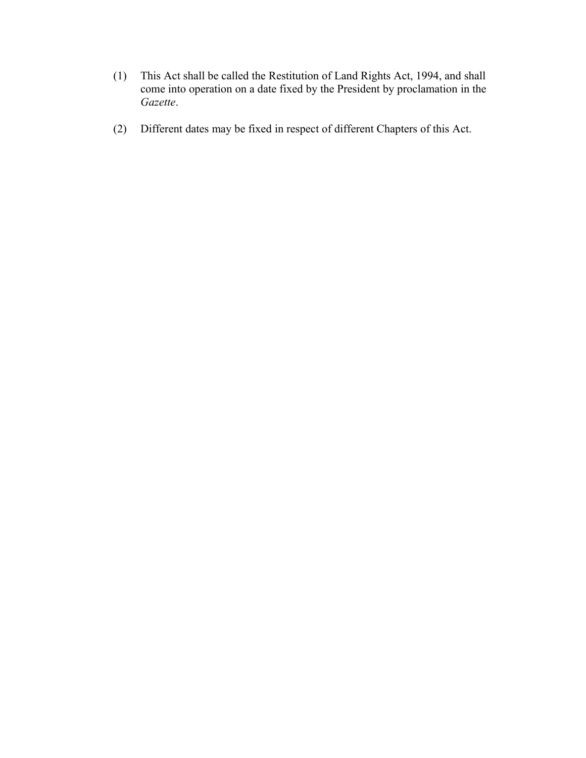(1) This Act shall be called the Restitution of Land Rights Act, 1994, and shall come into operation on a date fixed by the President by proclamation in the *Gazette*.

(2) Different dates may be fixed in respect of different Chapters of this Act.